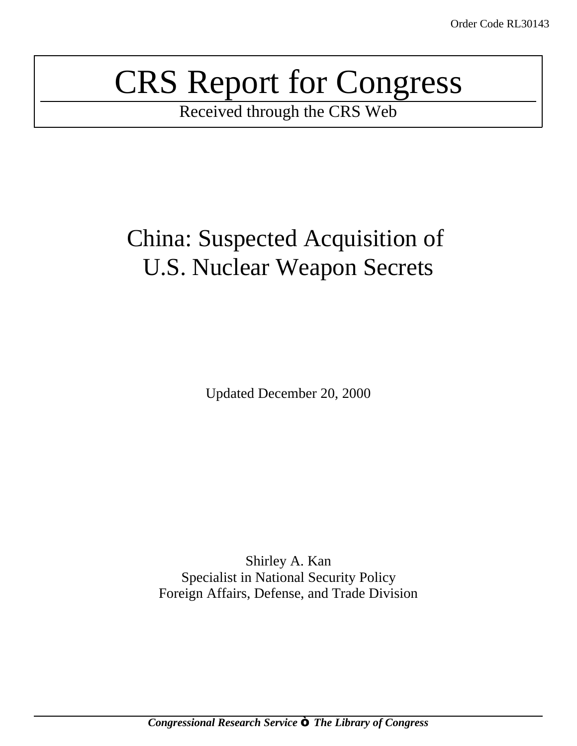Order Code RL30143

# CRS Report for Congress

Received through the CRS Web

## China: Suspected Acquisition of U.S. Nuclear Weapon Secrets

Updated December 20, 2000

Shirley A. Kan
Specialist in National Security Policy
Foreign Affairs, Defense, and Trade Division

***Congressional Research Service ❖ The Library of Congress***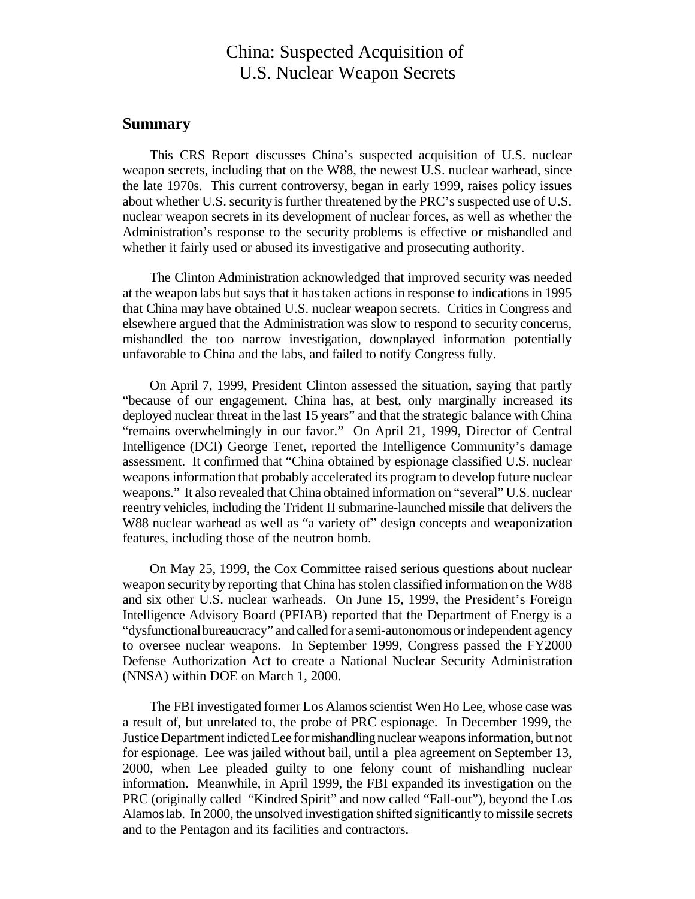# China: Suspected Acquisition of U.S. Nuclear Weapon Secrets

## Summary

This CRS Report discusses China's suspected acquisition of U.S. nuclear weapon secrets, including that on the W88, the newest U.S. nuclear warhead, since the late 1970s. This current controversy, began in early 1999, raises policy issues about whether U.S. security is further threatened by the PRC's suspected use of U.S. nuclear weapon secrets in its development of nuclear forces, as well as whether the Administration's response to the security problems is effective or mishandled and whether it fairly used or abused its investigative and prosecuting authority.

The Clinton Administration acknowledged that improved security was needed at the weapon labs but says that it has taken actions in response to indications in 1995 that China may have obtained U.S. nuclear weapon secrets. Critics in Congress and elsewhere argued that the Administration was slow to respond to security concerns, mishandled the too narrow investigation, downplayed information potentially unfavorable to China and the labs, and failed to notify Congress fully.

On April 7, 1999, President Clinton assessed the situation, saying that partly "because of our engagement, China has, at best, only marginally increased its deployed nuclear threat in the last 15 years" and that the strategic balance with China "remains overwhelmingly in our favor." On April 21, 1999, Director of Central Intelligence (DCI) George Tenet, reported the Intelligence Community's damage assessment. It confirmed that "China obtained by espionage classified U.S. nuclear weapons information that probably accelerated its program to develop future nuclear weapons." It also revealed that China obtained information on "several" U.S. nuclear reentry vehicles, including the Trident II submarine-launched missile that delivers the W88 nuclear warhead as well as "a variety of" design concepts and weaponization features, including those of the neutron bomb.

On May 25, 1999, the Cox Committee raised serious questions about nuclear weapon security by reporting that China has stolen classified information on the W88 and six other U.S. nuclear warheads. On June 15, 1999, the President's Foreign Intelligence Advisory Board (PFIAB) reported that the Department of Energy is a "dysfunctional bureaucracy" and called for a semi-autonomous or independent agency to oversee nuclear weapons. In September 1999, Congress passed the FY2000 Defense Authorization Act to create a National Nuclear Security Administration (NNSA) within DOE on March 1, 2000.

The FBI investigated former Los Alamos scientist Wen Ho Lee, whose case was a result of, but unrelated to, the probe of PRC espionage. In December 1999, the Justice Department indicted Lee for mishandling nuclear weapons information, but not for espionage. Lee was jailed without bail, until a plea agreement on September 13, 2000, when Lee pleaded guilty to one felony count of mishandling nuclear information. Meanwhile, in April 1999, the FBI expanded its investigation on the PRC (originally called "Kindred Spirit" and now called "Fall-out"), beyond the Los Alamos lab. In 2000, the unsolved investigation shifted significantly to missile secrets and to the Pentagon and its facilities and contractors.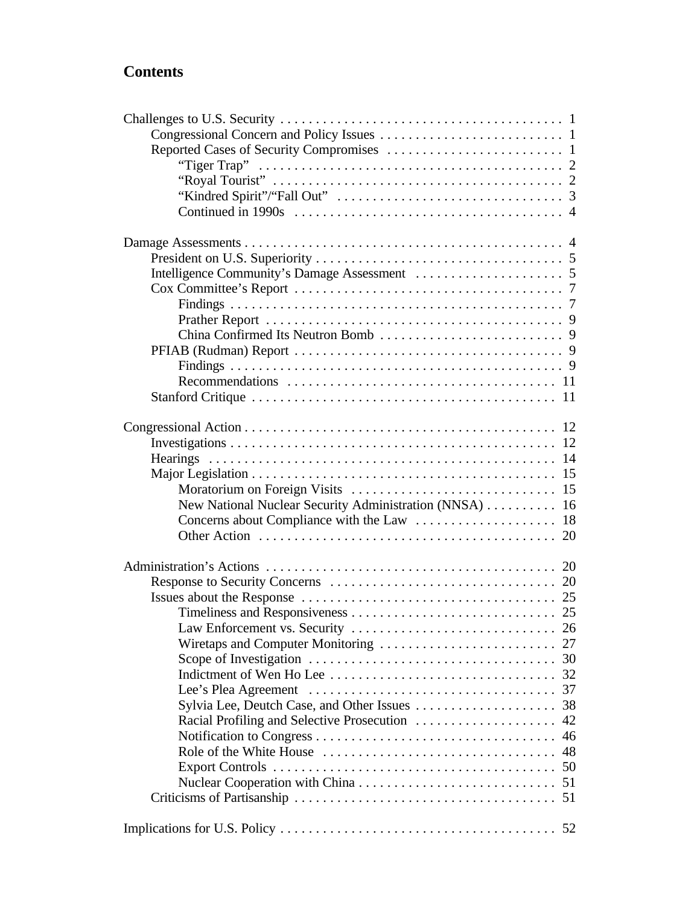## Contents

Challenges to U.S. Security . . . . . . . . . . . . . . . . . . . . . . . . . . . . . . . . . . . . . . . 1
- Congressional Concern and Policy Issues . . . . . . . . . . . . . . . . . . . . . . . . . 1
- Reported Cases of Security Compromises . . . . . . . . . . . . . . . . . . . . . . . . . 1
  - "Tiger Trap" . . . . . . . . . . . . . . . . . . . . . . . . . . . . . . . . . . . . . . . . . . 2
  - "Royal Tourist" . . . . . . . . . . . . . . . . . . . . . . . . . . . . . . . . . . . . . . . . 2
  - "Kindred Spirit"/"Fall Out" . . . . . . . . . . . . . . . . . . . . . . . . . . . . . . . 3
  - Continued in 1990s . . . . . . . . . . . . . . . . . . . . . . . . . . . . . . . . . . . . . 4

Damage Assessments . . . . . . . . . . . . . . . . . . . . . . . . . . . . . . . . . . . . . . . . . . . . 4
- President on U.S. Superiority . . . . . . . . . . . . . . . . . . . . . . . . . . . . . . . . . . . 5
- Intelligence Community's Damage Assessment . . . . . . . . . . . . . . . . . . . . . 5
- Cox Committee's Report . . . . . . . . . . . . . . . . . . . . . . . . . . . . . . . . . . . . . 7
  - Findings . . . . . . . . . . . . . . . . . . . . . . . . . . . . . . . . . . . . . . . . . . . . . . 7
  - Prather Report . . . . . . . . . . . . . . . . . . . . . . . . . . . . . . . . . . . . . . . . . 9
  - China Confirmed Its Neutron Bomb . . . . . . . . . . . . . . . . . . . . . . . . . . 9
- PFIAB (Rudman) Report . . . . . . . . . . . . . . . . . . . . . . . . . . . . . . . . . . . . . . 9
  - Findings . . . . . . . . . . . . . . . . . . . . . . . . . . . . . . . . . . . . . . . . . . . . . . 9
  - Recommendations . . . . . . . . . . . . . . . . . . . . . . . . . . . . . . . . . . . . . 11
- Stanford Critique . . . . . . . . . . . . . . . . . . . . . . . . . . . . . . . . . . . . . . . . . . 11

Congressional Action . . . . . . . . . . . . . . . . . . . . . . . . . . . . . . . . . . . . . . . . . . . 12
- Investigations . . . . . . . . . . . . . . . . . . . . . . . . . . . . . . . . . . . . . . . . . . . . . 12
- Hearings . . . . . . . . . . . . . . . . . . . . . . . . . . . . . . . . . . . . . . . . . . . . . . . . 14
- Major Legislation . . . . . . . . . . . . . . . . . . . . . . . . . . . . . . . . . . . . . . . . . . 15
  - Moratorium on Foreign Visits . . . . . . . . . . . . . . . . . . . . . . . . . . . . 15
  - New National Nuclear Security Administration (NNSA) . . . . . . . . . . 16
  - Concerns about Compliance with the Law . . . . . . . . . . . . . . . . . . . . 18
  - Other Action . . . . . . . . . . . . . . . . . . . . . . . . . . . . . . . . . . . . . . . . . 20

Administration's Actions . . . . . . . . . . . . . . . . . . . . . . . . . . . . . . . . . . . . . . . . . 20
- Response to Security Concerns . . . . . . . . . . . . . . . . . . . . . . . . . . . . . . . 20
- Issues about the Response . . . . . . . . . . . . . . . . . . . . . . . . . . . . . . . . . . . 25
  - Timeliness and Responsiveness . . . . . . . . . . . . . . . . . . . . . . . . . . . . 25
  - Law Enforcement vs. Security . . . . . . . . . . . . . . . . . . . . . . . . . . . . 26
  - Wiretaps and Computer Monitoring . . . . . . . . . . . . . . . . . . . . . . . . 27
  - Scope of Investigation . . . . . . . . . . . . . . . . . . . . . . . . . . . . . . . . . . 30
  - Indictment of Wen Ho Lee . . . . . . . . . . . . . . . . . . . . . . . . . . . . . . . 32
  - Lee's Plea Agreement . . . . . . . . . . . . . . . . . . . . . . . . . . . . . . . . . . 37
  - Sylvia Lee, Deutch Case, and Other Issues . . . . . . . . . . . . . . . . . . . 38
  - Racial Profiling and Selective Prosecution . . . . . . . . . . . . . . . . . . . 42
  - Notification to Congress . . . . . . . . . . . . . . . . . . . . . . . . . . . . . . . . . 46
  - Role of the White House . . . . . . . . . . . . . . . . . . . . . . . . . . . . . . . . 48
  - Export Controls . . . . . . . . . . . . . . . . . . . . . . . . . . . . . . . . . . . . . . . 50
  - Nuclear Cooperation with China . . . . . . . . . . . . . . . . . . . . . . . . . . . 51
- Criticisms of Partisanship . . . . . . . . . . . . . . . . . . . . . . . . . . . . . . . . . . . . 51

Implications for U.S. Policy . . . . . . . . . . . . . . . . . . . . . . . . . . . . . . . . . . . . . . 52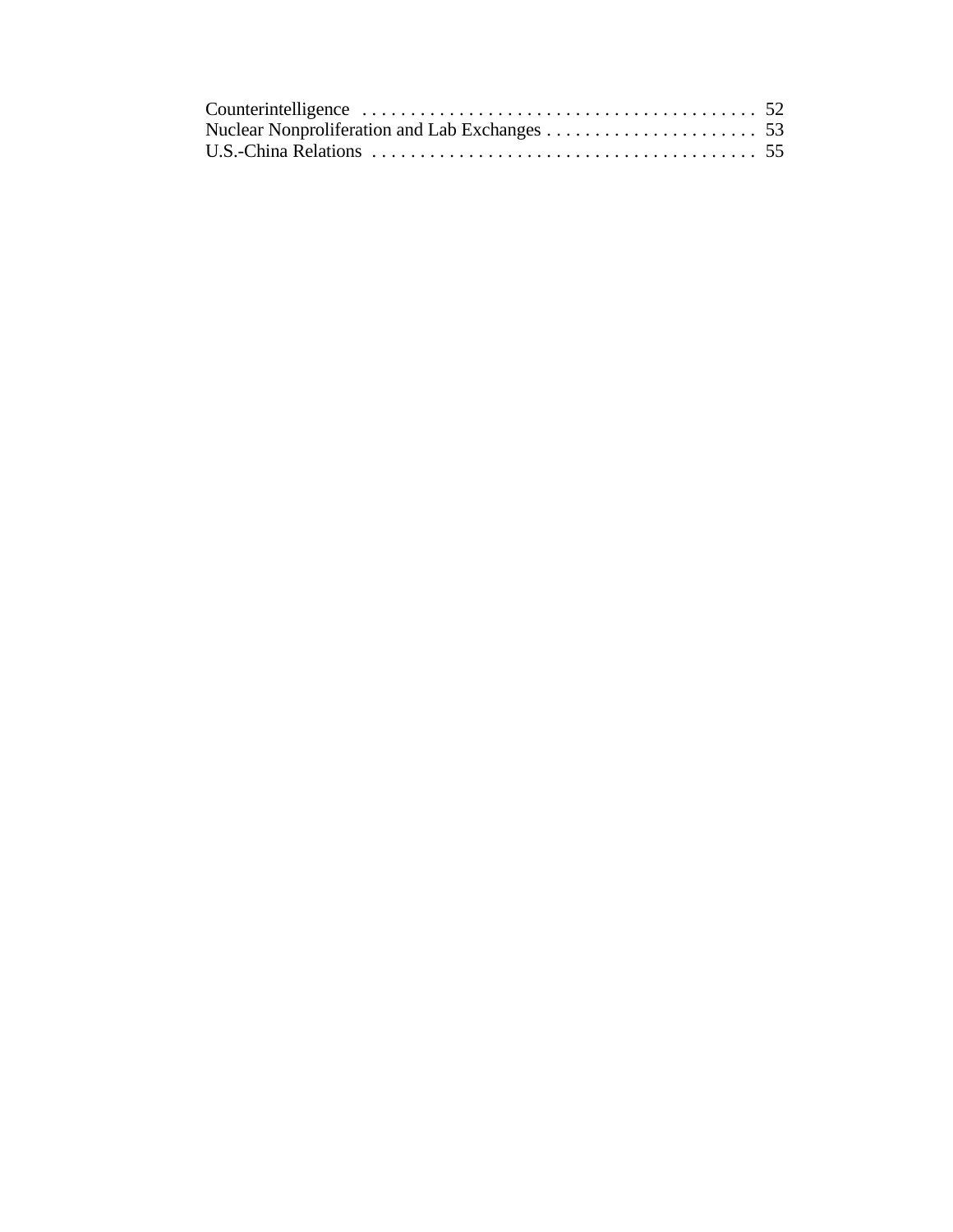Counterintelligence . . . . . . . . . . . . . . . . . . . . . . . . . . . . . . . . . . . . . . . . 52
Nuclear Nonproliferation and Lab Exchanges . . . . . . . . . . . . . . . . . . . . . . 53
U.S.-China Relations . . . . . . . . . . . . . . . . . . . . . . . . . . . . . . . . . . . . . . . 55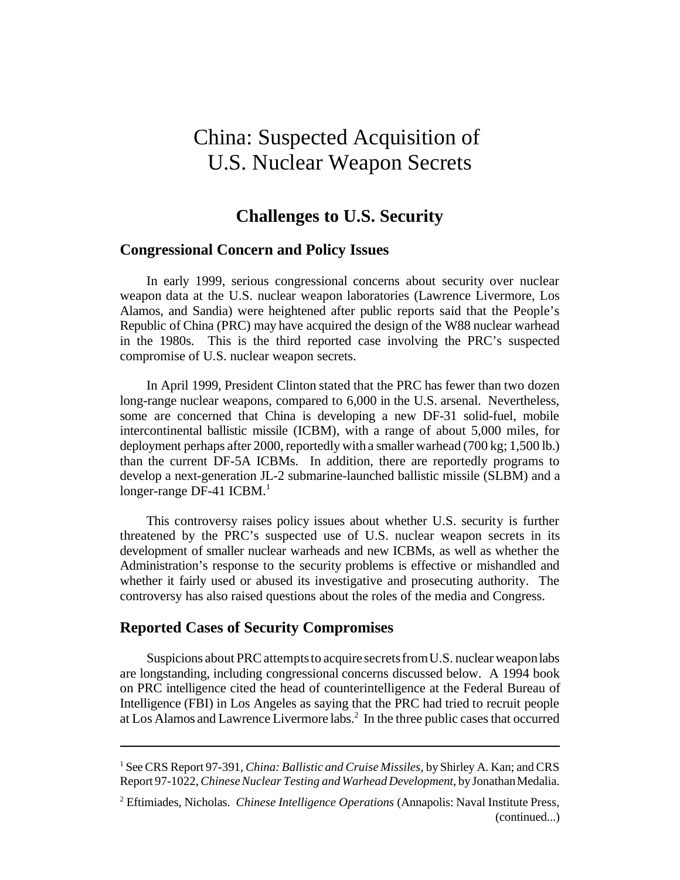# China: Suspected Acquisition of U.S. Nuclear Weapon Secrets

## Challenges to U.S. Security

### Congressional Concern and Policy Issues

In early 1999, serious congressional concerns about security over nuclear weapon data at the U.S. nuclear weapon laboratories (Lawrence Livermore, Los Alamos, and Sandia) were heightened after public reports said that the People's Republic of China (PRC) may have acquired the design of the W88 nuclear warhead in the 1980s. This is the third reported case involving the PRC's suspected compromise of U.S. nuclear weapon secrets.

In April 1999, President Clinton stated that the PRC has fewer than two dozen long-range nuclear weapons, compared to 6,000 in the U.S. arsenal. Nevertheless, some are concerned that China is developing a new DF-31 solid-fuel, mobile intercontinental ballistic missile (ICBM), with a range of about 5,000 miles, for deployment perhaps after 2000, reportedly with a smaller warhead (700 kg; 1,500 lb.) than the current DF-5A ICBMs. In addition, there are reportedly programs to develop a next-generation JL-2 submarine-launched ballistic missile (SLBM) and a longer-range DF-41 ICBM.[1]

This controversy raises policy issues about whether U.S. security is further threatened by the PRC's suspected use of U.S. nuclear weapon secrets in its development of smaller nuclear warheads and new ICBMs, as well as whether the Administration's response to the security problems is effective or mishandled and whether it fairly used or abused its investigative and prosecuting authority. The controversy has also raised questions about the roles of the media and Congress.

### Reported Cases of Security Compromises

Suspicions about PRC attempts to acquire secrets from U.S. nuclear weapon labs are longstanding, including congressional concerns discussed below. A 1994 book on PRC intelligence cited the head of counterintelligence at the Federal Bureau of Intelligence (FBI) in Los Angeles as saying that the PRC had tried to recruit people at Los Alamos and Lawrence Livermore labs.[2] In the three public cases that occurred

---

[1] See CRS Report 97-391, *China: Ballistic and Cruise Missiles*, by Shirley A. Kan; and CRS Report 97-1022, *Chinese Nuclear Testing and Warhead Development*, by Jonathan Medalia.

[2] Eftimiades, Nicholas. *Chinese Intelligence Operations* (Annapolis: Naval Institute Press, (continued...)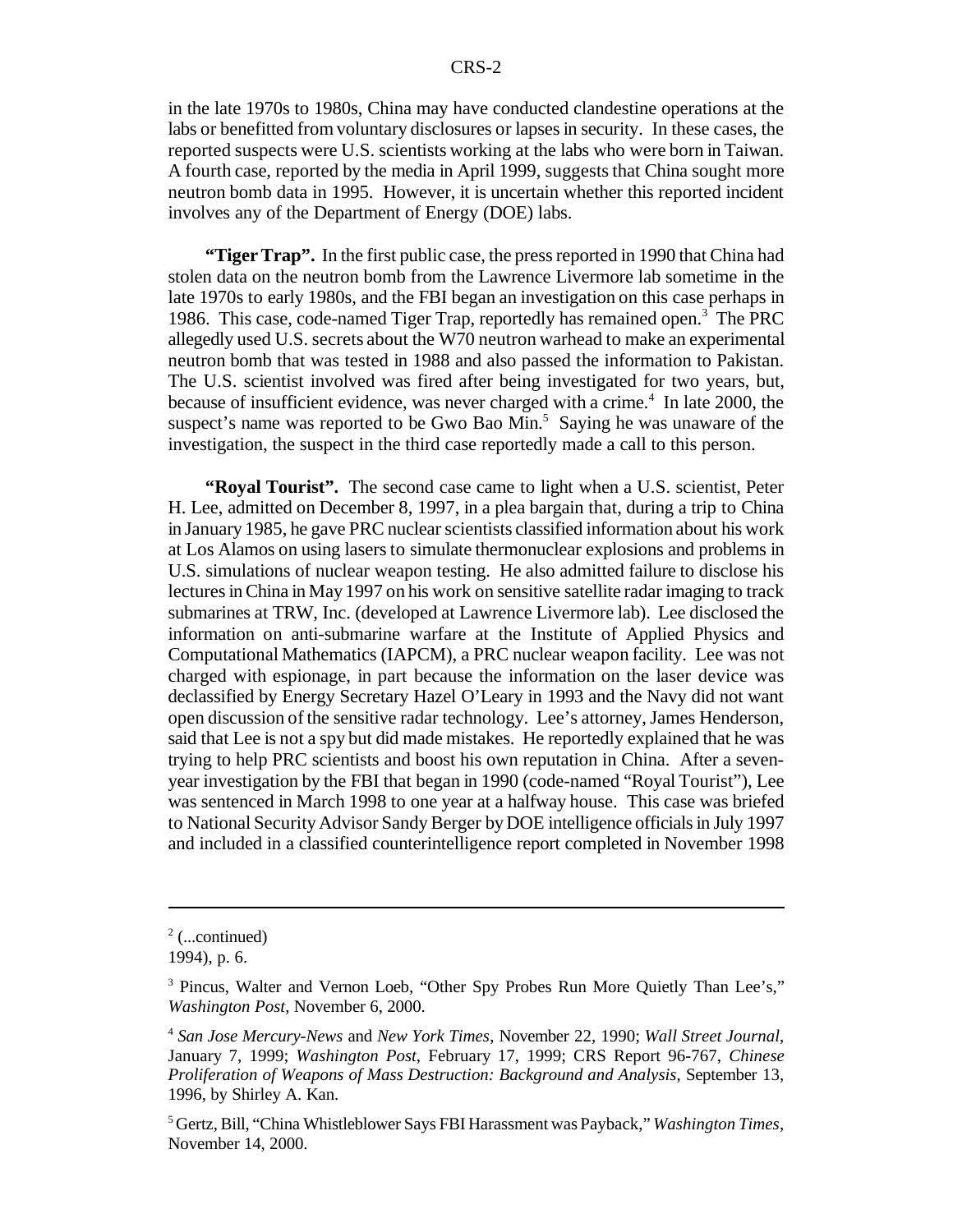in the late 1970s to 1980s, China may have conducted clandestine operations at the labs or benefitted from voluntary disclosures or lapses in security. In these cases, the reported suspects were U.S. scientists working at the labs who were born in Taiwan. A fourth case, reported by the media in April 1999, suggests that China sought more neutron bomb data in 1995. However, it is uncertain whether this reported incident involves any of the Department of Energy (DOE) labs.

**"Tiger Trap".** In the first public case, the press reported in 1990 that China had stolen data on the neutron bomb from the Lawrence Livermore lab sometime in the late 1970s to early 1980s, and the FBI began an investigation on this case perhaps in 1986. This case, code-named Tiger Trap, reportedly has remained open.[3] The PRC allegedly used U.S. secrets about the W70 neutron warhead to make an experimental neutron bomb that was tested in 1988 and also passed the information to Pakistan. The U.S. scientist involved was fired after being investigated for two years, but, because of insufficient evidence, was never charged with a crime.[4] In late 2000, the suspect's name was reported to be Gwo Bao Min.[5] Saying he was unaware of the investigation, the suspect in the third case reportedly made a call to this person.

**"Royal Tourist".** The second case came to light when a U.S. scientist, Peter H. Lee, admitted on December 8, 1997, in a plea bargain that, during a trip to China in January 1985, he gave PRC nuclear scientists classified information about his work at Los Alamos on using lasers to simulate thermonuclear explosions and problems in U.S. simulations of nuclear weapon testing. He also admitted failure to disclose his lectures in China in May 1997 on his work on sensitive satellite radar imaging to track submarines at TRW, Inc. (developed at Lawrence Livermore lab). Lee disclosed the information on anti-submarine warfare at the Institute of Applied Physics and Computational Mathematics (IAPCM), a PRC nuclear weapon facility. Lee was not charged with espionage, in part because the information on the laser device was declassified by Energy Secretary Hazel O'Leary in 1993 and the Navy did not want open discussion of the sensitive radar technology. Lee's attorney, James Henderson, said that Lee is not a spy but did made mistakes. He reportedly explained that he was trying to help PRC scientists and boost his own reputation in China. After a seven-year investigation by the FBI that began in 1990 (code-named "Royal Tourist"), Lee was sentenced in March 1998 to one year at a halfway house. This case was briefed to National Security Advisor Sandy Berger by DOE intelligence officials in July 1997 and included in a classified counterintelligence report completed in November 1998

---

[2] (...continued)
1994), p. 6.

[3] Pincus, Walter and Vernon Loeb, "Other Spy Probes Run More Quietly Than Lee's," *Washington Post*, November 6, 2000.

[4] *San Jose Mercury-News* and *New York Times*, November 22, 1990; *Wall Street Journal*, January 7, 1999; *Washington Post*, February 17, 1999; CRS Report 96-767, *Chinese Proliferation of Weapons of Mass Destruction: Background and Analysis*, September 13, 1996, by Shirley A. Kan.

[5] Gertz, Bill, "China Whistleblower Says FBI Harassment was Payback," *Washington Times*, November 14, 2000.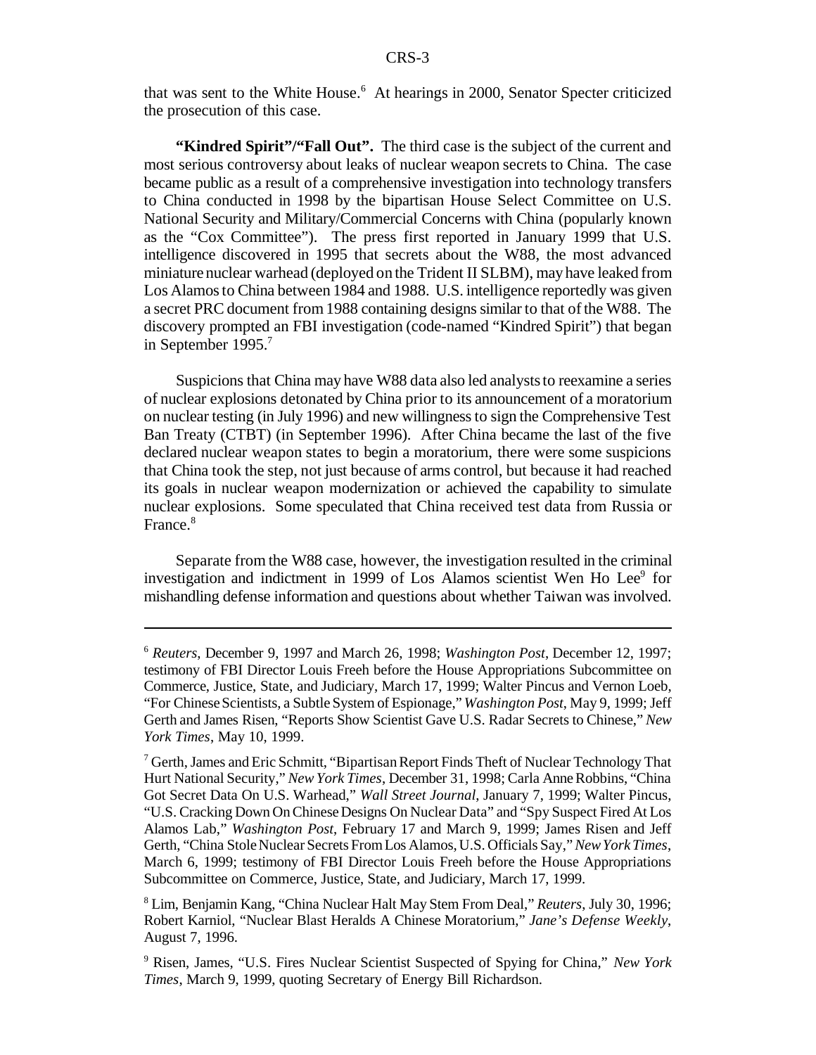that was sent to the White House.[6] At hearings in 2000, Senator Specter criticized the prosecution of this case.

**"Kindred Spirit"/"Fall Out".** The third case is the subject of the current and most serious controversy about leaks of nuclear weapon secrets to China. The case became public as a result of a comprehensive investigation into technology transfers to China conducted in 1998 by the bipartisan House Select Committee on U.S. National Security and Military/Commercial Concerns with China (popularly known as the "Cox Committee"). The press first reported in January 1999 that U.S. intelligence discovered in 1995 that secrets about the W88, the most advanced miniature nuclear warhead (deployed on the Trident II SLBM), may have leaked from Los Alamos to China between 1984 and 1988. U.S. intelligence reportedly was given a secret PRC document from 1988 containing designs similar to that of the W88. The discovery prompted an FBI investigation (code-named "Kindred Spirit") that began in September 1995.[7]

Suspicions that China may have W88 data also led analysts to reexamine a series of nuclear explosions detonated by China prior to its announcement of a moratorium on nuclear testing (in July 1996) and new willingness to sign the Comprehensive Test Ban Treaty (CTBT) (in September 1996). After China became the last of the five declared nuclear weapon states to begin a moratorium, there were some suspicions that China took the step, not just because of arms control, but because it had reached its goals in nuclear weapon modernization or achieved the capability to simulate nuclear explosions. Some speculated that China received test data from Russia or France.[8]

Separate from the W88 case, however, the investigation resulted in the criminal investigation and indictment in 1999 of Los Alamos scientist Wen Ho Lee[9] for mishandling defense information and questions about whether Taiwan was involved.

---

[6] *Reuters*, December 9, 1997 and March 26, 1998; *Washington Post*, December 12, 1997; testimony of FBI Director Louis Freeh before the House Appropriations Subcommittee on Commerce, Justice, State, and Judiciary, March 17, 1999; Walter Pincus and Vernon Loeb, "For Chinese Scientists, a Subtle System of Espionage," *Washington Post*, May 9, 1999; Jeff Gerth and James Risen, "Reports Show Scientist Gave U.S. Radar Secrets to Chinese," *New York Times*, May 10, 1999.

[7] Gerth, James and Eric Schmitt, "Bipartisan Report Finds Theft of Nuclear Technology That Hurt National Security," *New York Times*, December 31, 1998; Carla Anne Robbins, "China Got Secret Data On U.S. Warhead," *Wall Street Journal*, January 7, 1999; Walter Pincus, "U.S. Cracking Down On Chinese Designs On Nuclear Data" and "Spy Suspect Fired At Los Alamos Lab," *Washington Post*, February 17 and March 9, 1999; James Risen and Jeff Gerth, "China Stole Nuclear Secrets From Los Alamos, U.S. Officials Say," *New York Times*, March 6, 1999; testimony of FBI Director Louis Freeh before the House Appropriations Subcommittee on Commerce, Justice, State, and Judiciary, March 17, 1999.

[8] Lim, Benjamin Kang, "China Nuclear Halt May Stem From Deal," *Reuters*, July 30, 1996; Robert Karniol, "Nuclear Blast Heralds A Chinese Moratorium," *Jane's Defense Weekly*, August 7, 1996.

[9] Risen, James, "U.S. Fires Nuclear Scientist Suspected of Spying for China," *New York Times*, March 9, 1999, quoting Secretary of Energy Bill Richardson.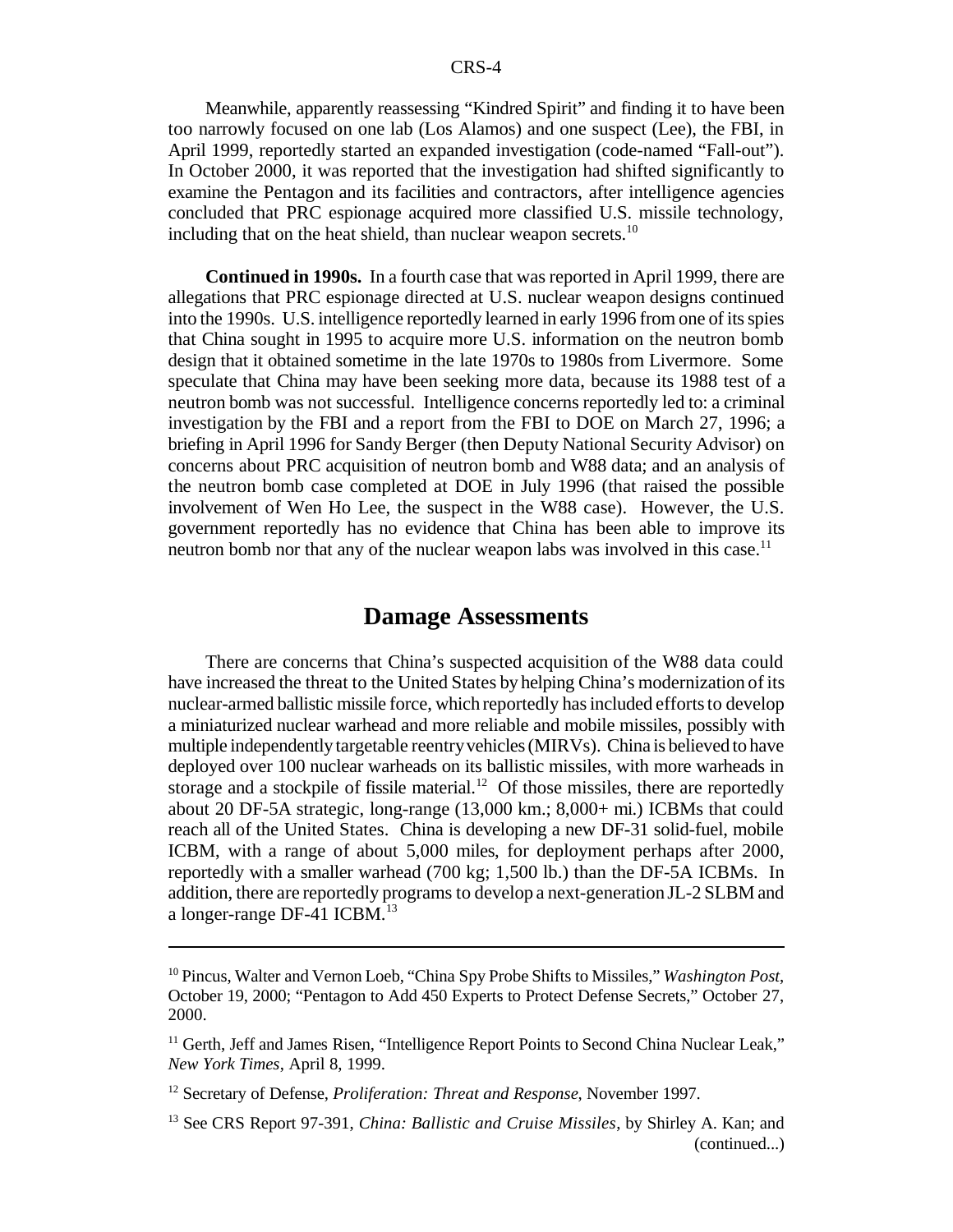Meanwhile, apparently reassessing "Kindred Spirit" and finding it to have been too narrowly focused on one lab (Los Alamos) and one suspect (Lee), the FBI, in April 1999, reportedly started an expanded investigation (code-named "Fall-out"). In October 2000, it was reported that the investigation had shifted significantly to examine the Pentagon and its facilities and contractors, after intelligence agencies concluded that PRC espionage acquired more classified U.S. missile technology, including that on the heat shield, than nuclear weapon secrets.[10]

**Continued in 1990s.** In a fourth case that was reported in April 1999, there are allegations that PRC espionage directed at U.S. nuclear weapon designs continued into the 1990s. U.S. intelligence reportedly learned in early 1996 from one of its spies that China sought in 1995 to acquire more U.S. information on the neutron bomb design that it obtained sometime in the late 1970s to 1980s from Livermore. Some speculate that China may have been seeking more data, because its 1988 test of a neutron bomb was not successful. Intelligence concerns reportedly led to: a criminal investigation by the FBI and a report from the FBI to DOE on March 27, 1996; a briefing in April 1996 for Sandy Berger (then Deputy National Security Advisor) on concerns about PRC acquisition of neutron bomb and W88 data; and an analysis of the neutron bomb case completed at DOE in July 1996 (that raised the possible involvement of Wen Ho Lee, the suspect in the W88 case). However, the U.S. government reportedly has no evidence that China has been able to improve its neutron bomb nor that any of the nuclear weapon labs was involved in this case.[11]

## Damage Assessments

There are concerns that China's suspected acquisition of the W88 data could have increased the threat to the United States by helping China's modernization of its nuclear-armed ballistic missile force, which reportedly has included efforts to develop a miniaturized nuclear warhead and more reliable and mobile missiles, possibly with multiple independently targetable reentry vehicles (MIRVs). China is believed to have deployed over 100 nuclear warheads on its ballistic missiles, with more warheads in storage and a stockpile of fissile material.[12] Of those missiles, there are reportedly about 20 DF-5A strategic, long-range (13,000 km.; 8,000+ mi.) ICBMs that could reach all of the United States. China is developing a new DF-31 solid-fuel, mobile ICBM, with a range of about 5,000 miles, for deployment perhaps after 2000, reportedly with a smaller warhead (700 kg; 1,500 lb.) than the DF-5A ICBMs. In addition, there are reportedly programs to develop a next-generation JL-2 SLBM and a longer-range DF-41 ICBM.[13]

---

[10] Pincus, Walter and Vernon Loeb, "China Spy Probe Shifts to Missiles," *Washington Post*, October 19, 2000; "Pentagon to Add 450 Experts to Protect Defense Secrets," October 27, 2000.

[11] Gerth, Jeff and James Risen, "Intelligence Report Points to Second China Nuclear Leak," *New York Times*, April 8, 1999.

[12] Secretary of Defense, *Proliferation: Threat and Response*, November 1997.

[13] See CRS Report 97-391, *China: Ballistic and Cruise Missiles*, by Shirley A. Kan; and (continued...)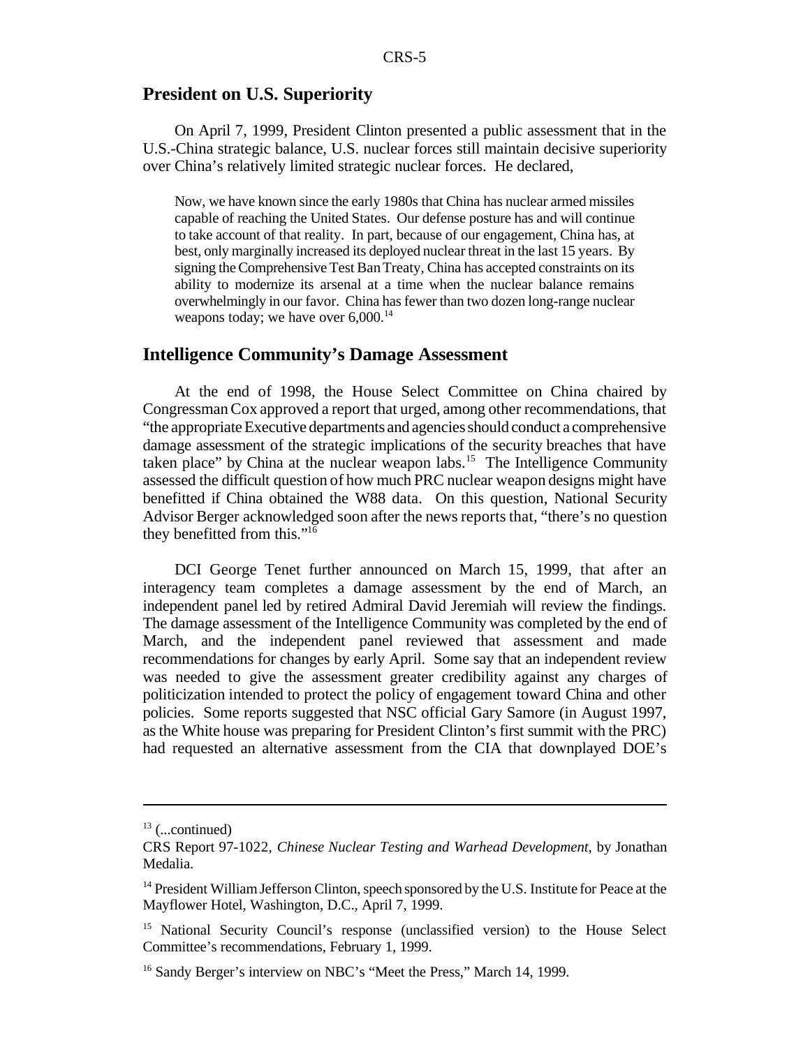## President on U.S. Superiority

On April 7, 1999, President Clinton presented a public assessment that in the U.S.-China strategic balance, U.S. nuclear forces still maintain decisive superiority over China's relatively limited strategic nuclear forces. He declared,

> Now, we have known since the early 1980s that China has nuclear armed missiles capable of reaching the United States. Our defense posture has and will continue to take account of that reality. In part, because of our engagement, China has, at best, only marginally increased its deployed nuclear threat in the last 15 years. By signing the Comprehensive Test Ban Treaty, China has accepted constraints on its ability to modernize its arsenal at a time when the nuclear balance remains overwhelmingly in our favor. China has fewer than two dozen long-range nuclear weapons today; we have over 6,000.[14]

## Intelligence Community's Damage Assessment

At the end of 1998, the House Select Committee on China chaired by Congressman Cox approved a report that urged, among other recommendations, that "the appropriate Executive departments and agencies should conduct a comprehensive damage assessment of the strategic implications of the security breaches that have taken place" by China at the nuclear weapon labs.[15] The Intelligence Community assessed the difficult question of how much PRC nuclear weapon designs might have benefitted if China obtained the W88 data. On this question, National Security Advisor Berger acknowledged soon after the news reports that, "there's no question they benefitted from this."[16]

DCI George Tenet further announced on March 15, 1999, that after an interagency team completes a damage assessment by the end of March, an independent panel led by retired Admiral David Jeremiah will review the findings. The damage assessment of the Intelligence Community was completed by the end of March, and the independent panel reviewed that assessment and made recommendations for changes by early April. Some say that an independent review was needed to give the assessment greater credibility against any charges of politicization intended to protect the policy of engagement toward China and other policies. Some reports suggested that NSC official Gary Samore (in August 1997, as the White house was preparing for President Clinton's first summit with the PRC) had requested an alternative assessment from the CIA that downplayed DOE's

---

[13] (...continued)

CRS Report 97-1022, *Chinese Nuclear Testing and Warhead Development*, by Jonathan Medalia.

[14] President William Jefferson Clinton, speech sponsored by the U.S. Institute for Peace at the Mayflower Hotel, Washington, D.C., April 7, 1999.

[15] National Security Council's response (unclassified version) to the House Select Committee's recommendations, February 1, 1999.

[16] Sandy Berger's interview on NBC's "Meet the Press," March 14, 1999.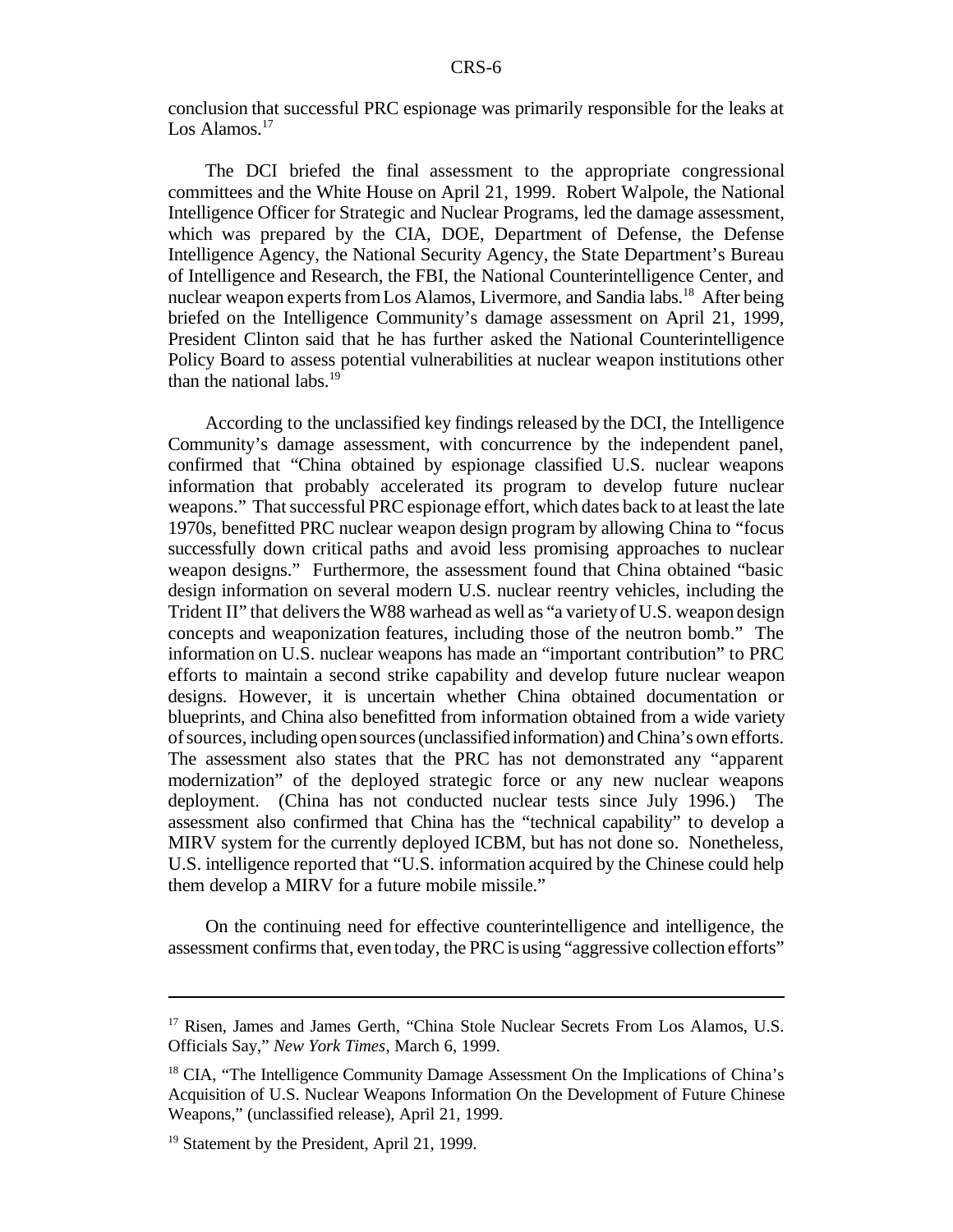conclusion that successful PRC espionage was primarily responsible for the leaks at Los Alamos.[17]

The DCI briefed the final assessment to the appropriate congressional committees and the White House on April 21, 1999. Robert Walpole, the National Intelligence Officer for Strategic and Nuclear Programs, led the damage assessment, which was prepared by the CIA, DOE, Department of Defense, the Defense Intelligence Agency, the National Security Agency, the State Department's Bureau of Intelligence and Research, the FBI, the National Counterintelligence Center, and nuclear weapon experts from Los Alamos, Livermore, and Sandia labs.[18] After being briefed on the Intelligence Community's damage assessment on April 21, 1999, President Clinton said that he has further asked the National Counterintelligence Policy Board to assess potential vulnerabilities at nuclear weapon institutions other than the national labs.[19]

According to the unclassified key findings released by the DCI, the Intelligence Community's damage assessment, with concurrence by the independent panel, confirmed that "China obtained by espionage classified U.S. nuclear weapons information that probably accelerated its program to develop future nuclear weapons." That successful PRC espionage effort, which dates back to at least the late 1970s, benefitted PRC nuclear weapon design program by allowing China to "focus successfully down critical paths and avoid less promising approaches to nuclear weapon designs." Furthermore, the assessment found that China obtained "basic design information on several modern U.S. nuclear reentry vehicles, including the Trident II" that delivers the W88 warhead as well as "a variety of U.S. weapon design concepts and weaponization features, including those of the neutron bomb." The information on U.S. nuclear weapons has made an "important contribution" to PRC efforts to maintain a second strike capability and develop future nuclear weapon designs. However, it is uncertain whether China obtained documentation or blueprints, and China also benefitted from information obtained from a wide variety of sources, including open sources (unclassified information) and China's own efforts. The assessment also states that the PRC has not demonstrated any "apparent modernization" of the deployed strategic force or any new nuclear weapons deployment. (China has not conducted nuclear tests since July 1996.) The assessment also confirmed that China has the "technical capability" to develop a MIRV system for the currently deployed ICBM, but has not done so. Nonetheless, U.S. intelligence reported that "U.S. information acquired by the Chinese could help them develop a MIRV for a future mobile missile."

On the continuing need for effective counterintelligence and intelligence, the assessment confirms that, even today, the PRC is using "aggressive collection efforts"

---

[17] Risen, James and James Gerth, "China Stole Nuclear Secrets From Los Alamos, U.S. Officials Say," *New York Times*, March 6, 1999.

[18] CIA, "The Intelligence Community Damage Assessment On the Implications of China's Acquisition of U.S. Nuclear Weapons Information On the Development of Future Chinese Weapons," (unclassified release), April 21, 1999.

[19] Statement by the President, April 21, 1999.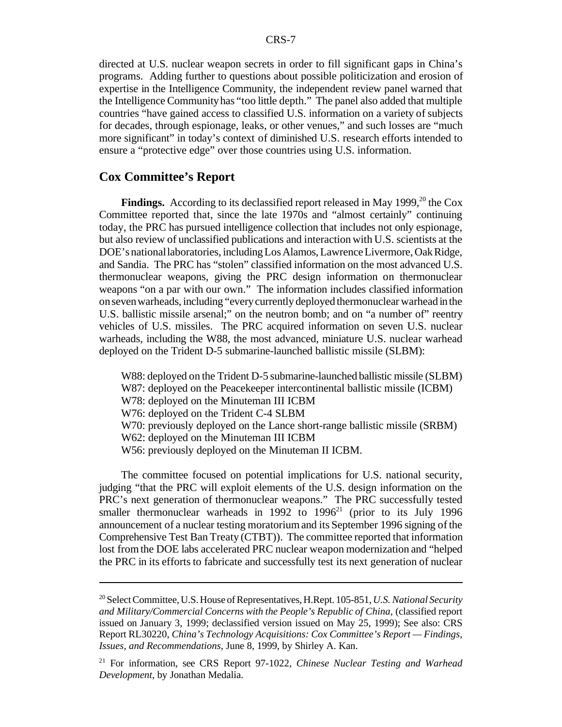directed at U.S. nuclear weapon secrets in order to fill significant gaps in China's programs. Adding further to questions about possible politicization and erosion of expertise in the Intelligence Community, the independent review panel warned that the Intelligence Community has "too little depth." The panel also added that multiple countries "have gained access to classified U.S. information on a variety of subjects for decades, through espionage, leaks, or other venues," and such losses are "much more significant" in today's context of diminished U.S. research efforts intended to ensure a "protective edge" over those countries using U.S. information.

## Cox Committee's Report

**Findings.** According to its declassified report released in May 1999,[20] the Cox Committee reported that, since the late 1970s and "almost certainly" continuing today, the PRC has pursued intelligence collection that includes not only espionage, but also review of unclassified publications and interaction with U.S. scientists at the DOE's national laboratories, including Los Alamos, Lawrence Livermore, Oak Ridge, and Sandia. The PRC has "stolen" classified information on the most advanced U.S. thermonuclear weapons, giving the PRC design information on thermonuclear weapons "on a par with our own." The information includes classified information on seven warheads, including "every currently deployed thermonuclear warhead in the U.S. ballistic missile arsenal;" on the neutron bomb; and on "a number of" reentry vehicles of U.S. missiles. The PRC acquired information on seven U.S. nuclear warheads, including the W88, the most advanced, miniature U.S. nuclear warhead deployed on the Trident D-5 submarine-launched ballistic missile (SLBM):

W88: deployed on the Trident D-5 submarine-launched ballistic missile (SLBM)
W87: deployed on the Peacekeeper intercontinental ballistic missile (ICBM)
W78: deployed on the Minuteman III ICBM
W76: deployed on the Trident C-4 SLBM
W70: previously deployed on the Lance short-range ballistic missile (SRBM)
W62: deployed on the Minuteman III ICBM
W56: previously deployed on the Minuteman II ICBM.

The committee focused on potential implications for U.S. national security, judging "that the PRC will exploit elements of the U.S. design information on the PRC's next generation of thermonuclear weapons." The PRC successfully tested smaller thermonuclear warheads in 1992 to 1996[21] (prior to its July 1996 announcement of a nuclear testing moratorium and its September 1996 signing of the Comprehensive Test Ban Treaty (CTBT)). The committee reported that information lost from the DOE labs accelerated PRC nuclear weapon modernization and "helped the PRC in its efforts to fabricate and successfully test its next generation of nuclear

---

[20] Select Committee, U.S. House of Representatives, H.Rept. 105-851, *U.S. National Security and Military/Commercial Concerns with the People's Republic of China*, (classified report issued on January 3, 1999; declassified version issued on May 25, 1999); See also: CRS Report RL30220, *China's Technology Acquisitions: Cox Committee's Report — Findings, Issues, and Recommendations*, June 8, 1999, by Shirley A. Kan.

[21] For information, see CRS Report 97-1022, *Chinese Nuclear Testing and Warhead Development*, by Jonathan Medalia.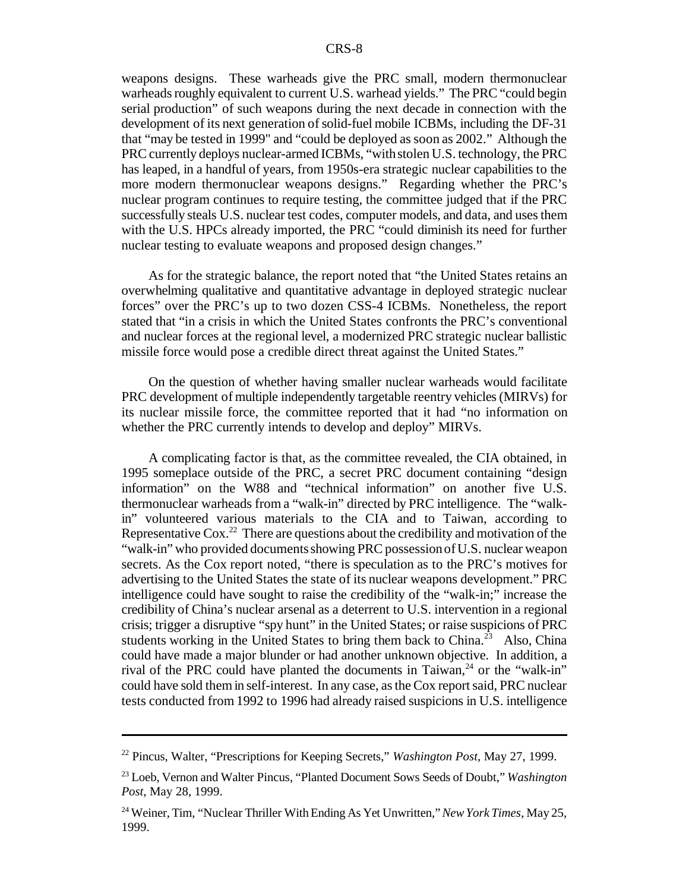weapons designs. These warheads give the PRC small, modern thermonuclear warheads roughly equivalent to current U.S. warhead yields." The PRC "could begin serial production" of such weapons during the next decade in connection with the development of its next generation of solid-fuel mobile ICBMs, including the DF-31 that "may be tested in 1999" and "could be deployed as soon as 2002." Although the PRC currently deploys nuclear-armed ICBMs, "with stolen U.S. technology, the PRC has leaped, in a handful of years, from 1950s-era strategic nuclear capabilities to the more modern thermonuclear weapons designs." Regarding whether the PRC's nuclear program continues to require testing, the committee judged that if the PRC successfully steals U.S. nuclear test codes, computer models, and data, and uses them with the U.S. HPCs already imported, the PRC "could diminish its need for further nuclear testing to evaluate weapons and proposed design changes."

As for the strategic balance, the report noted that "the United States retains an overwhelming qualitative and quantitative advantage in deployed strategic nuclear forces" over the PRC's up to two dozen CSS-4 ICBMs. Nonetheless, the report stated that "in a crisis in which the United States confronts the PRC's conventional and nuclear forces at the regional level, a modernized PRC strategic nuclear ballistic missile force would pose a credible direct threat against the United States."

On the question of whether having smaller nuclear warheads would facilitate PRC development of multiple independently targetable reentry vehicles (MIRVs) for its nuclear missile force, the committee reported that it had "no information on whether the PRC currently intends to develop and deploy" MIRVs.

A complicating factor is that, as the committee revealed, the CIA obtained, in 1995 someplace outside of the PRC, a secret PRC document containing "design information" on the W88 and "technical information" on another five U.S. thermonuclear warheads from a "walk-in" directed by PRC intelligence. The "walk-in" volunteered various materials to the CIA and to Taiwan, according to Representative Cox.[22] There are questions about the credibility and motivation of the "walk-in" who provided documents showing PRC possession of U.S. nuclear weapon secrets. As the Cox report noted, "there is speculation as to the PRC's motives for advertising to the United States the state of its nuclear weapons development." PRC intelligence could have sought to raise the credibility of the "walk-in;" increase the credibility of China's nuclear arsenal as a deterrent to U.S. intervention in a regional crisis; trigger a disruptive "spy hunt" in the United States; or raise suspicions of PRC students working in the United States to bring them back to China.[23] Also, China could have made a major blunder or had another unknown objective. In addition, a rival of the PRC could have planted the documents in Taiwan,[24] or the "walk-in" could have sold them in self-interest. In any case, as the Cox report said, PRC nuclear tests conducted from 1992 to 1996 had already raised suspicions in U.S. intelligence

---

[22] Pincus, Walter, "Prescriptions for Keeping Secrets," *Washington Post*, May 27, 1999.

[23] Loeb, Vernon and Walter Pincus, "Planted Document Sows Seeds of Doubt," *Washington Post*, May 28, 1999.

[24] Weiner, Tim, "Nuclear Thriller With Ending As Yet Unwritten," *New York Times*, May 25, 1999.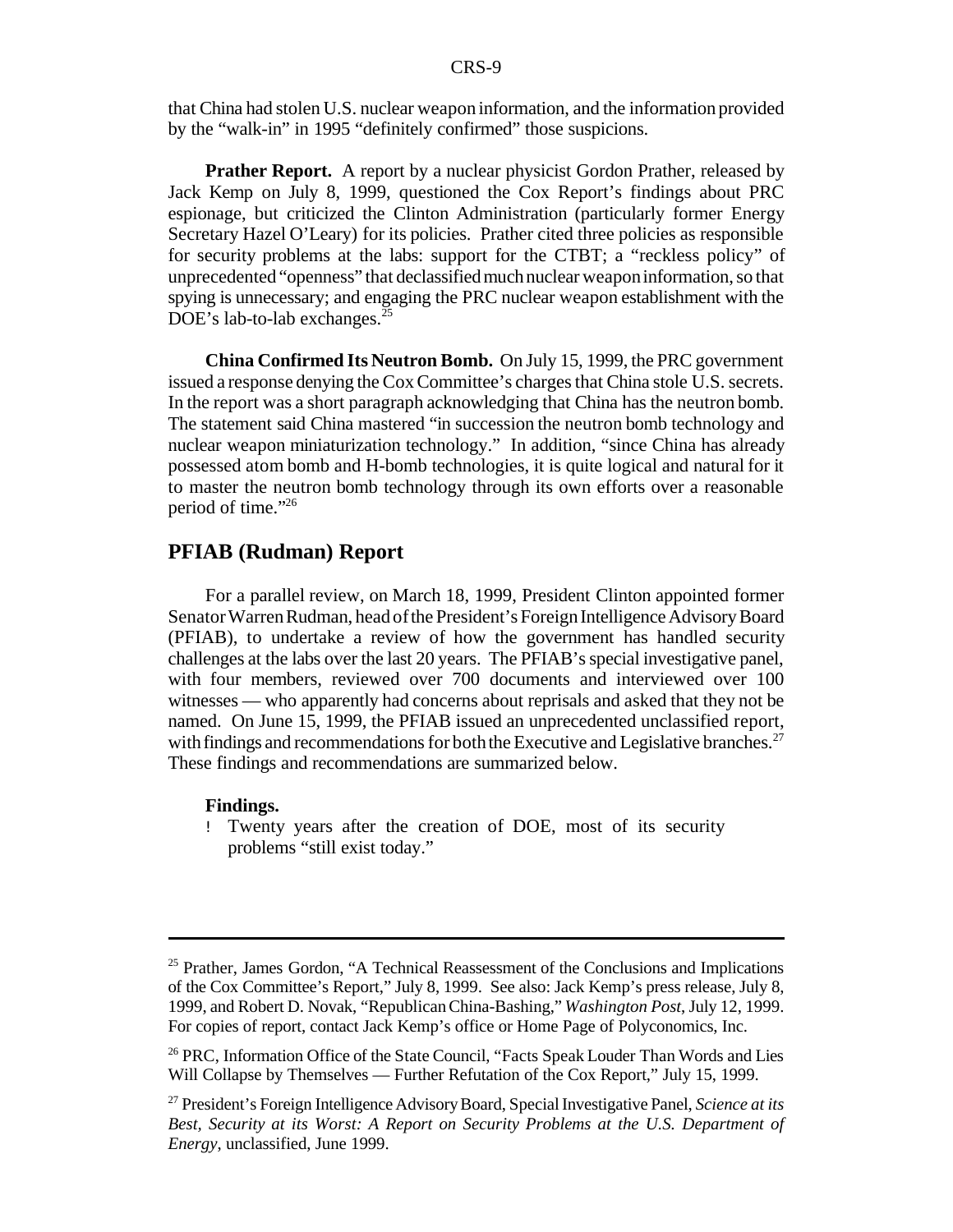that China had stolen U.S. nuclear weapon information, and the information provided by the "walk-in" in 1995 "definitely confirmed" those suspicions.

**Prather Report.** A report by a nuclear physicist Gordon Prather, released by Jack Kemp on July 8, 1999, questioned the Cox Report's findings about PRC espionage, but criticized the Clinton Administration (particularly former Energy Secretary Hazel O'Leary) for its policies. Prather cited three policies as responsible for security problems at the labs: support for the CTBT; a "reckless policy" of unprecedented "openness" that declassified much nuclear weapon information, so that spying is unnecessary; and engaging the PRC nuclear weapon establishment with the DOE's lab-to-lab exchanges.[25]

**China Confirmed Its Neutron Bomb.** On July 15, 1999, the PRC government issued a response denying the Cox Committee's charges that China stole U.S. secrets. In the report was a short paragraph acknowledging that China has the neutron bomb. The statement said China mastered "in succession the neutron bomb technology and nuclear weapon miniaturization technology." In addition, "since China has already possessed atom bomb and H-bomb technologies, it is quite logical and natural for it to master the neutron bomb technology through its own efforts over a reasonable period of time."[26]

## PFIAB (Rudman) Report

For a parallel review, on March 18, 1999, President Clinton appointed former Senator Warren Rudman, head of the President's Foreign Intelligence Advisory Board (PFIAB), to undertake a review of how the government has handled security challenges at the labs over the last 20 years. The PFIAB's special investigative panel, with four members, reviewed over 700 documents and interviewed over 100 witnesses — who apparently had concerns about reprisals and asked that they not be named. On June 15, 1999, the PFIAB issued an unprecedented unclassified report, with findings and recommendations for both the Executive and Legislative branches.[27] These findings and recommendations are summarized below.

**Findings.**

- Twenty years after the creation of DOE, most of its security problems "still exist today."

---

[25] Prather, James Gordon, "A Technical Reassessment of the Conclusions and Implications of the Cox Committee's Report," July 8, 1999. See also: Jack Kemp's press release, July 8, 1999, and Robert D. Novak, "Republican China-Bashing," *Washington Post*, July 12, 1999. For copies of report, contact Jack Kemp's office or Home Page of Polyconomics, Inc.

[26] PRC, Information Office of the State Council, "Facts Speak Louder Than Words and Lies Will Collapse by Themselves — Further Refutation of the Cox Report," July 15, 1999.

[27] President's Foreign Intelligence Advisory Board, Special Investigative Panel, *Science at its Best, Security at its Worst: A Report on Security Problems at the U.S. Department of Energy*, unclassified, June 1999.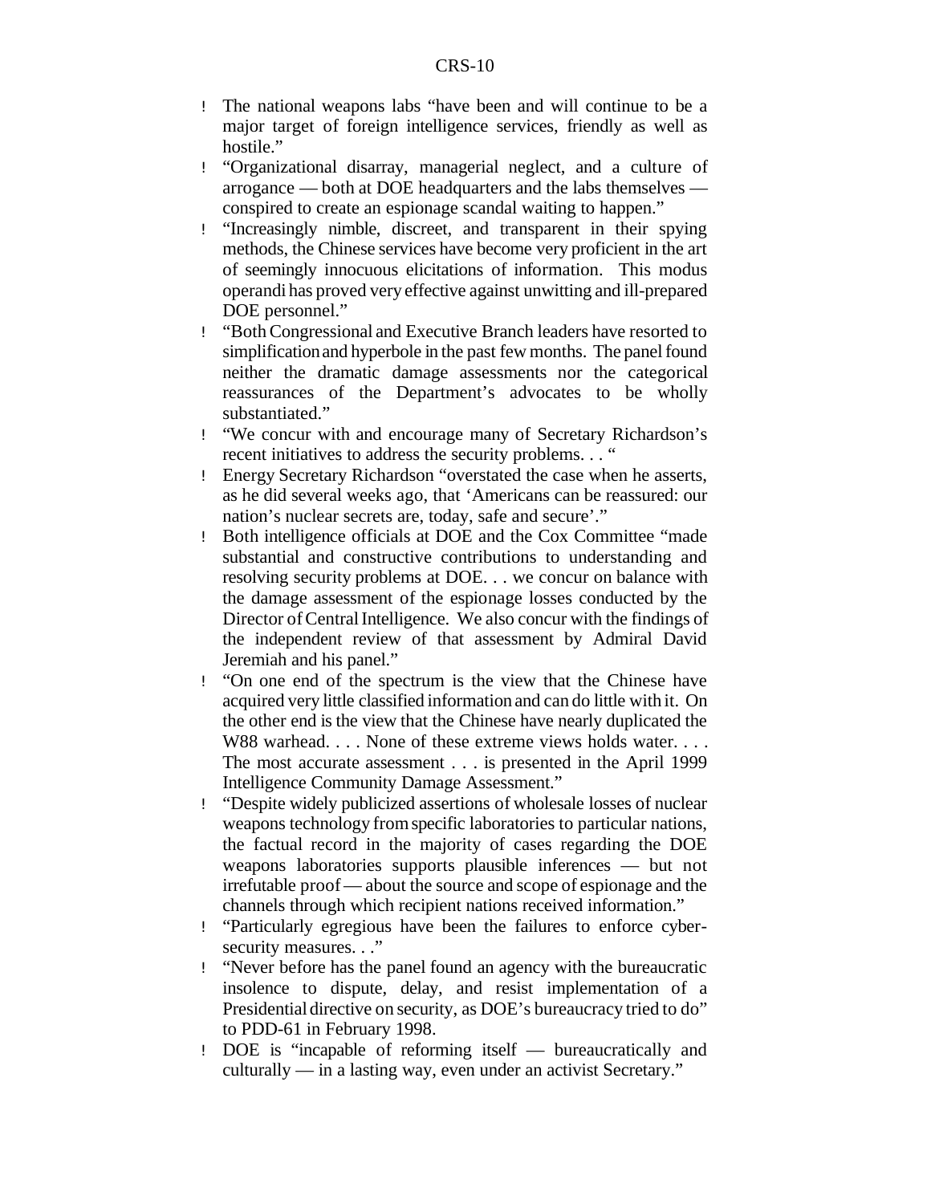- The national weapons labs "have been and will continue to be a major target of foreign intelligence services, friendly as well as hostile."
- "Organizational disarray, managerial neglect, and a culture of arrogance — both at DOE headquarters and the labs themselves — conspired to create an espionage scandal waiting to happen."
- "Increasingly nimble, discreet, and transparent in their spying methods, the Chinese services have become very proficient in the art of seemingly innocuous elicitations of information. This modus operandi has proved very effective against unwitting and ill-prepared DOE personnel."
- "Both Congressional and Executive Branch leaders have resorted to simplification and hyperbole in the past few months. The panel found neither the dramatic damage assessments nor the categorical reassurances of the Department's advocates to be wholly substantiated."
- "We concur with and encourage many of Secretary Richardson's recent initiatives to address the security problems. . . "
- Energy Secretary Richardson "overstated the case when he asserts, as he did several weeks ago, that 'Americans can be reassured: our nation's nuclear secrets are, today, safe and secure'."
- Both intelligence officials at DOE and the Cox Committee "made substantial and constructive contributions to understanding and resolving security problems at DOE. . . we concur on balance with the damage assessment of the espionage losses conducted by the Director of Central Intelligence. We also concur with the findings of the independent review of that assessment by Admiral David Jeremiah and his panel."
- "On one end of the spectrum is the view that the Chinese have acquired very little classified information and can do little with it. On the other end is the view that the Chinese have nearly duplicated the W88 warhead. . . . None of these extreme views holds water. . . . The most accurate assessment . . . is presented in the April 1999 Intelligence Community Damage Assessment."
- "Despite widely publicized assertions of wholesale losses of nuclear weapons technology from specific laboratories to particular nations, the factual record in the majority of cases regarding the DOE weapons laboratories supports plausible inferences — but not irrefutable proof — about the source and scope of espionage and the channels through which recipient nations received information."
- "Particularly egregious have been the failures to enforce cyber-security measures. . ."
- "Never before has the panel found an agency with the bureaucratic insolence to dispute, delay, and resist implementation of a Presidential directive on security, as DOE's bureaucracy tried to do" to PDD-61 in February 1998.
- DOE is "incapable of reforming itself — bureaucratically and culturally — in a lasting way, even under an activist Secretary."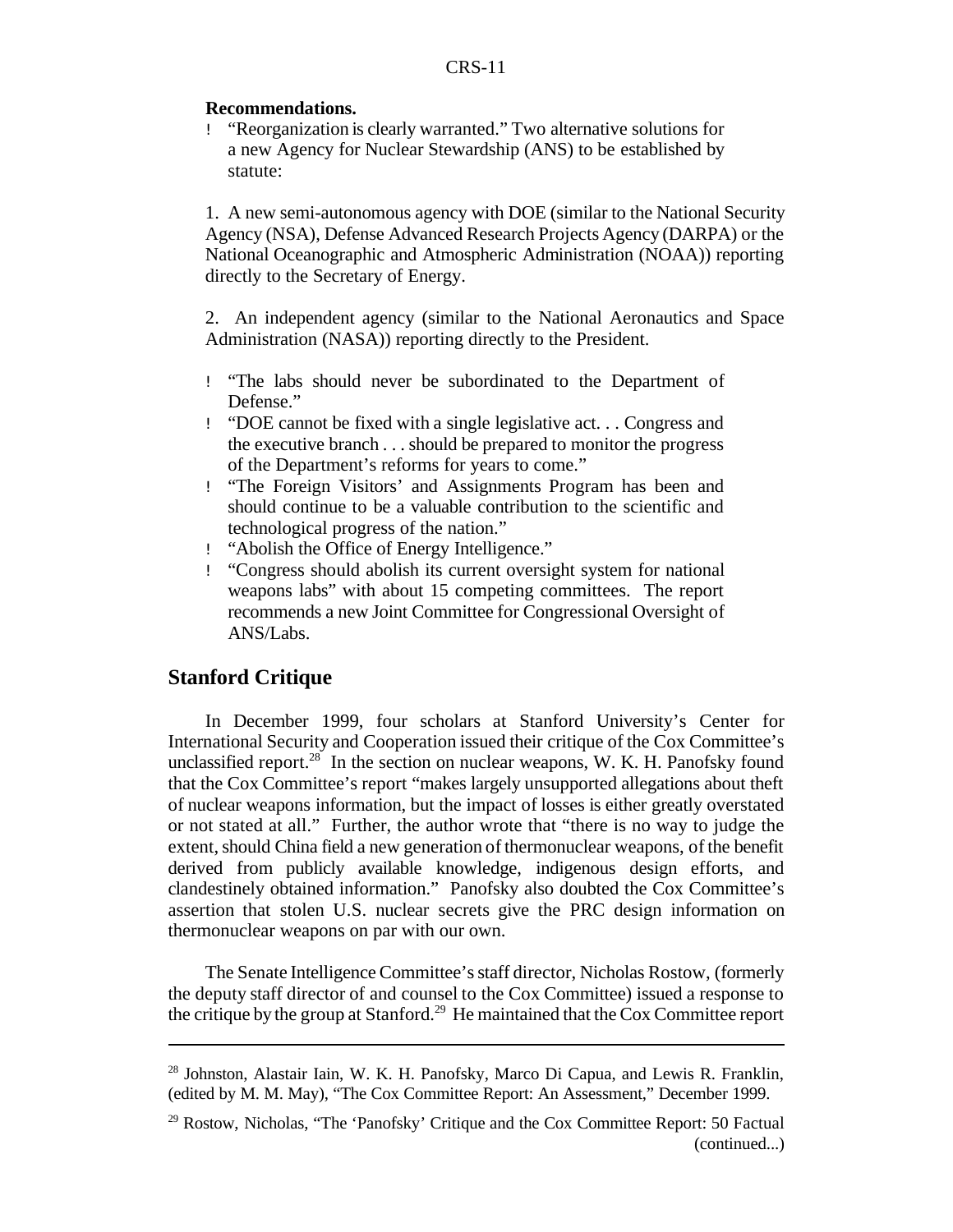**Recommendations.**

- "Reorganization is clearly warranted." Two alternative solutions for a new Agency for Nuclear Stewardship (ANS) to be established by statute:

1. A new semi-autonomous agency with DOE (similar to the National Security Agency (NSA), Defense Advanced Research Projects Agency (DARPA) or the National Oceanographic and Atmospheric Administration (NOAA)) reporting directly to the Secretary of Energy.

2. An independent agency (similar to the National Aeronautics and Space Administration (NASA)) reporting directly to the President.

- "The labs should never be subordinated to the Department of Defense."
- "DOE cannot be fixed with a single legislative act. . . Congress and the executive branch . . . should be prepared to monitor the progress of the Department's reforms for years to come."
- "The Foreign Visitors' and Assignments Program has been and should continue to be a valuable contribution to the scientific and technological progress of the nation."
- "Abolish the Office of Energy Intelligence."
- "Congress should abolish its current oversight system for national weapons labs" with about 15 competing committees. The report recommends a new Joint Committee for Congressional Oversight of ANS/Labs.

## Stanford Critique

In December 1999, four scholars at Stanford University's Center for International Security and Cooperation issued their critique of the Cox Committee's unclassified report.[28] In the section on nuclear weapons, W. K. H. Panofsky found that the Cox Committee's report "makes largely unsupported allegations about theft of nuclear weapons information, but the impact of losses is either greatly overstated or not stated at all." Further, the author wrote that "there is no way to judge the extent, should China field a new generation of thermonuclear weapons, of the benefit derived from publicly available knowledge, indigenous design efforts, and clandestinely obtained information." Panofsky also doubted the Cox Committee's assertion that stolen U.S. nuclear secrets give the PRC design information on thermonuclear weapons on par with our own.

The Senate Intelligence Committee's staff director, Nicholas Rostow, (formerly the deputy staff director of and counsel to the Cox Committee) issued a response to the critique by the group at Stanford.[29] He maintained that the Cox Committee report

---

[28] Johnston, Alastair Iain, W. K. H. Panofsky, Marco Di Capua, and Lewis R. Franklin, (edited by M. M. May), "The Cox Committee Report: An Assessment," December 1999.

[29] Rostow, Nicholas, "The 'Panofsky' Critique and the Cox Committee Report: 50 Factual (continued...)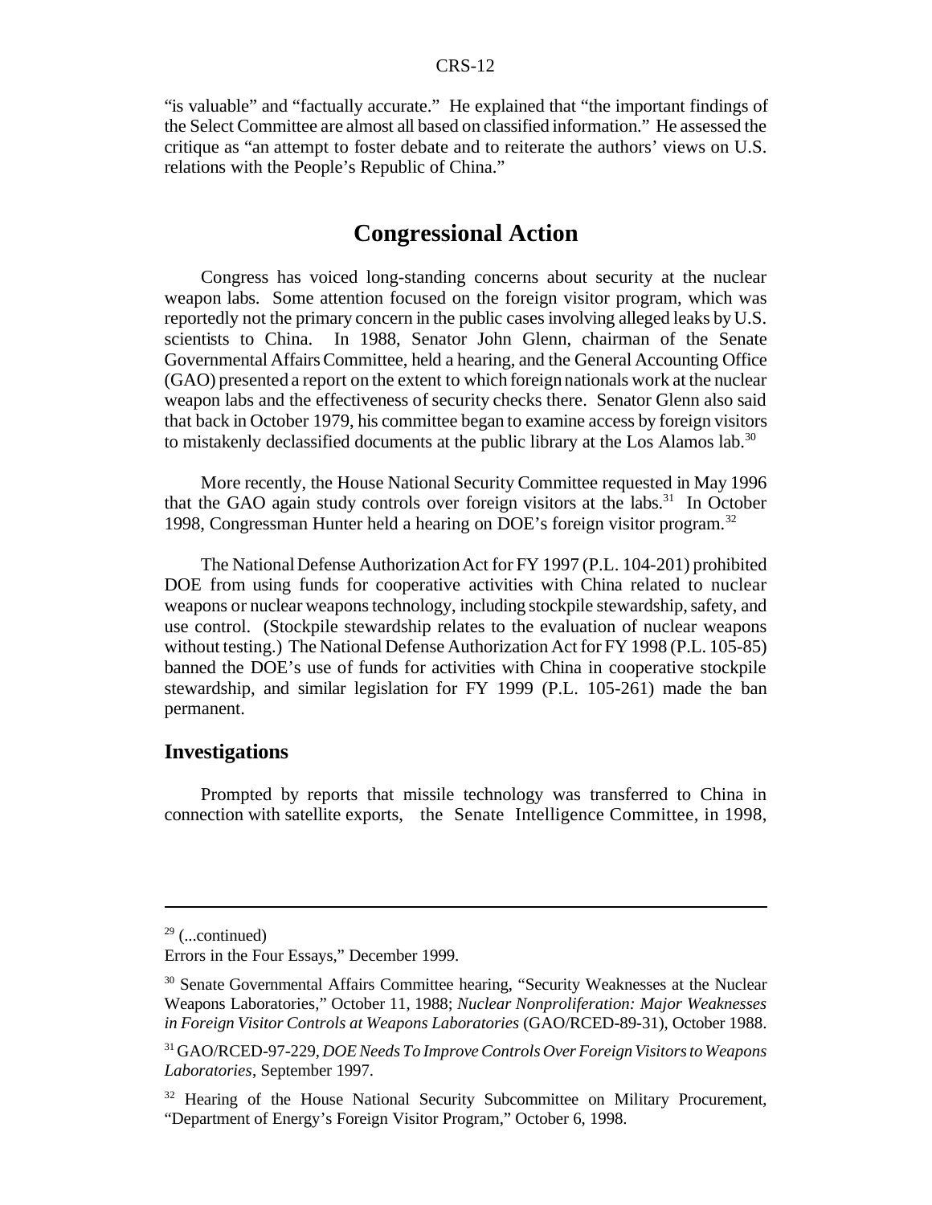"is valuable" and "factually accurate." He explained that "the important findings of the Select Committee are almost all based on classified information." He assessed the critique as "an attempt to foster debate and to reiterate the authors' views on U.S. relations with the People's Republic of China."

## Congressional Action

Congress has voiced long-standing concerns about security at the nuclear weapon labs. Some attention focused on the foreign visitor program, which was reportedly not the primary concern in the public cases involving alleged leaks by U.S. scientists to China. In 1988, Senator John Glenn, chairman of the Senate Governmental Affairs Committee, held a hearing, and the General Accounting Office (GAO) presented a report on the extent to which foreign nationals work at the nuclear weapon labs and the effectiveness of security checks there. Senator Glenn also said that back in October 1979, his committee began to examine access by foreign visitors to mistakenly declassified documents at the public library at the Los Alamos lab.[30]

More recently, the House National Security Committee requested in May 1996 that the GAO again study controls over foreign visitors at the labs.[31] In October 1998, Congressman Hunter held a hearing on DOE's foreign visitor program.[32]

The National Defense Authorization Act for FY 1997 (P.L. 104-201) prohibited DOE from using funds for cooperative activities with China related to nuclear weapons or nuclear weapons technology, including stockpile stewardship, safety, and use control. (Stockpile stewardship relates to the evaluation of nuclear weapons without testing.) The National Defense Authorization Act for FY 1998 (P.L. 105-85) banned the DOE's use of funds for activities with China in cooperative stockpile stewardship, and similar legislation for FY 1999 (P.L. 105-261) made the ban permanent.

### Investigations

Prompted by reports that missile technology was transferred to China in connection with satellite exports, the Senate Intelligence Committee, in 1998,

---

[29] (...continued)
Errors in the Four Essays," December 1999.

[30] Senate Governmental Affairs Committee hearing, "Security Weaknesses at the Nuclear Weapons Laboratories," October 11, 1988; *Nuclear Nonproliferation: Major Weaknesses in Foreign Visitor Controls at Weapons Laboratories* (GAO/RCED-89-31), October 1988.

[31] GAO/RCED-97-229, *DOE Needs To Improve Controls Over Foreign Visitors to Weapons Laboratories*, September 1997.

[32] Hearing of the House National Security Subcommittee on Military Procurement, "Department of Energy's Foreign Visitor Program," October 6, 1998.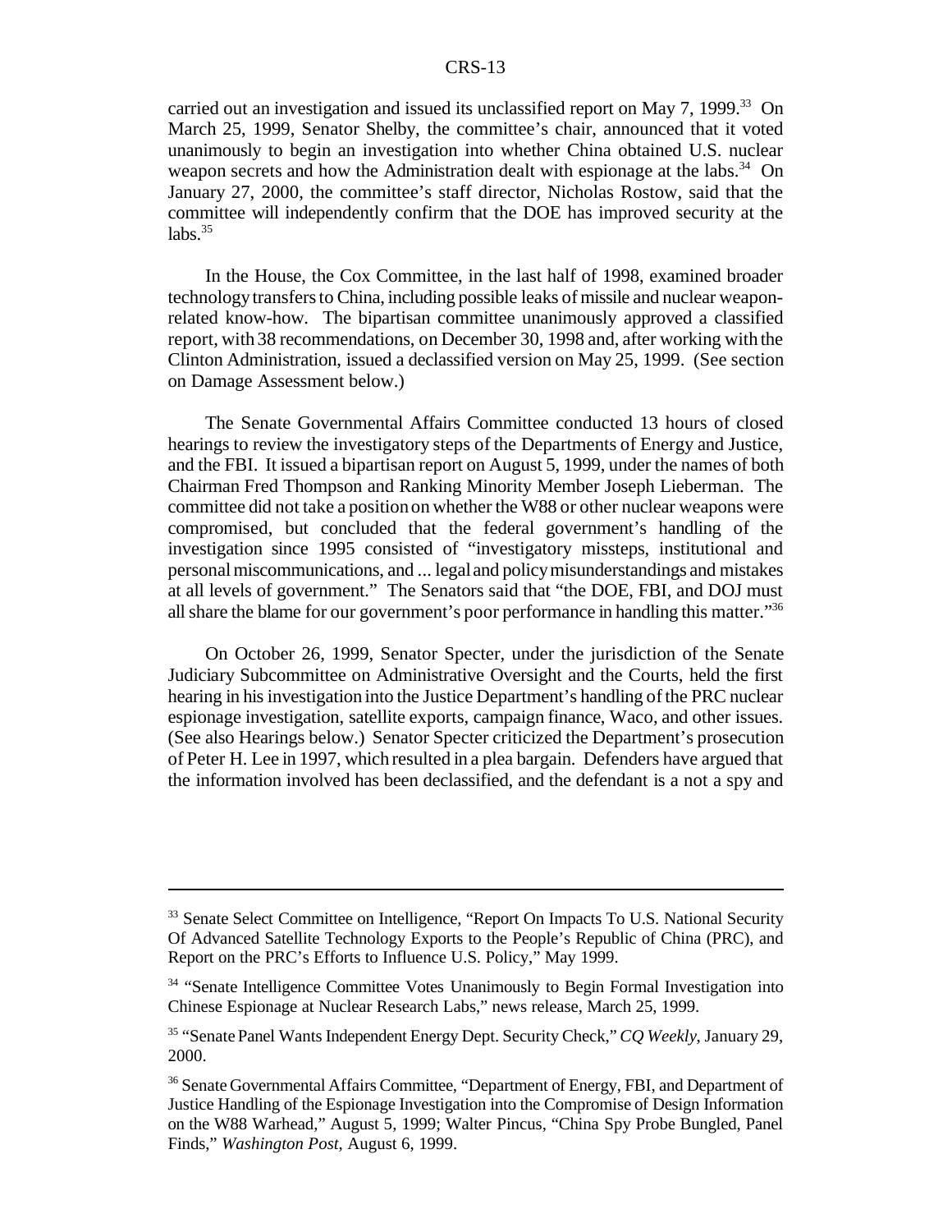carried out an investigation and issued its unclassified report on May 7, 1999.[33] On March 25, 1999, Senator Shelby, the committee's chair, announced that it voted unanimously to begin an investigation into whether China obtained U.S. nuclear weapon secrets and how the Administration dealt with espionage at the labs.[34] On January 27, 2000, the committee's staff director, Nicholas Rostow, said that the committee will independently confirm that the DOE has improved security at the labs.[35]

In the House, the Cox Committee, in the last half of 1998, examined broader technology transfers to China, including possible leaks of missile and nuclear weapon-related know-how. The bipartisan committee unanimously approved a classified report, with 38 recommendations, on December 30, 1998 and, after working with the Clinton Administration, issued a declassified version on May 25, 1999. (See section on Damage Assessment below.)

The Senate Governmental Affairs Committee conducted 13 hours of closed hearings to review the investigatory steps of the Departments of Energy and Justice, and the FBI. It issued a bipartisan report on August 5, 1999, under the names of both Chairman Fred Thompson and Ranking Minority Member Joseph Lieberman. The committee did not take a position on whether the W88 or other nuclear weapons were compromised, but concluded that the federal government's handling of the investigation since 1995 consisted of "investigatory missteps, institutional and personal miscommunications, and ... legal and policy misunderstandings and mistakes at all levels of government." The Senators said that "the DOE, FBI, and DOJ must all share the blame for our government's poor performance in handling this matter."[36]

On October 26, 1999, Senator Specter, under the jurisdiction of the Senate Judiciary Subcommittee on Administrative Oversight and the Courts, held the first hearing in his investigation into the Justice Department's handling of the PRC nuclear espionage investigation, satellite exports, campaign finance, Waco, and other issues. (See also Hearings below.) Senator Specter criticized the Department's prosecution of Peter H. Lee in 1997, which resulted in a plea bargain. Defenders have argued that the information involved has been declassified, and the defendant is a not a spy and

---

[33] Senate Select Committee on Intelligence, "Report On Impacts To U.S. National Security Of Advanced Satellite Technology Exports to the People's Republic of China (PRC), and Report on the PRC's Efforts to Influence U.S. Policy," May 1999.

[34] "Senate Intelligence Committee Votes Unanimously to Begin Formal Investigation into Chinese Espionage at Nuclear Research Labs," news release, March 25, 1999.

[35] "Senate Panel Wants Independent Energy Dept. Security Check," *CQ Weekly*, January 29, 2000.

[36] Senate Governmental Affairs Committee, "Department of Energy, FBI, and Department of Justice Handling of the Espionage Investigation into the Compromise of Design Information on the W88 Warhead," August 5, 1999; Walter Pincus, "China Spy Probe Bungled, Panel Finds," *Washington Post*, August 6, 1999.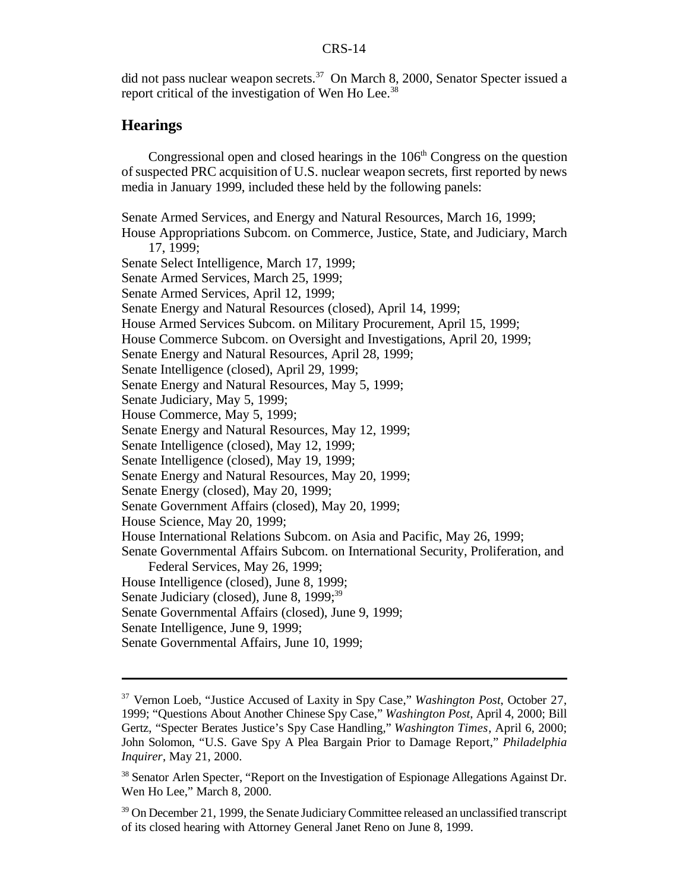did not pass nuclear weapon secrets.[37] On March 8, 2000, Senator Specter issued a report critical of the investigation of Wen Ho Lee.[38]

## Hearings

Congressional open and closed hearings in the 106th Congress on the question of suspected PRC acquisition of U.S. nuclear weapon secrets, first reported by news media in January 1999, included these held by the following panels:

Senate Armed Services, and Energy and Natural Resources, March 16, 1999;
House Appropriations Subcom. on Commerce, Justice, State, and Judiciary, March 17, 1999;
Senate Select Intelligence, March 17, 1999;
Senate Armed Services, March 25, 1999;
Senate Armed Services, April 12, 1999;
Senate Energy and Natural Resources (closed), April 14, 1999;
House Armed Services Subcom. on Military Procurement, April 15, 1999;
House Commerce Subcom. on Oversight and Investigations, April 20, 1999;
Senate Energy and Natural Resources, April 28, 1999;
Senate Intelligence (closed), April 29, 1999;
Senate Energy and Natural Resources, May 5, 1999;
Senate Judiciary, May 5, 1999;
House Commerce, May 5, 1999;
Senate Energy and Natural Resources, May 12, 1999;
Senate Intelligence (closed), May 12, 1999;
Senate Intelligence (closed), May 19, 1999;
Senate Energy and Natural Resources, May 20, 1999;
Senate Energy (closed), May 20, 1999;
Senate Government Affairs (closed), May 20, 1999;
House Science, May 20, 1999;
House International Relations Subcom. on Asia and Pacific, May 26, 1999;
Senate Governmental Affairs Subcom. on International Security, Proliferation, and Federal Services, May 26, 1999;
House Intelligence (closed), June 8, 1999;
Senate Judiciary (closed), June 8, 1999;[39]
Senate Governmental Affairs (closed), June 9, 1999;
Senate Intelligence, June 9, 1999;
Senate Governmental Affairs, June 10, 1999;

---

[37] Vernon Loeb, "Justice Accused of Laxity in Spy Case," *Washington Post*, October 27, 1999; "Questions About Another Chinese Spy Case," *Washington Post*, April 4, 2000; Bill Gertz, "Specter Berates Justice's Spy Case Handling," *Washington Times*, April 6, 2000; John Solomon, "U.S. Gave Spy A Plea Bargain Prior to Damage Report," *Philadelphia Inquirer*, May 21, 2000.

[38] Senator Arlen Specter, "Report on the Investigation of Espionage Allegations Against Dr. Wen Ho Lee," March 8, 2000.

[39] On December 21, 1999, the Senate Judiciary Committee released an unclassified transcript of its closed hearing with Attorney General Janet Reno on June 8, 1999.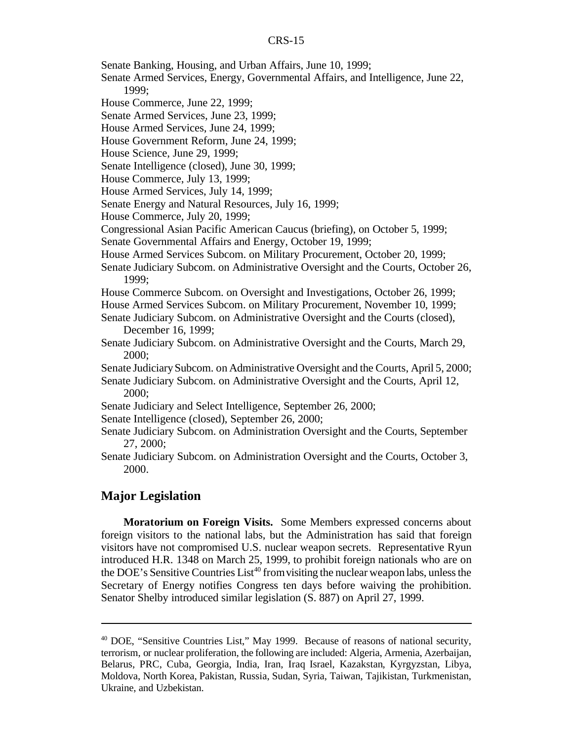Senate Banking, Housing, and Urban Affairs, June 10, 1999;
Senate Armed Services, Energy, Governmental Affairs, and Intelligence, June 22, 1999;
House Commerce, June 22, 1999;
Senate Armed Services, June 23, 1999;
House Armed Services, June 24, 1999;
House Government Reform, June 24, 1999;
House Science, June 29, 1999;
Senate Intelligence (closed), June 30, 1999;
House Commerce, July 13, 1999;
House Armed Services, July 14, 1999;
Senate Energy and Natural Resources, July 16, 1999;
House Commerce, July 20, 1999;
Congressional Asian Pacific American Caucus (briefing), on October 5, 1999;
Senate Governmental Affairs and Energy, October 19, 1999;
House Armed Services Subcom. on Military Procurement, October 20, 1999;
Senate Judiciary Subcom. on Administrative Oversight and the Courts, October 26, 1999;
House Commerce Subcom. on Oversight and Investigations, October 26, 1999;
House Armed Services Subcom. on Military Procurement, November 10, 1999;
Senate Judiciary Subcom. on Administrative Oversight and the Courts (closed), December 16, 1999;
Senate Judiciary Subcom. on Administrative Oversight and the Courts, March 29, 2000;
Senate Judiciary Subcom. on Administrative Oversight and the Courts, April 5, 2000;
Senate Judiciary Subcom. on Administrative Oversight and the Courts, April 12, 2000;
Senate Judiciary and Select Intelligence, September 26, 2000;
Senate Intelligence (closed), September 26, 2000;
Senate Judiciary Subcom. on Administration Oversight and the Courts, September 27, 2000;
Senate Judiciary Subcom. on Administration Oversight and the Courts, October 3, 2000.

## Major Legislation

**Moratorium on Foreign Visits.** Some Members expressed concerns about foreign visitors to the national labs, but the Administration has said that foreign visitors have not compromised U.S. nuclear weapon secrets. Representative Ryun introduced H.R. 1348 on March 25, 1999, to prohibit foreign nationals who are on the DOE's Sensitive Countries List[40] from visiting the nuclear weapon labs, unless the Secretary of Energy notifies Congress ten days before waiving the prohibition. Senator Shelby introduced similar legislation (S. 887) on April 27, 1999.

---

[40] DOE, "Sensitive Countries List," May 1999. Because of reasons of national security, terrorism, or nuclear proliferation, the following are included: Algeria, Armenia, Azerbaijan, Belarus, PRC, Cuba, Georgia, India, Iran, Iraq Israel, Kazakstan, Kyrgyzstan, Libya, Moldova, North Korea, Pakistan, Russia, Sudan, Syria, Taiwan, Tajikistan, Turkmenistan, Ukraine, and Uzbekistan.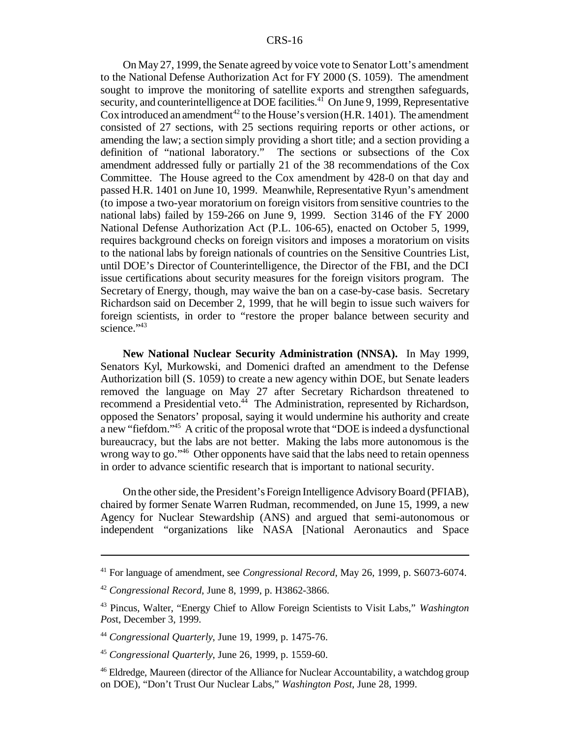On May 27, 1999, the Senate agreed by voice vote to Senator Lott's amendment to the National Defense Authorization Act for FY 2000 (S. 1059). The amendment sought to improve the monitoring of satellite exports and strengthen safeguards, security, and counterintelligence at DOE facilities.[41] On June 9, 1999, Representative Cox introduced an amendment[42] to the House's version (H.R. 1401). The amendment consisted of 27 sections, with 25 sections requiring reports or other actions, or amending the law; a section simply providing a short title; and a section providing a definition of "national laboratory." The sections or subsections of the Cox amendment addressed fully or partially 21 of the 38 recommendations of the Cox Committee. The House agreed to the Cox amendment by 428-0 on that day and passed H.R. 1401 on June 10, 1999. Meanwhile, Representative Ryun's amendment (to impose a two-year moratorium on foreign visitors from sensitive countries to the national labs) failed by 159-266 on June 9, 1999. Section 3146 of the FY 2000 National Defense Authorization Act (P.L. 106-65), enacted on October 5, 1999, requires background checks on foreign visitors and imposes a moratorium on visits to the national labs by foreign nationals of countries on the Sensitive Countries List, until DOE's Director of Counterintelligence, the Director of the FBI, and the DCI issue certifications about security measures for the foreign visitors program. The Secretary of Energy, though, may waive the ban on a case-by-case basis. Secretary Richardson said on December 2, 1999, that he will begin to issue such waivers for foreign scientists, in order to "restore the proper balance between security and science."[43]

**New National Nuclear Security Administration (NNSA).** In May 1999, Senators Kyl, Murkowski, and Domenici drafted an amendment to the Defense Authorization bill (S. 1059) to create a new agency within DOE, but Senate leaders removed the language on May 27 after Secretary Richardson threatened to recommend a Presidential veto.[44] The Administration, represented by Richardson, opposed the Senators' proposal, saying it would undermine his authority and create a new "fiefdom."[45] A critic of the proposal wrote that "DOE is indeed a dysfunctional bureaucracy, but the labs are not better. Making the labs more autonomous is the wrong way to go."[46] Other opponents have said that the labs need to retain openness in order to advance scientific research that is important to national security.

On the other side, the President's Foreign Intelligence Advisory Board (PFIAB), chaired by former Senate Warren Rudman, recommended, on June 15, 1999, a new Agency for Nuclear Stewardship (ANS) and argued that semi-autonomous or independent "organizations like NASA [National Aeronautics and Space

---

[41] For language of amendment, see *Congressional Record*, May 26, 1999, p. S6073-6074.

[42] *Congressional Record*, June 8, 1999, p. H3862-3866.

[43] Pincus, Walter, "Energy Chief to Allow Foreign Scientists to Visit Labs," *Washington Pos*t, December 3, 1999.

[44] *Congressional Quarterly*, June 19, 1999, p. 1475-76.

[45] *Congressional Quarterly*, June 26, 1999, p. 1559-60.

[46] Eldredge, Maureen (director of the Alliance for Nuclear Accountability, a watchdog group on DOE), "Don't Trust Our Nuclear Labs," *Washington Post*, June 28, 1999.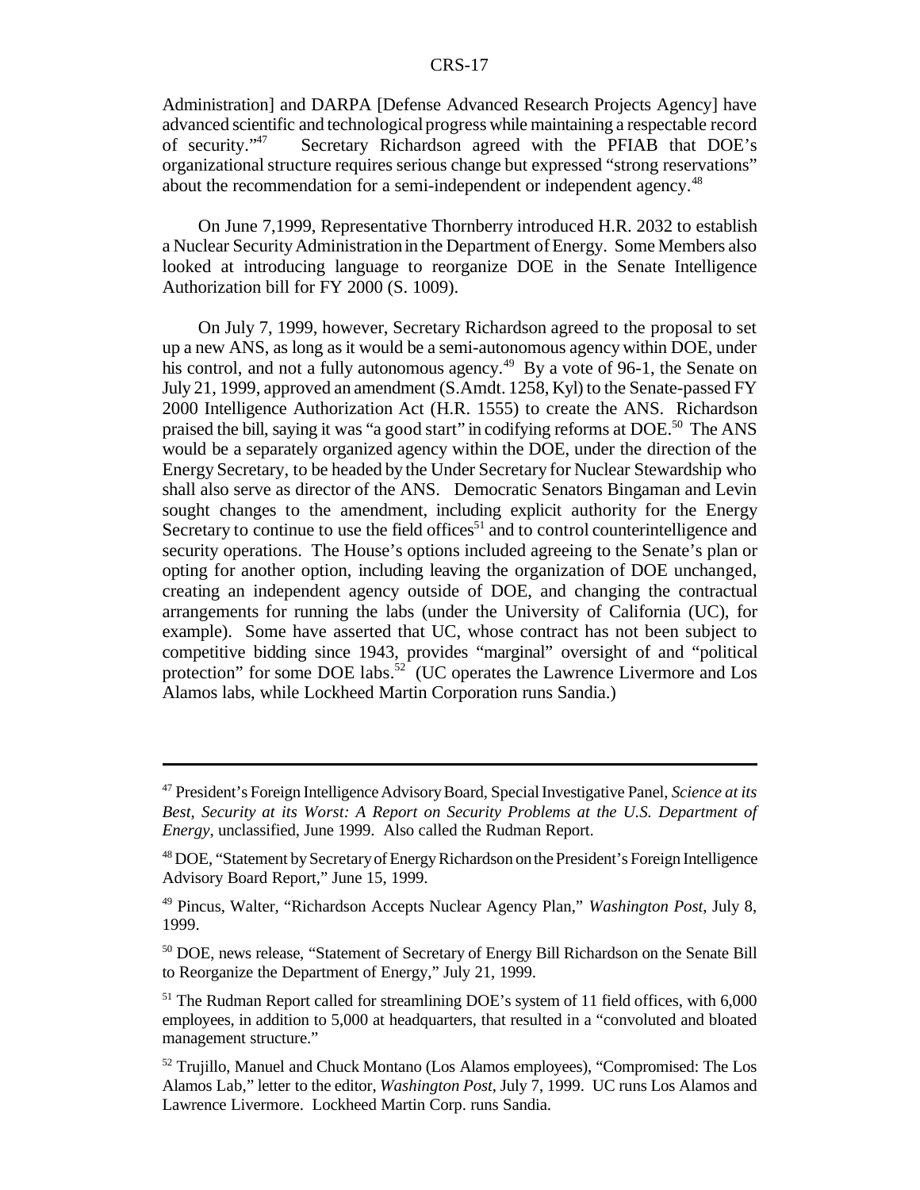Administration] and DARPA [Defense Advanced Research Projects Agency] have advanced scientific and technological progress while maintaining a respectable record of security."[47] Secretary Richardson agreed with the PFIAB that DOE's organizational structure requires serious change but expressed "strong reservations" about the recommendation for a semi-independent or independent agency.[48]

On June 7,1999, Representative Thornberry introduced H.R. 2032 to establish a Nuclear Security Administration in the Department of Energy. Some Members also looked at introducing language to reorganize DOE in the Senate Intelligence Authorization bill for FY 2000 (S. 1009).

On July 7, 1999, however, Secretary Richardson agreed to the proposal to set up a new ANS, as long as it would be a semi-autonomous agency within DOE, under his control, and not a fully autonomous agency.[49] By a vote of 96-1, the Senate on July 21, 1999, approved an amendment (S.Amdt. 1258, Kyl) to the Senate-passed FY 2000 Intelligence Authorization Act (H.R. 1555) to create the ANS. Richardson praised the bill, saying it was "a good start" in codifying reforms at DOE.[50] The ANS would be a separately organized agency within the DOE, under the direction of the Energy Secretary, to be headed by the Under Secretary for Nuclear Stewardship who shall also serve as director of the ANS. Democratic Senators Bingaman and Levin sought changes to the amendment, including explicit authority for the Energy Secretary to continue to use the field offices[51] and to control counterintelligence and security operations. The House's options included agreeing to the Senate's plan or opting for another option, including leaving the organization of DOE unchanged, creating an independent agency outside of DOE, and changing the contractual arrangements for running the labs (under the University of California (UC), for example). Some have asserted that UC, whose contract has not been subject to competitive bidding since 1943, provides "marginal" oversight of and "political protection" for some DOE labs.[52] (UC operates the Lawrence Livermore and Los Alamos labs, while Lockheed Martin Corporation runs Sandia.)

---

[47] President's Foreign Intelligence Advisory Board, Special Investigative Panel, *Science at its Best, Security at its Worst: A Report on Security Problems at the U.S. Department of Energy*, unclassified, June 1999. Also called the Rudman Report.

[48] DOE, "Statement by Secretary of Energy Richardson on the President's Foreign Intelligence Advisory Board Report," June 15, 1999.

[49] Pincus, Walter, "Richardson Accepts Nuclear Agency Plan," *Washington Post*, July 8, 1999.

[50] DOE, news release, "Statement of Secretary of Energy Bill Richardson on the Senate Bill to Reorganize the Department of Energy," July 21, 1999.

[51] The Rudman Report called for streamlining DOE's system of 11 field offices, with 6,000 employees, in addition to 5,000 at headquarters, that resulted in a "convoluted and bloated management structure."

[52] Trujillo, Manuel and Chuck Montano (Los Alamos employees), "Compromised: The Los Alamos Lab," letter to the editor, *Washington Post*, July 7, 1999. UC runs Los Alamos and Lawrence Livermore. Lockheed Martin Corp. runs Sandia.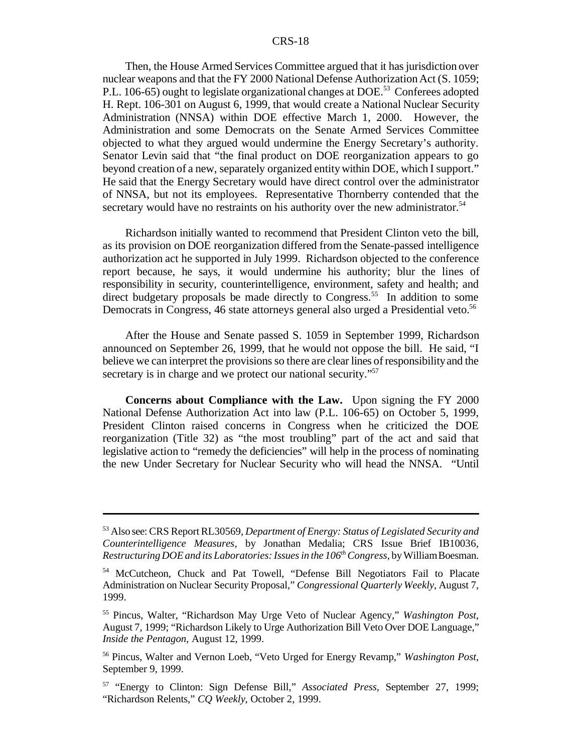Then, the House Armed Services Committee argued that it has jurisdiction over nuclear weapons and that the FY 2000 National Defense Authorization Act (S. 1059; P.L. 106-65) ought to legislate organizational changes at DOE.[53] Conferees adopted H. Rept. 106-301 on August 6, 1999, that would create a National Nuclear Security Administration (NNSA) within DOE effective March 1, 2000. However, the Administration and some Democrats on the Senate Armed Services Committee objected to what they argued would undermine the Energy Secretary's authority. Senator Levin said that "the final product on DOE reorganization appears to go beyond creation of a new, separately organized entity within DOE, which I support." He said that the Energy Secretary would have direct control over the administrator of NNSA, but not its employees. Representative Thornberry contended that the secretary would have no restraints on his authority over the new administrator.[54]

Richardson initially wanted to recommend that President Clinton veto the bill, as its provision on DOE reorganization differed from the Senate-passed intelligence authorization act he supported in July 1999. Richardson objected to the conference report because, he says, it would undermine his authority; blur the lines of responsibility in security, counterintelligence, environment, safety and health; and direct budgetary proposals be made directly to Congress.[55] In addition to some Democrats in Congress, 46 state attorneys general also urged a Presidential veto.[56]

After the House and Senate passed S. 1059 in September 1999, Richardson announced on September 26, 1999, that he would not oppose the bill. He said, "I believe we can interpret the provisions so there are clear lines of responsibility and the secretary is in charge and we protect our national security."[57]

**Concerns about Compliance with the Law.** Upon signing the FY 2000 National Defense Authorization Act into law (P.L. 106-65) on October 5, 1999, President Clinton raised concerns in Congress when he criticized the DOE reorganization (Title 32) as "the most troubling" part of the act and said that legislative action to "remedy the deficiencies" will help in the process of nominating the new Under Secretary for Nuclear Security who will head the NNSA. "Until

---

[53] Also see: CRS Report RL30569, *Department of Energy: Status of Legislated Security and Counterintelligence Measures*, by Jonathan Medalia; CRS Issue Brief IB10036, *Restructuring DOE and its Laboratories: Issues in the 106th Congress*, by William Boesman.

[54] McCutcheon, Chuck and Pat Towell, "Defense Bill Negotiators Fail to Placate Administration on Nuclear Security Proposal," *Congressional Quarterly Weekly*, August 7, 1999.

[55] Pincus, Walter, "Richardson May Urge Veto of Nuclear Agency," *Washington Post*, August 7, 1999; "Richardson Likely to Urge Authorization Bill Veto Over DOE Language," *Inside the Pentagon*, August 12, 1999.

[56] Pincus, Walter and Vernon Loeb, "Veto Urged for Energy Revamp," *Washington Post*, September 9, 1999.

[57] "Energy to Clinton: Sign Defense Bill," *Associated Press*, September 27, 1999; "Richardson Relents," *CQ Weekly*, October 2, 1999.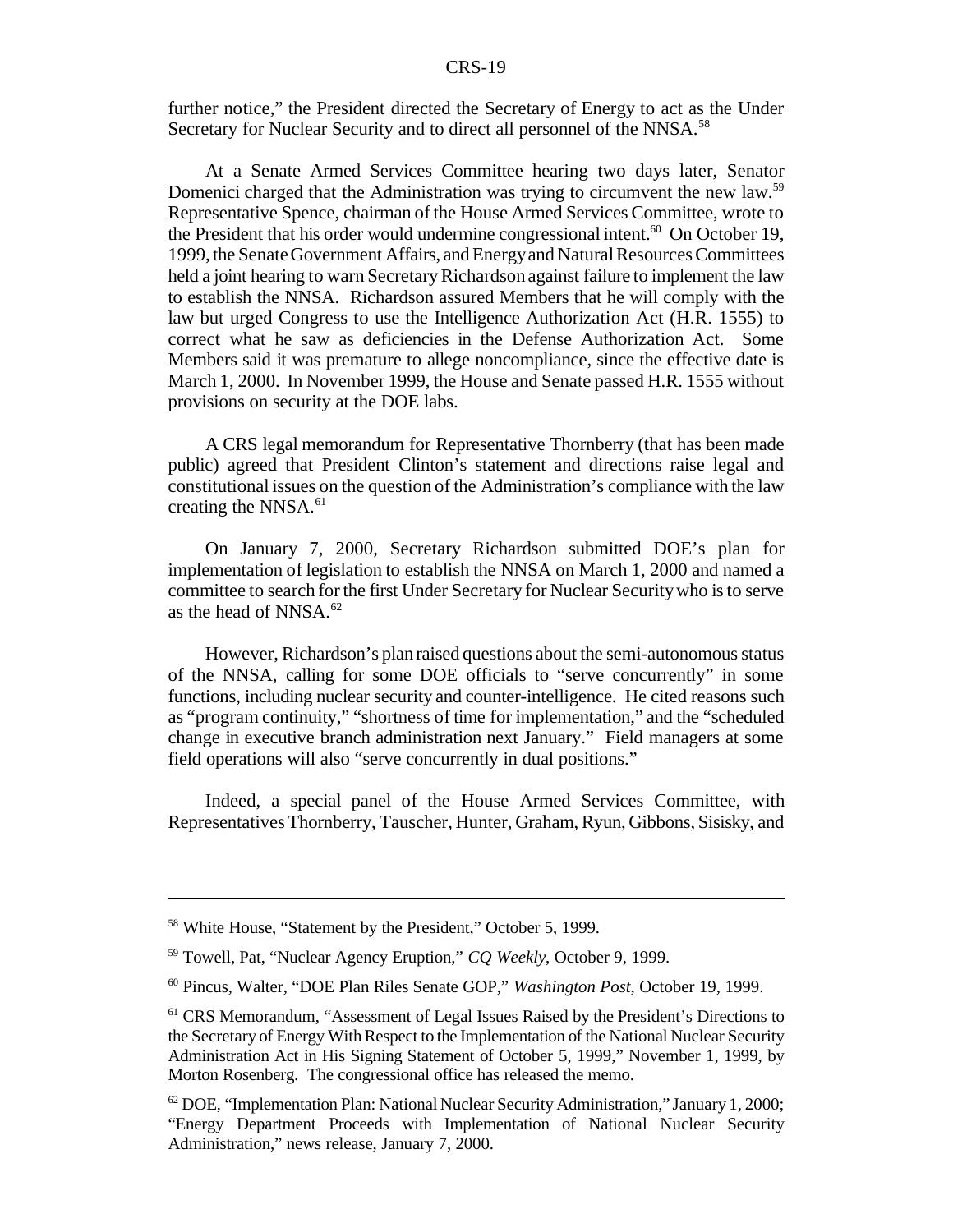further notice," the President directed the Secretary of Energy to act as the Under Secretary for Nuclear Security and to direct all personnel of the NNSA.[58]

At a Senate Armed Services Committee hearing two days later, Senator Domenici charged that the Administration was trying to circumvent the new law.[59] Representative Spence, chairman of the House Armed Services Committee, wrote to the President that his order would undermine congressional intent.[60] On October 19, 1999, the Senate Government Affairs, and Energy and Natural Resources Committees held a joint hearing to warn Secretary Richardson against failure to implement the law to establish the NNSA. Richardson assured Members that he will comply with the law but urged Congress to use the Intelligence Authorization Act (H.R. 1555) to correct what he saw as deficiencies in the Defense Authorization Act. Some Members said it was premature to allege noncompliance, since the effective date is March 1, 2000. In November 1999, the House and Senate passed H.R. 1555 without provisions on security at the DOE labs.

A CRS legal memorandum for Representative Thornberry (that has been made public) agreed that President Clinton's statement and directions raise legal and constitutional issues on the question of the Administration's compliance with the law creating the NNSA.[61]

On January 7, 2000, Secretary Richardson submitted DOE's plan for implementation of legislation to establish the NNSA on March 1, 2000 and named a committee to search for the first Under Secretary for Nuclear Security who is to serve as the head of NNSA.[62]

However, Richardson's plan raised questions about the semi-autonomous status of the NNSA, calling for some DOE officials to "serve concurrently" in some functions, including nuclear security and counter-intelligence. He cited reasons such as "program continuity," "shortness of time for implementation," and the "scheduled change in executive branch administration next January." Field managers at some field operations will also "serve concurrently in dual positions."

Indeed, a special panel of the House Armed Services Committee, with Representatives Thornberry, Tauscher, Hunter, Graham, Ryun, Gibbons, Sisisky, and

---

[58] White House, "Statement by the President," October 5, 1999.

[59] Towell, Pat, "Nuclear Agency Eruption," *CQ Weekly*, October 9, 1999.

[60] Pincus, Walter, "DOE Plan Riles Senate GOP," *Washington Post*, October 19, 1999.

[61] CRS Memorandum, "Assessment of Legal Issues Raised by the President's Directions to the Secretary of Energy With Respect to the Implementation of the National Nuclear Security Administration Act in His Signing Statement of October 5, 1999," November 1, 1999, by Morton Rosenberg. The congressional office has released the memo.

[62] DOE, "Implementation Plan: National Nuclear Security Administration," January 1, 2000; "Energy Department Proceeds with Implementation of National Nuclear Security Administration," news release, January 7, 2000.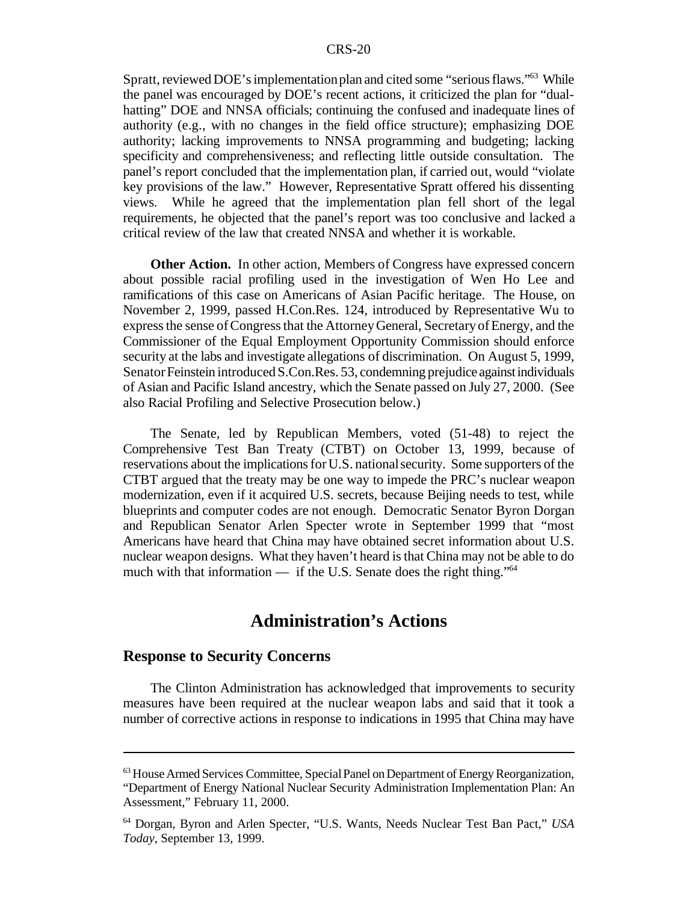Spratt, reviewed DOE's implementation plan and cited some "serious flaws."[63] While the panel was encouraged by DOE's recent actions, it criticized the plan for "dual-hatting" DOE and NNSA officials; continuing the confused and inadequate lines of authority (e.g., with no changes in the field office structure); emphasizing DOE authority; lacking improvements to NNSA programming and budgeting; lacking specificity and comprehensiveness; and reflecting little outside consultation. The panel's report concluded that the implementation plan, if carried out, would "violate key provisions of the law." However, Representative Spratt offered his dissenting views. While he agreed that the implementation plan fell short of the legal requirements, he objected that the panel's report was too conclusive and lacked a critical review of the law that created NNSA and whether it is workable.

**Other Action.** In other action, Members of Congress have expressed concern about possible racial profiling used in the investigation of Wen Ho Lee and ramifications of this case on Americans of Asian Pacific heritage. The House, on November 2, 1999, passed H.Con.Res. 124, introduced by Representative Wu to express the sense of Congress that the Attorney General, Secretary of Energy, and the Commissioner of the Equal Employment Opportunity Commission should enforce security at the labs and investigate allegations of discrimination. On August 5, 1999, Senator Feinstein introduced S.Con.Res. 53, condemning prejudice against individuals of Asian and Pacific Island ancestry, which the Senate passed on July 27, 2000. (See also Racial Profiling and Selective Prosecution below.)

The Senate, led by Republican Members, voted (51-48) to reject the Comprehensive Test Ban Treaty (CTBT) on October 13, 1999, because of reservations about the implications for U.S. national security. Some supporters of the CTBT argued that the treaty may be one way to impede the PRC's nuclear weapon modernization, even if it acquired U.S. secrets, because Beijing needs to test, while blueprints and computer codes are not enough. Democratic Senator Byron Dorgan and Republican Senator Arlen Specter wrote in September 1999 that "most Americans have heard that China may have obtained secret information about U.S. nuclear weapon designs. What they haven't heard is that China may not be able to do much with that information — if the U.S. Senate does the right thing."[64]

# Administration's Actions

## Response to Security Concerns

The Clinton Administration has acknowledged that improvements to security measures have been required at the nuclear weapon labs and said that it took a number of corrective actions in response to indications in 1995 that China may have

---

[63] House Armed Services Committee, Special Panel on Department of Energy Reorganization, "Department of Energy National Nuclear Security Administration Implementation Plan: An Assessment," February 11, 2000.

[64] Dorgan, Byron and Arlen Specter, "U.S. Wants, Needs Nuclear Test Ban Pact," *USA Today*, September 13, 1999.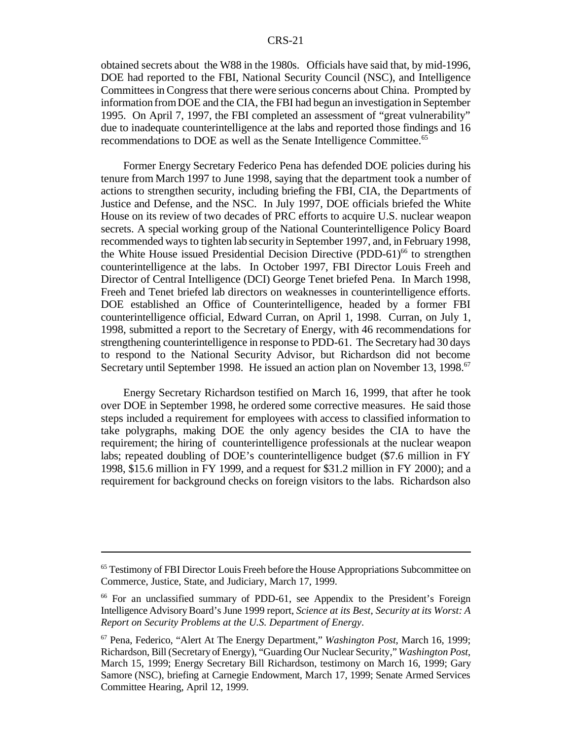obtained secrets about the W88 in the 1980s. Officials have said that, by mid-1996, DOE had reported to the FBI, National Security Council (NSC), and Intelligence Committees in Congress that there were serious concerns about China. Prompted by information from DOE and the CIA, the FBI had begun an investigation in September 1995. On April 7, 1997, the FBI completed an assessment of "great vulnerability" due to inadequate counterintelligence at the labs and reported those findings and 16 recommendations to DOE as well as the Senate Intelligence Committee.[65]

Former Energy Secretary Federico Pena has defended DOE policies during his tenure from March 1997 to June 1998, saying that the department took a number of actions to strengthen security, including briefing the FBI, CIA, the Departments of Justice and Defense, and the NSC. In July 1997, DOE officials briefed the White House on its review of two decades of PRC efforts to acquire U.S. nuclear weapon secrets. A special working group of the National Counterintelligence Policy Board recommended ways to tighten lab security in September 1997, and, in February 1998, the White House issued Presidential Decision Directive (PDD-61)[66] to strengthen counterintelligence at the labs. In October 1997, FBI Director Louis Freeh and Director of Central Intelligence (DCI) George Tenet briefed Pena. In March 1998, Freeh and Tenet briefed lab directors on weaknesses in counterintelligence efforts. DOE established an Office of Counterintelligence, headed by a former FBI counterintelligence official, Edward Curran, on April 1, 1998. Curran, on July 1, 1998, submitted a report to the Secretary of Energy, with 46 recommendations for strengthening counterintelligence in response to PDD-61. The Secretary had 30 days to respond to the National Security Advisor, but Richardson did not become Secretary until September 1998. He issued an action plan on November 13, 1998.[67]

Energy Secretary Richardson testified on March 16, 1999, that after he took over DOE in September 1998, he ordered some corrective measures. He said those steps included a requirement for employees with access to classified information to take polygraphs, making DOE the only agency besides the CIA to have the requirement; the hiring of counterintelligence professionals at the nuclear weapon labs; repeated doubling of DOE's counterintelligence budget ($7.6 million in FY 1998, $15.6 million in FY 1999, and a request for $31.2 million in FY 2000); and a requirement for background checks on foreign visitors to the labs. Richardson also

---

[65] Testimony of FBI Director Louis Freeh before the House Appropriations Subcommittee on Commerce, Justice, State, and Judiciary, March 17, 1999.

[66] For an unclassified summary of PDD-61, see Appendix to the President's Foreign Intelligence Advisory Board's June 1999 report, *Science at its Best, Security at its Worst: A Report on Security Problems at the U.S. Department of Energy*.

[67] Pena, Federico, "Alert At The Energy Department," *Washington Post*, March 16, 1999; Richardson, Bill (Secretary of Energy), "Guarding Our Nuclear Security," *Washington Post*, March 15, 1999; Energy Secretary Bill Richardson, testimony on March 16, 1999; Gary Samore (NSC), briefing at Carnegie Endowment, March 17, 1999; Senate Armed Services Committee Hearing, April 12, 1999.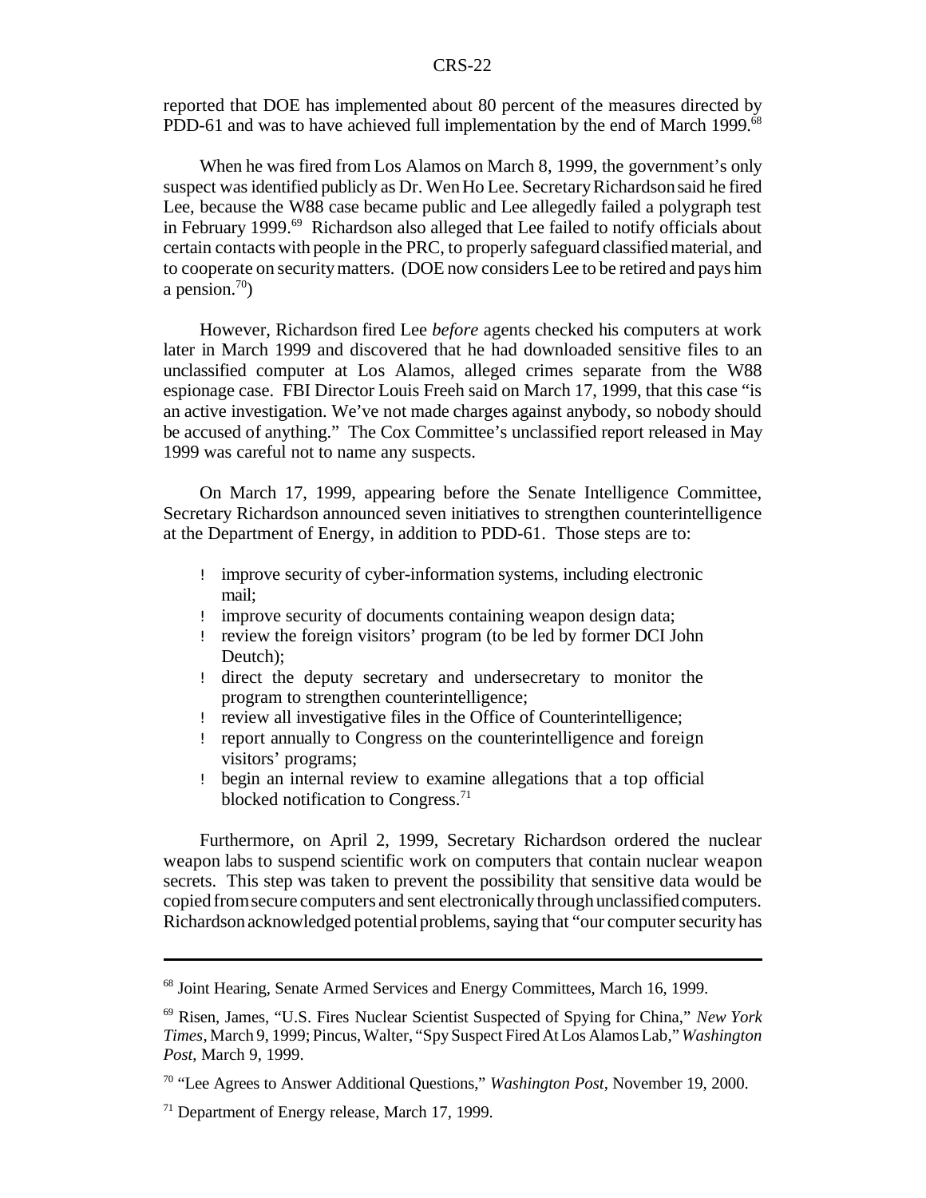reported that DOE has implemented about 80 percent of the measures directed by PDD-61 and was to have achieved full implementation by the end of March 1999.[68]

When he was fired from Los Alamos on March 8, 1999, the government's only suspect was identified publicly as Dr. Wen Ho Lee. Secretary Richardson said he fired Lee, because the W88 case became public and Lee allegedly failed a polygraph test in February 1999.[69] Richardson also alleged that Lee failed to notify officials about certain contacts with people in the PRC, to properly safeguard classified material, and to cooperate on security matters. (DOE now considers Lee to be retired and pays him a pension.[70])

However, Richardson fired Lee *before* agents checked his computers at work later in March 1999 and discovered that he had downloaded sensitive files to an unclassified computer at Los Alamos, alleged crimes separate from the W88 espionage case. FBI Director Louis Freeh said on March 17, 1999, that this case "is an active investigation. We've not made charges against anybody, so nobody should be accused of anything." The Cox Committee's unclassified report released in May 1999 was careful not to name any suspects.

On March 17, 1999, appearing before the Senate Intelligence Committee, Secretary Richardson announced seven initiatives to strengthen counterintelligence at the Department of Energy, in addition to PDD-61. Those steps are to:

- improve security of cyber-information systems, including electronic mail;
- improve security of documents containing weapon design data;
- review the foreign visitors' program (to be led by former DCI John Deutch);
- direct the deputy secretary and undersecretary to monitor the program to strengthen counterintelligence;
- review all investigative files in the Office of Counterintelligence;
- report annually to Congress on the counterintelligence and foreign visitors' programs;
- begin an internal review to examine allegations that a top official blocked notification to Congress.[71]

Furthermore, on April 2, 1999, Secretary Richardson ordered the nuclear weapon labs to suspend scientific work on computers that contain nuclear weapon secrets. This step was taken to prevent the possibility that sensitive data would be copied from secure computers and sent electronically through unclassified computers. Richardson acknowledged potential problems, saying that "our computer security has

---

[68] Joint Hearing, Senate Armed Services and Energy Committees, March 16, 1999.

[69] Risen, James, "U.S. Fires Nuclear Scientist Suspected of Spying for China," *New York Times*, March 9, 1999; Pincus, Walter, "Spy Suspect Fired At Los Alamos Lab," *Washington Post*, March 9, 1999.

[70] "Lee Agrees to Answer Additional Questions," *Washington Post*, November 19, 2000.

[71] Department of Energy release, March 17, 1999.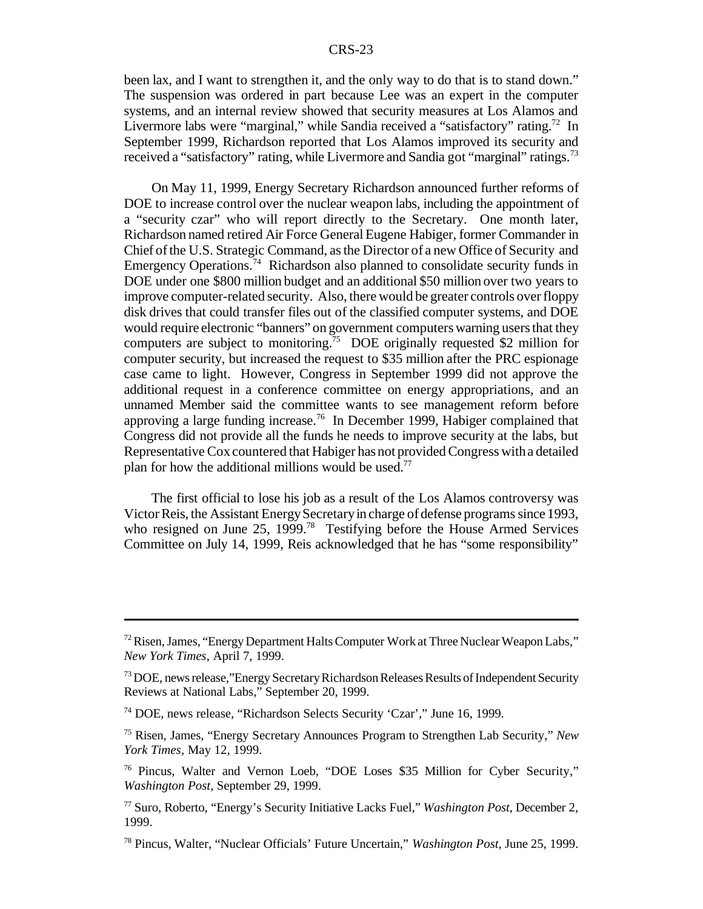been lax, and I want to strengthen it, and the only way to do that is to stand down." The suspension was ordered in part because Lee was an expert in the computer systems, and an internal review showed that security measures at Los Alamos and Livermore labs were "marginal," while Sandia received a "satisfactory" rating.[72] In September 1999, Richardson reported that Los Alamos improved its security and received a "satisfactory" rating, while Livermore and Sandia got "marginal" ratings.[73]

On May 11, 1999, Energy Secretary Richardson announced further reforms of DOE to increase control over the nuclear weapon labs, including the appointment of a "security czar" who will report directly to the Secretary. One month later, Richardson named retired Air Force General Eugene Habiger, former Commander in Chief of the U.S. Strategic Command, as the Director of a new Office of Security and Emergency Operations.[74] Richardson also planned to consolidate security funds in DOE under one $800 million budget and an additional $50 million over two years to improve computer-related security. Also, there would be greater controls over floppy disk drives that could transfer files out of the classified computer systems, and DOE would require electronic "banners" on government computers warning users that they computers are subject to monitoring.[75] DOE originally requested $2 million for computer security, but increased the request to $35 million after the PRC espionage case came to light. However, Congress in September 1999 did not approve the additional request in a conference committee on energy appropriations, and an unnamed Member said the committee wants to see management reform before approving a large funding increase.[76] In December 1999, Habiger complained that Congress did not provide all the funds he needs to improve security at the labs, but Representative Cox countered that Habiger has not provided Congress with a detailed plan for how the additional millions would be used.[77]

The first official to lose his job as a result of the Los Alamos controversy was Victor Reis, the Assistant Energy Secretary in charge of defense programs since 1993, who resigned on June 25, 1999.[78] Testifying before the House Armed Services Committee on July 14, 1999, Reis acknowledged that he has "some responsibility"

---

[72] Risen, James, "Energy Department Halts Computer Work at Three Nuclear Weapon Labs," *New York Times*, April 7, 1999.

[73] DOE, news release,"Energy Secretary Richardson Releases Results of Independent Security Reviews at National Labs," September 20, 1999.

[74] DOE, news release, "Richardson Selects Security 'Czar'," June 16, 1999.

[75] Risen, James, "Energy Secretary Announces Program to Strengthen Lab Security," *New York Times*, May 12, 1999.

[76] Pincus, Walter and Vernon Loeb, "DOE Loses $35 Million for Cyber Security," *Washington Post*, September 29, 1999.

[77] Suro, Roberto, "Energy's Security Initiative Lacks Fuel," *Washington Post*, December 2, 1999.

[78] Pincus, Walter, "Nuclear Officials' Future Uncertain," *Washington Post*, June 25, 1999.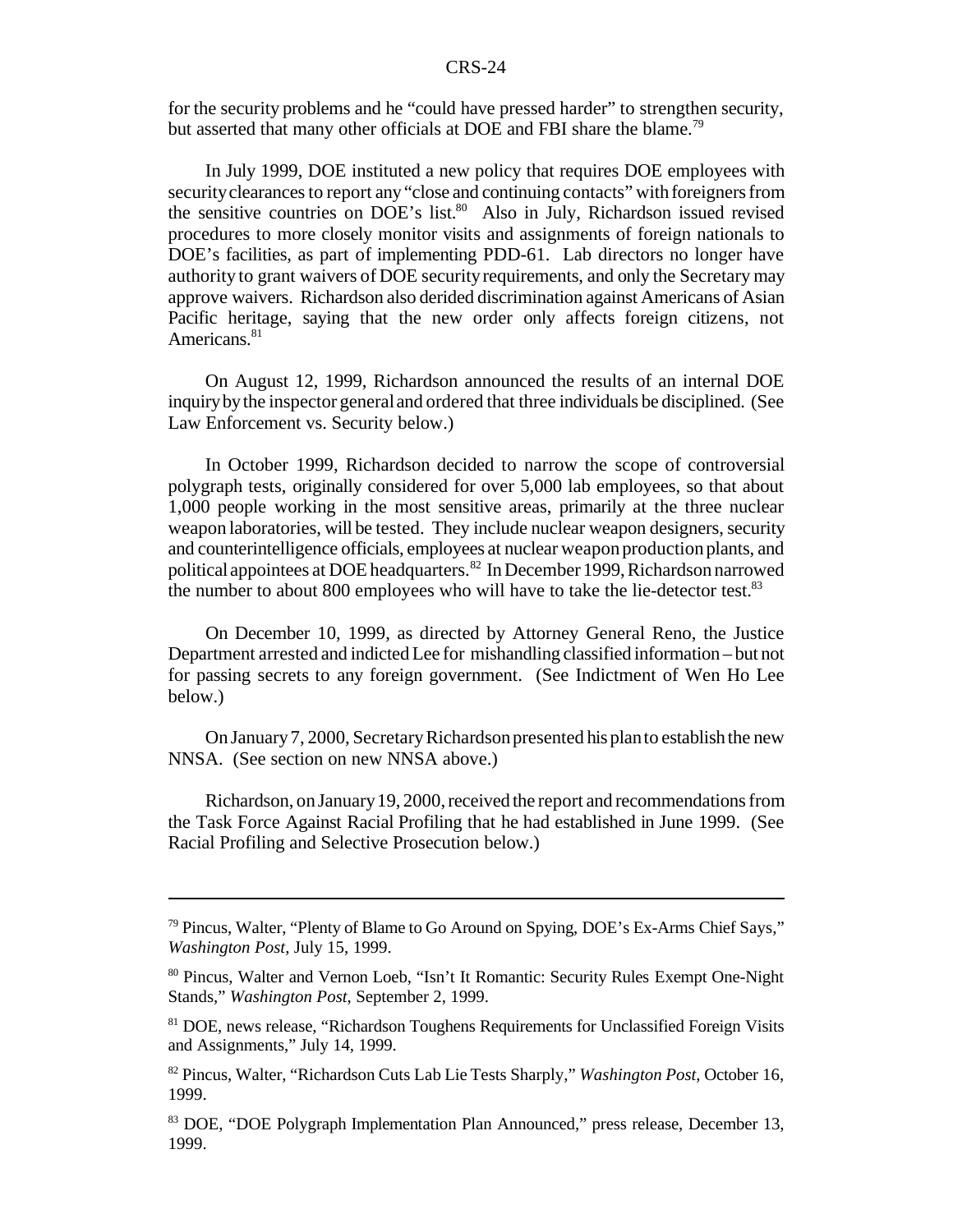for the security problems and he "could have pressed harder" to strengthen security, but asserted that many other officials at DOE and FBI share the blame.[79]

In July 1999, DOE instituted a new policy that requires DOE employees with security clearances to report any "close and continuing contacts" with foreigners from the sensitive countries on DOE's list.[80] Also in July, Richardson issued revised procedures to more closely monitor visits and assignments of foreign nationals to DOE's facilities, as part of implementing PDD-61. Lab directors no longer have authority to grant waivers of DOE security requirements, and only the Secretary may approve waivers. Richardson also derided discrimination against Americans of Asian Pacific heritage, saying that the new order only affects foreign citizens, not Americans.[81]

On August 12, 1999, Richardson announced the results of an internal DOE inquiry by the inspector general and ordered that three individuals be disciplined. (See Law Enforcement vs. Security below.)

In October 1999, Richardson decided to narrow the scope of controversial polygraph tests, originally considered for over 5,000 lab employees, so that about 1,000 people working in the most sensitive areas, primarily at the three nuclear weapon laboratories, will be tested. They include nuclear weapon designers, security and counterintelligence officials, employees at nuclear weapon production plants, and political appointees at DOE headquarters.[82] In December 1999, Richardson narrowed the number to about 800 employees who will have to take the lie-detector test.[83]

On December 10, 1999, as directed by Attorney General Reno, the Justice Department arrested and indicted Lee for mishandling classified information – but not for passing secrets to any foreign government. (See Indictment of Wen Ho Lee below.)

On January 7, 2000, Secretary Richardson presented his plan to establish the new NNSA. (See section on new NNSA above.)

Richardson, on January 19, 2000, received the report and recommendations from the Task Force Against Racial Profiling that he had established in June 1999. (See Racial Profiling and Selective Prosecution below.)

---

[79] Pincus, Walter, "Plenty of Blame to Go Around on Spying, DOE's Ex-Arms Chief Says," *Washington Post*, July 15, 1999.

[80] Pincus, Walter and Vernon Loeb, "Isn't It Romantic: Security Rules Exempt One-Night Stands," *Washington Post*, September 2, 1999.

[81] DOE, news release, "Richardson Toughens Requirements for Unclassified Foreign Visits and Assignments," July 14, 1999.

[82] Pincus, Walter, "Richardson Cuts Lab Lie Tests Sharply," *Washington Post*, October 16, 1999.

[83] DOE, "DOE Polygraph Implementation Plan Announced," press release, December 13, 1999.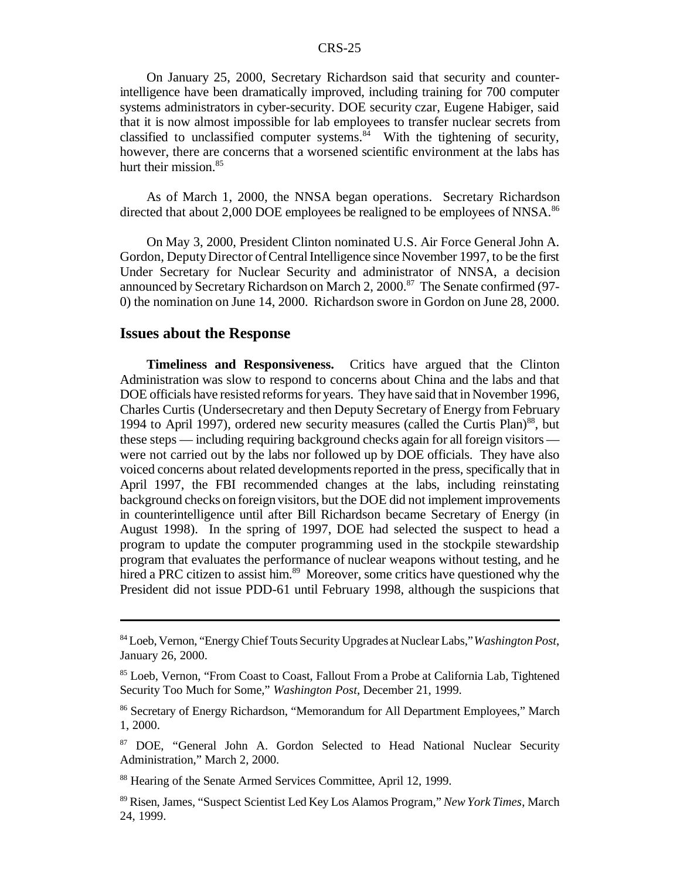On January 25, 2000, Secretary Richardson said that security and counter-intelligence have been dramatically improved, including training for 700 computer systems administrators in cyber-security. DOE security czar, Eugene Habiger, said that it is now almost impossible for lab employees to transfer nuclear secrets from classified to unclassified computer systems.[84] With the tightening of security, however, there are concerns that a worsened scientific environment at the labs has hurt their mission.[85]

As of March 1, 2000, the NNSA began operations. Secretary Richardson directed that about 2,000 DOE employees be realigned to be employees of NNSA.[86]

On May 3, 2000, President Clinton nominated U.S. Air Force General John A. Gordon, Deputy Director of Central Intelligence since November 1997, to be the first Under Secretary for Nuclear Security and administrator of NNSA, a decision announced by Secretary Richardson on March 2, 2000.[87] The Senate confirmed (97-0) the nomination on June 14, 2000. Richardson swore in Gordon on June 28, 2000.

## Issues about the Response

**Timeliness and Responsiveness.** Critics have argued that the Clinton Administration was slow to respond to concerns about China and the labs and that DOE officials have resisted reforms for years. They have said that in November 1996, Charles Curtis (Undersecretary and then Deputy Secretary of Energy from February 1994 to April 1997), ordered new security measures (called the Curtis Plan)[88], but these steps — including requiring background checks again for all foreign visitors — were not carried out by the labs nor followed up by DOE officials. They have also voiced concerns about related developments reported in the press, specifically that in April 1997, the FBI recommended changes at the labs, including reinstating background checks on foreign visitors, but the DOE did not implement improvements in counterintelligence until after Bill Richardson became Secretary of Energy (in August 1998). In the spring of 1997, DOE had selected the suspect to head a program to update the computer programming used in the stockpile stewardship program that evaluates the performance of nuclear weapons without testing, and he hired a PRC citizen to assist him.[89] Moreover, some critics have questioned why the President did not issue PDD-61 until February 1998, although the suspicions that

---

[84] Loeb, Vernon, "Energy Chief Touts Security Upgrades at Nuclear Labs," *Washington Post*, January 26, 2000.

[85] Loeb, Vernon, "From Coast to Coast, Fallout From a Probe at California Lab, Tightened Security Too Much for Some," *Washington Post*, December 21, 1999.

[86] Secretary of Energy Richardson, "Memorandum for All Department Employees," March 1, 2000.

[87] DOE, "General John A. Gordon Selected to Head National Nuclear Security Administration," March 2, 2000.

[88] Hearing of the Senate Armed Services Committee, April 12, 1999.

[89] Risen, James, "Suspect Scientist Led Key Los Alamos Program," *New York Times*, March 24, 1999.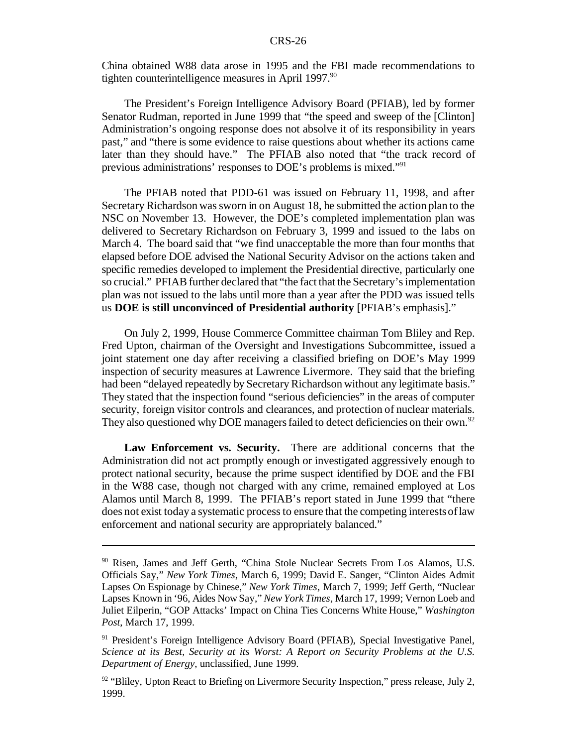China obtained W88 data arose in 1995 and the FBI made recommendations to tighten counterintelligence measures in April 1997.[90]

The President's Foreign Intelligence Advisory Board (PFIAB), led by former Senator Rudman, reported in June 1999 that "the speed and sweep of the [Clinton] Administration's ongoing response does not absolve it of its responsibility in years past," and "there is some evidence to raise questions about whether its actions came later than they should have." The PFIAB also noted that "the track record of previous administrations' responses to DOE's problems is mixed."[91]

The PFIAB noted that PDD-61 was issued on February 11, 1998, and after Secretary Richardson was sworn in on August 18, he submitted the action plan to the NSC on November 13. However, the DOE's completed implementation plan was delivered to Secretary Richardson on February 3, 1999 and issued to the labs on March 4. The board said that "we find unacceptable the more than four months that elapsed before DOE advised the National Security Advisor on the actions taken and specific remedies developed to implement the Presidential directive, particularly one so crucial." PFIAB further declared that "the fact that the Secretary's implementation plan was not issued to the labs until more than a year after the PDD was issued tells us **DOE is still unconvinced of Presidential authority** [PFIAB's emphasis]."

On July 2, 1999, House Commerce Committee chairman Tom Bliley and Rep. Fred Upton, chairman of the Oversight and Investigations Subcommittee, issued a joint statement one day after receiving a classified briefing on DOE's May 1999 inspection of security measures at Lawrence Livermore. They said that the briefing had been "delayed repeatedly by Secretary Richardson without any legitimate basis." They stated that the inspection found "serious deficiencies" in the areas of computer security, foreign visitor controls and clearances, and protection of nuclear materials. They also questioned why DOE managers failed to detect deficiencies on their own.[92]

**Law Enforcement vs. Security.** There are additional concerns that the Administration did not act promptly enough or investigated aggressively enough to protect national security, because the prime suspect identified by DOE and the FBI in the W88 case, though not charged with any crime, remained employed at Los Alamos until March 8, 1999. The PFIAB's report stated in June 1999 that "there does not exist today a systematic process to ensure that the competing interests of law enforcement and national security are appropriately balanced."

---

[90] Risen, James and Jeff Gerth, "China Stole Nuclear Secrets From Los Alamos, U.S. Officials Say," *New York Times*, March 6, 1999; David E. Sanger, "Clinton Aides Admit Lapses On Espionage by Chinese," *New York Times*, March 7, 1999; Jeff Gerth, "Nuclear Lapses Known in '96, Aides Now Say," *New York Times*, March 17, 1999; Vernon Loeb and Juliet Eilperin, "GOP Attacks' Impact on China Ties Concerns White House," *Washington Post*, March 17, 1999.

[91] President's Foreign Intelligence Advisory Board (PFIAB), Special Investigative Panel, *Science at its Best, Security at its Worst: A Report on Security Problems at the U.S. Department of Energy*, unclassified, June 1999.

[92] "Bliley, Upton React to Briefing on Livermore Security Inspection," press release, July 2, 1999.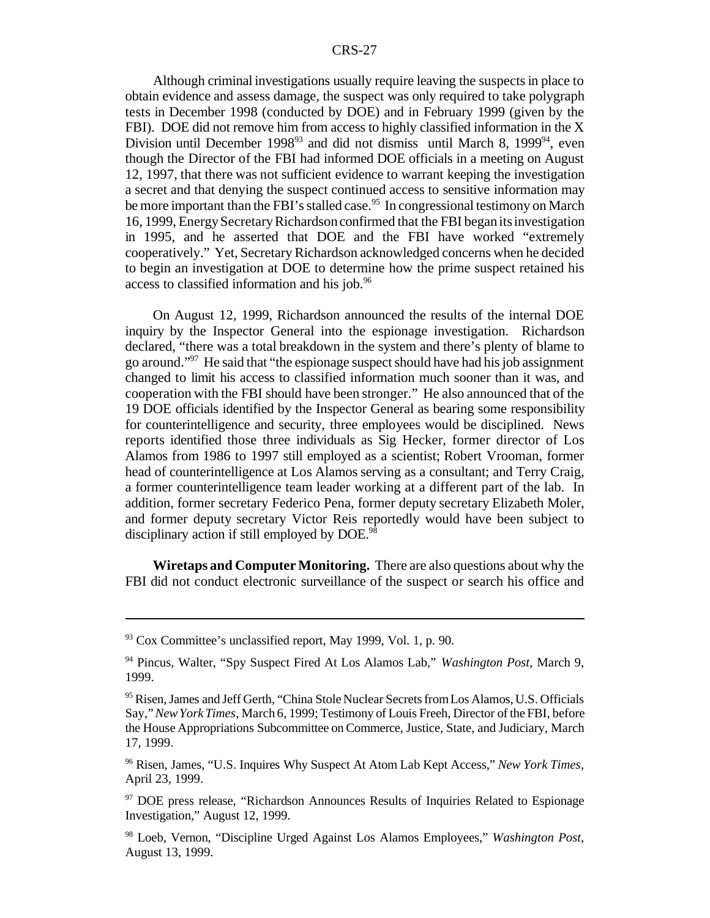Although criminal investigations usually require leaving the suspects in place to obtain evidence and assess damage, the suspect was only required to take polygraph tests in December 1998 (conducted by DOE) and in February 1999 (given by the FBI). DOE did not remove him from access to highly classified information in the X Division until December 1998[93] and did not dismiss until March 8, 1999[94], even though the Director of the FBI had informed DOE officials in a meeting on August 12, 1997, that there was not sufficient evidence to warrant keeping the investigation a secret and that denying the suspect continued access to sensitive information may be more important than the FBI's stalled case.[95] In congressional testimony on March 16, 1999, Energy Secretary Richardson confirmed that the FBI began its investigation in 1995, and he asserted that DOE and the FBI have worked "extremely cooperatively." Yet, Secretary Richardson acknowledged concerns when he decided to begin an investigation at DOE to determine how the prime suspect retained his access to classified information and his job.[96]

On August 12, 1999, Richardson announced the results of the internal DOE inquiry by the Inspector General into the espionage investigation. Richardson declared, "there was a total breakdown in the system and there's plenty of blame to go around."[97] He said that "the espionage suspect should have had his job assignment changed to limit his access to classified information much sooner than it was, and cooperation with the FBI should have been stronger." He also announced that of the 19 DOE officials identified by the Inspector General as bearing some responsibility for counterintelligence and security, three employees would be disciplined. News reports identified those three individuals as Sig Hecker, former director of Los Alamos from 1986 to 1997 still employed as a scientist; Robert Vrooman, former head of counterintelligence at Los Alamos serving as a consultant; and Terry Craig, a former counterintelligence team leader working at a different part of the lab. In addition, former secretary Federico Pena, former deputy secretary Elizabeth Moler, and former deputy secretary Victor Reis reportedly would have been subject to disciplinary action if still employed by DOE.[98]

**Wiretaps and Computer Monitoring.** There are also questions about why the FBI did not conduct electronic surveillance of the suspect or search his office and

---

[93] Cox Committee's unclassified report, May 1999, Vol. 1, p. 90.

[94] Pincus, Walter, "Spy Suspect Fired At Los Alamos Lab," *Washington Post*, March 9, 1999.

[95] Risen, James and Jeff Gerth, "China Stole Nuclear Secrets from Los Alamos, U.S. Officials Say," *New York Times*, March 6, 1999; Testimony of Louis Freeh, Director of the FBI, before the House Appropriations Subcommittee on Commerce, Justice, State, and Judiciary, March 17, 1999.

[96] Risen, James, "U.S. Inquires Why Suspect At Atom Lab Kept Access," *New York Times*, April 23, 1999.

[97] DOE press release, "Richardson Announces Results of Inquiries Related to Espionage Investigation," August 12, 1999.

[98] Loeb, Vernon, "Discipline Urged Against Los Alamos Employees," *Washington Post*, August 13, 1999.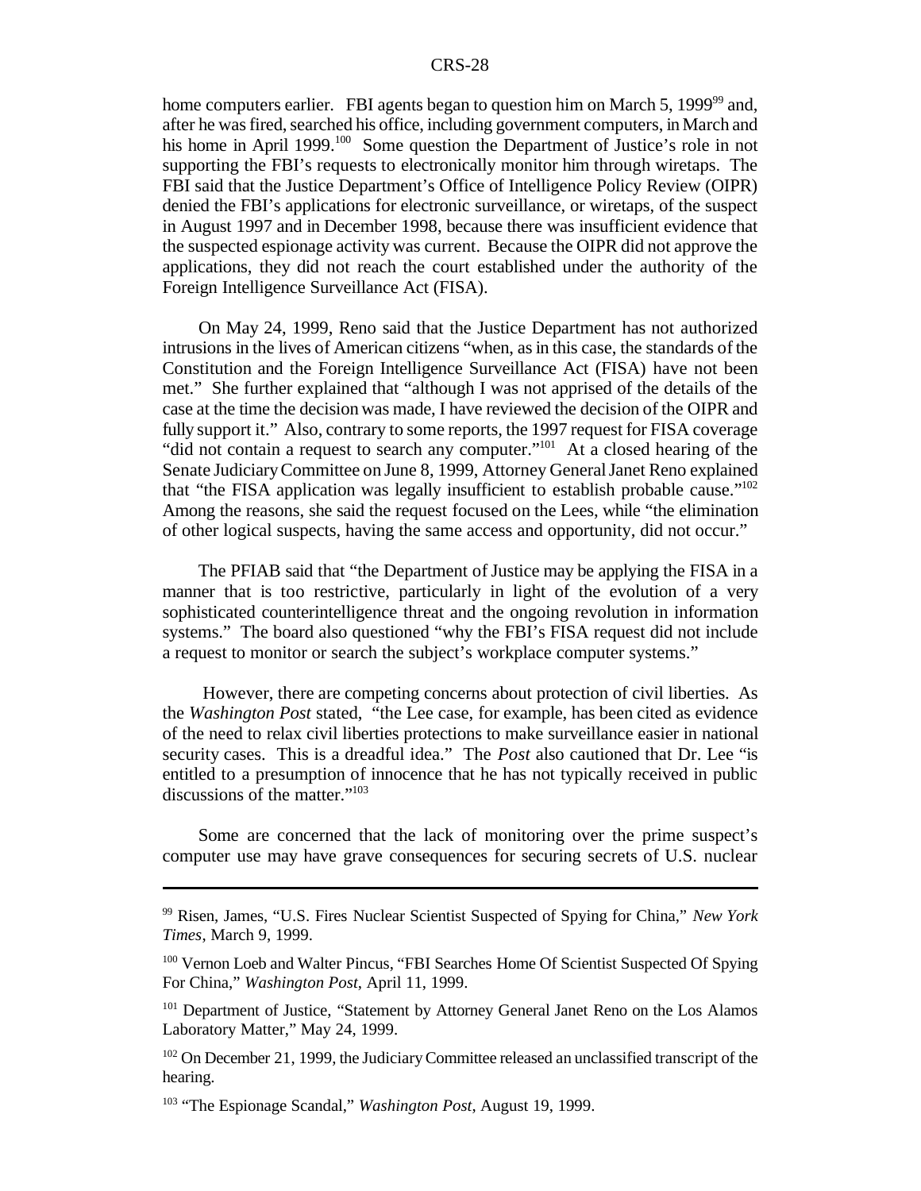home computers earlier. FBI agents began to question him on March 5, 1999[99] and, after he was fired, searched his office, including government computers, in March and his home in April 1999.[100] Some question the Department of Justice's role in not supporting the FBI's requests to electronically monitor him through wiretaps. The FBI said that the Justice Department's Office of Intelligence Policy Review (OIPR) denied the FBI's applications for electronic surveillance, or wiretaps, of the suspect in August 1997 and in December 1998, because there was insufficient evidence that the suspected espionage activity was current. Because the OIPR did not approve the applications, they did not reach the court established under the authority of the Foreign Intelligence Surveillance Act (FISA).

On May 24, 1999, Reno said that the Justice Department has not authorized intrusions in the lives of American citizens "when, as in this case, the standards of the Constitution and the Foreign Intelligence Surveillance Act (FISA) have not been met." She further explained that "although I was not apprised of the details of the case at the time the decision was made, I have reviewed the decision of the OIPR and fully support it." Also, contrary to some reports, the 1997 request for FISA coverage "did not contain a request to search any computer."[101] At a closed hearing of the Senate Judiciary Committee on June 8, 1999, Attorney General Janet Reno explained that "the FISA application was legally insufficient to establish probable cause."[102] Among the reasons, she said the request focused on the Lees, while "the elimination of other logical suspects, having the same access and opportunity, did not occur."

The PFIAB said that "the Department of Justice may be applying the FISA in a manner that is too restrictive, particularly in light of the evolution of a very sophisticated counterintelligence threat and the ongoing revolution in information systems." The board also questioned "why the FBI's FISA request did not include a request to monitor or search the subject's workplace computer systems."

However, there are competing concerns about protection of civil liberties. As the *Washington Post* stated, "the Lee case, for example, has been cited as evidence of the need to relax civil liberties protections to make surveillance easier in national security cases. This is a dreadful idea." The *Post* also cautioned that Dr. Lee "is entitled to a presumption of innocence that he has not typically received in public discussions of the matter."[103]

Some are concerned that the lack of monitoring over the prime suspect's computer use may have grave consequences for securing secrets of U.S. nuclear

---

[99] Risen, James, "U.S. Fires Nuclear Scientist Suspected of Spying for China," *New York Times*, March 9, 1999.

[100] Vernon Loeb and Walter Pincus, "FBI Searches Home Of Scientist Suspected Of Spying For China," *Washington Post*, April 11, 1999.

[101] Department of Justice, "Statement by Attorney General Janet Reno on the Los Alamos Laboratory Matter," May 24, 1999.

[102] On December 21, 1999, the Judiciary Committee released an unclassified transcript of the hearing.

[103] "The Espionage Scandal," *Washington Post*, August 19, 1999.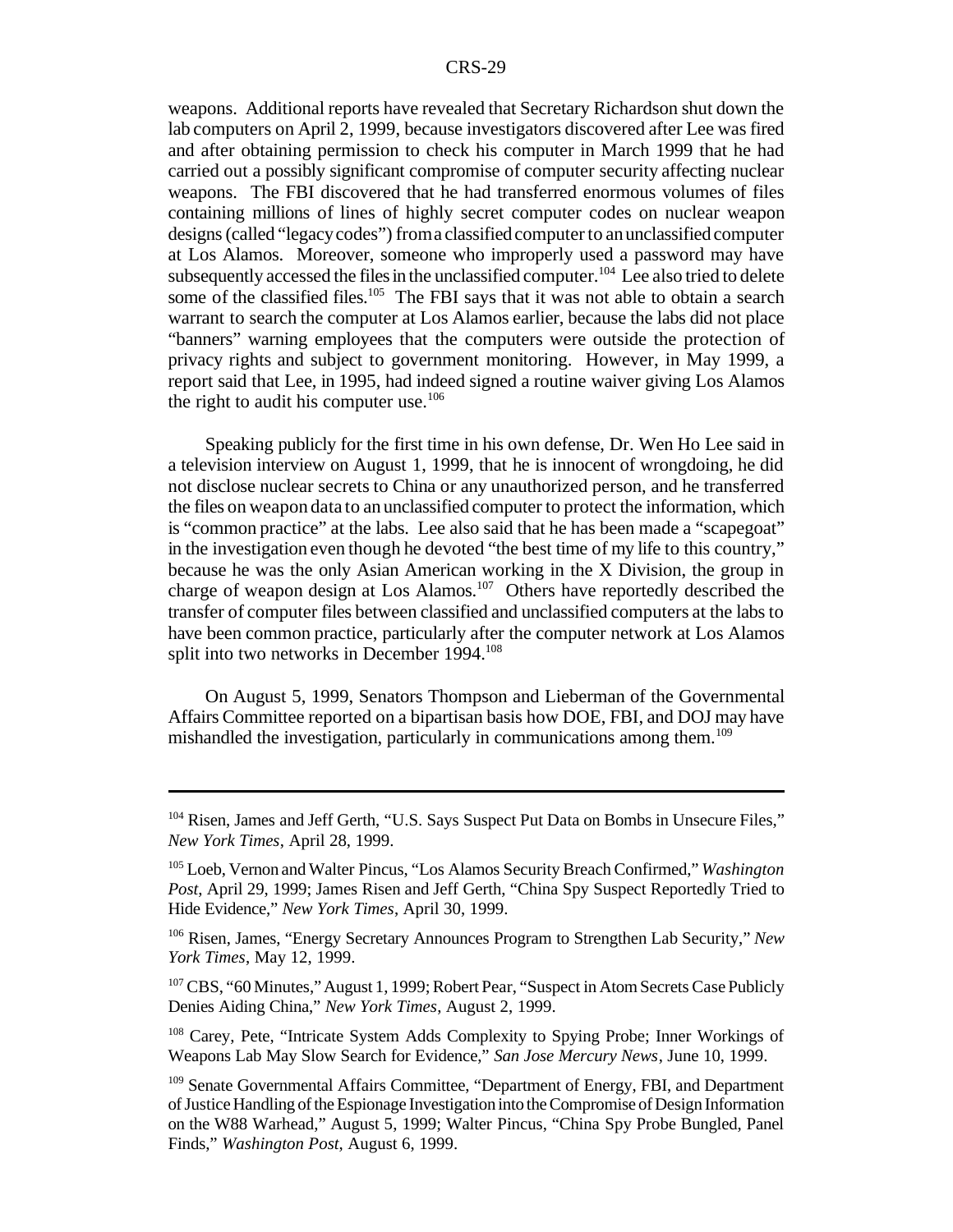weapons. Additional reports have revealed that Secretary Richardson shut down the lab computers on April 2, 1999, because investigators discovered after Lee was fired and after obtaining permission to check his computer in March 1999 that he had carried out a possibly significant compromise of computer security affecting nuclear weapons. The FBI discovered that he had transferred enormous volumes of files containing millions of lines of highly secret computer codes on nuclear weapon designs (called "legacy codes") from a classified computer to an unclassified computer at Los Alamos. Moreover, someone who improperly used a password may have subsequently accessed the files in the unclassified computer.[104] Lee also tried to delete some of the classified files.[105] The FBI says that it was not able to obtain a search warrant to search the computer at Los Alamos earlier, because the labs did not place "banners" warning employees that the computers were outside the protection of privacy rights and subject to government monitoring. However, in May 1999, a report said that Lee, in 1995, had indeed signed a routine waiver giving Los Alamos the right to audit his computer use.[106]

Speaking publicly for the first time in his own defense, Dr. Wen Ho Lee said in a television interview on August 1, 1999, that he is innocent of wrongdoing, he did not disclose nuclear secrets to China or any unauthorized person, and he transferred the files on weapon data to an unclassified computer to protect the information, which is "common practice" at the labs. Lee also said that he has been made a "scapegoat" in the investigation even though he devoted "the best time of my life to this country," because he was the only Asian American working in the X Division, the group in charge of weapon design at Los Alamos.[107] Others have reportedly described the transfer of computer files between classified and unclassified computers at the labs to have been common practice, particularly after the computer network at Los Alamos split into two networks in December 1994.[108]

On August 5, 1999, Senators Thompson and Lieberman of the Governmental Affairs Committee reported on a bipartisan basis how DOE, FBI, and DOJ may have mishandled the investigation, particularly in communications among them.[109]

---

[104] Risen, James and Jeff Gerth, "U.S. Says Suspect Put Data on Bombs in Unsecure Files," *New York Times*, April 28, 1999.

[105] Loeb, Vernon and Walter Pincus, "Los Alamos Security Breach Confirmed," *Washington Post*, April 29, 1999; James Risen and Jeff Gerth, "China Spy Suspect Reportedly Tried to Hide Evidence," *New York Times*, April 30, 1999.

[106] Risen, James, "Energy Secretary Announces Program to Strengthen Lab Security," *New York Times*, May 12, 1999.

[107] CBS, "60 Minutes," August 1, 1999; Robert Pear, "Suspect in Atom Secrets Case Publicly Denies Aiding China," *New York Times*, August 2, 1999.

[108] Carey, Pete, "Intricate System Adds Complexity to Spying Probe; Inner Workings of Weapons Lab May Slow Search for Evidence," *San Jose Mercury News*, June 10, 1999.

[109] Senate Governmental Affairs Committee, "Department of Energy, FBI, and Department of Justice Handling of the Espionage Investigation into the Compromise of Design Information on the W88 Warhead," August 5, 1999; Walter Pincus, "China Spy Probe Bungled, Panel Finds," *Washington Post*, August 6, 1999.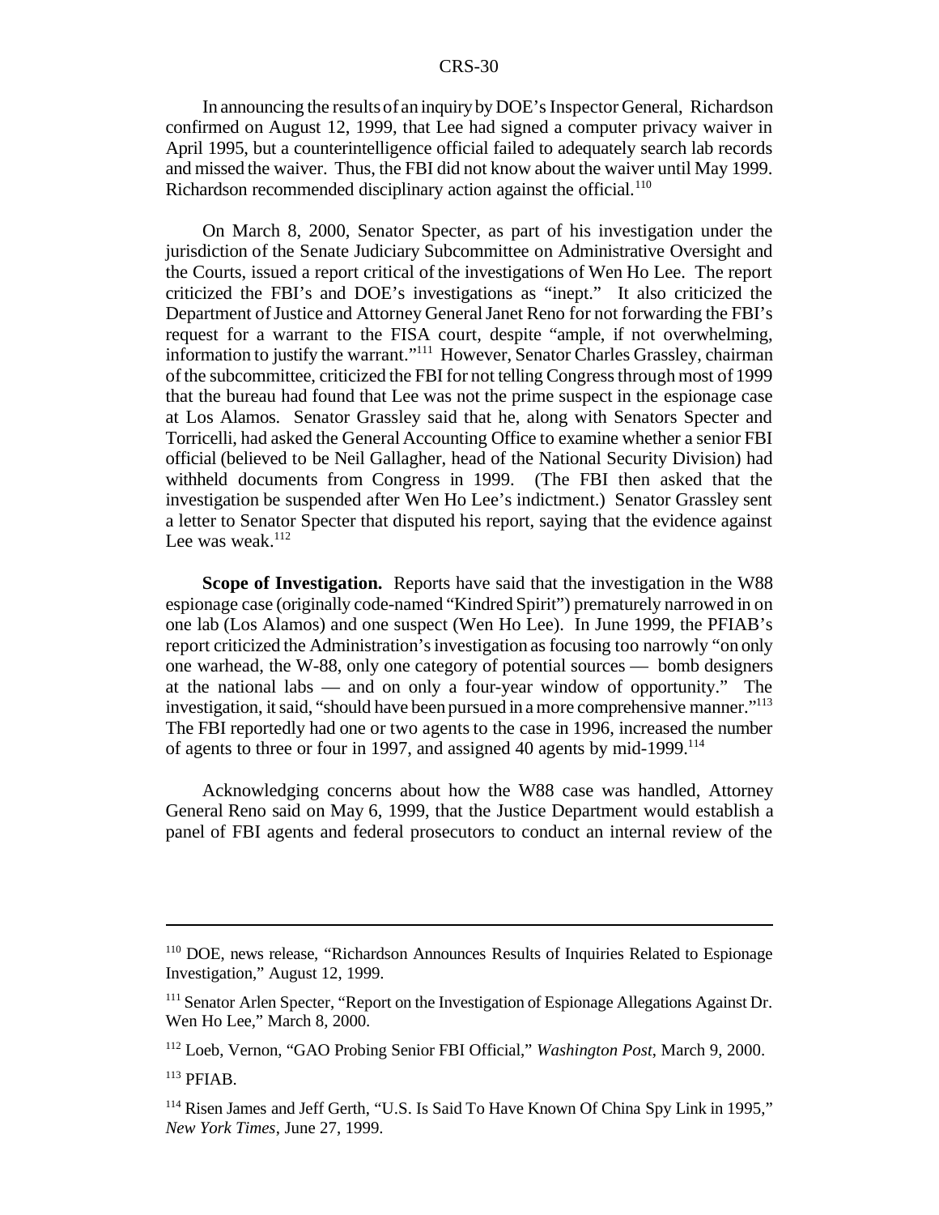In announcing the results of an inquiry by DOE's Inspector General, Richardson confirmed on August 12, 1999, that Lee had signed a computer privacy waiver in April 1995, but a counterintelligence official failed to adequately search lab records and missed the waiver. Thus, the FBI did not know about the waiver until May 1999. Richardson recommended disciplinary action against the official.[110]

On March 8, 2000, Senator Specter, as part of his investigation under the jurisdiction of the Senate Judiciary Subcommittee on Administrative Oversight and the Courts, issued a report critical of the investigations of Wen Ho Lee. The report criticized the FBI's and DOE's investigations as "inept." It also criticized the Department of Justice and Attorney General Janet Reno for not forwarding the FBI's request for a warrant to the FISA court, despite "ample, if not overwhelming, information to justify the warrant."[111] However, Senator Charles Grassley, chairman of the subcommittee, criticized the FBI for not telling Congress through most of 1999 that the bureau had found that Lee was not the prime suspect in the espionage case at Los Alamos. Senator Grassley said that he, along with Senators Specter and Torricelli, had asked the General Accounting Office to examine whether a senior FBI official (believed to be Neil Gallagher, head of the National Security Division) had withheld documents from Congress in 1999. (The FBI then asked that the investigation be suspended after Wen Ho Lee's indictment.) Senator Grassley sent a letter to Senator Specter that disputed his report, saying that the evidence against Lee was weak.[112]

**Scope of Investigation.** Reports have said that the investigation in the W88 espionage case (originally code-named "Kindred Spirit") prematurely narrowed in on one lab (Los Alamos) and one suspect (Wen Ho Lee). In June 1999, the PFIAB's report criticized the Administration's investigation as focusing too narrowly "on only one warhead, the W-88, only one category of potential sources — bomb designers at the national labs — and on only a four-year window of opportunity." The investigation, it said, "should have been pursued in a more comprehensive manner."[113] The FBI reportedly had one or two agents to the case in 1996, increased the number of agents to three or four in 1997, and assigned 40 agents by mid-1999.[114]

Acknowledging concerns about how the W88 case was handled, Attorney General Reno said on May 6, 1999, that the Justice Department would establish a panel of FBI agents and federal prosecutors to conduct an internal review of the

---

[110] DOE, news release, "Richardson Announces Results of Inquiries Related to Espionage Investigation," August 12, 1999.

[111] Senator Arlen Specter, "Report on the Investigation of Espionage Allegations Against Dr. Wen Ho Lee," March 8, 2000.

[112] Loeb, Vernon, "GAO Probing Senior FBI Official," *Washington Post*, March 9, 2000.

[113] PFIAB.

[114] Risen James and Jeff Gerth, "U.S. Is Said To Have Known Of China Spy Link in 1995," *New York Times*, June 27, 1999.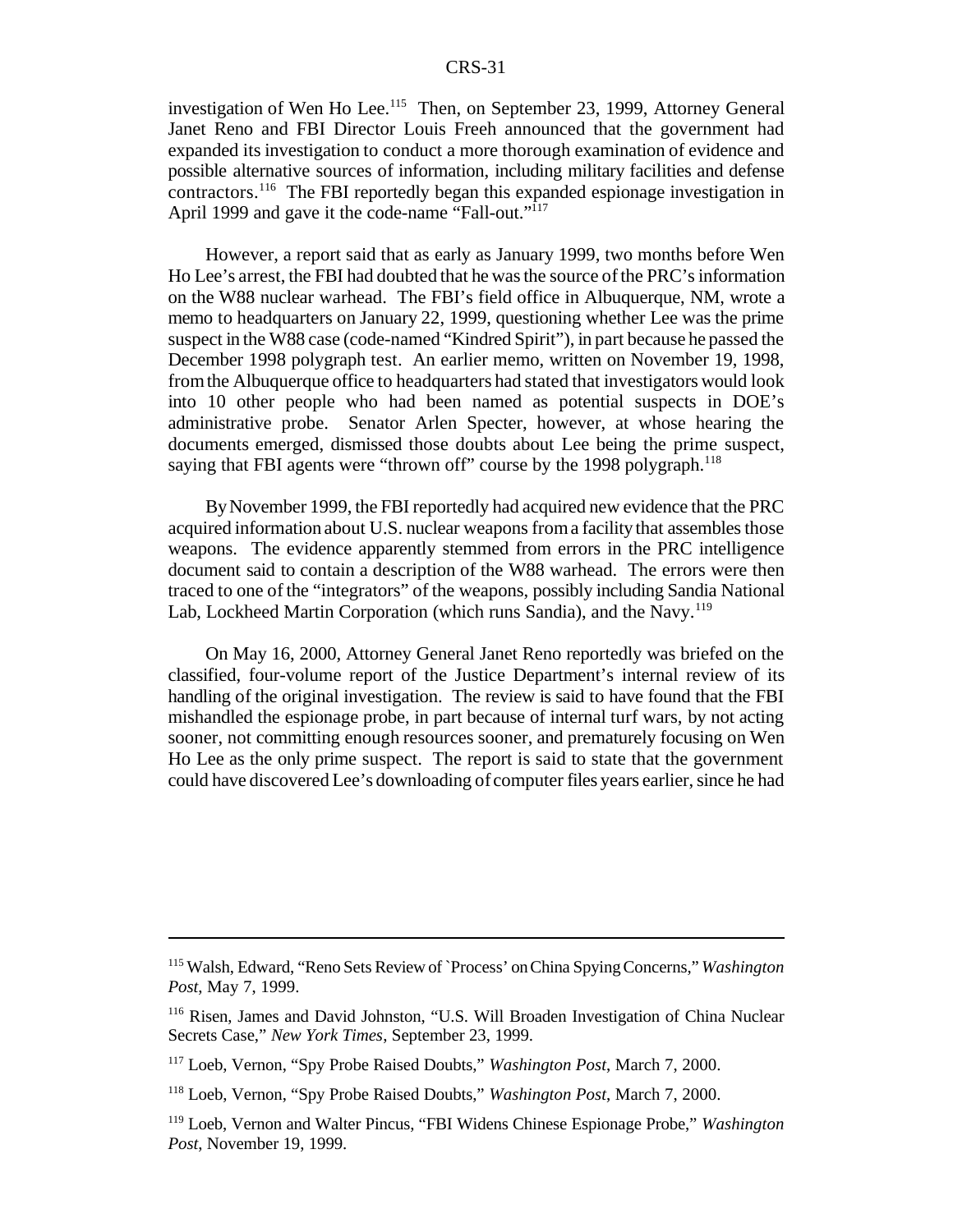investigation of Wen Ho Lee.[115] Then, on September 23, 1999, Attorney General Janet Reno and FBI Director Louis Freeh announced that the government had expanded its investigation to conduct a more thorough examination of evidence and possible alternative sources of information, including military facilities and defense contractors.[116] The FBI reportedly began this expanded espionage investigation in April 1999 and gave it the code-name "Fall-out."[117]

However, a report said that as early as January 1999, two months before Wen Ho Lee's arrest, the FBI had doubted that he was the source of the PRC's information on the W88 nuclear warhead. The FBI's field office in Albuquerque, NM, wrote a memo to headquarters on January 22, 1999, questioning whether Lee was the prime suspect in the W88 case (code-named "Kindred Spirit"), in part because he passed the December 1998 polygraph test. An earlier memo, written on November 19, 1998, from the Albuquerque office to headquarters had stated that investigators would look into 10 other people who had been named as potential suspects in DOE's administrative probe. Senator Arlen Specter, however, at whose hearing the documents emerged, dismissed those doubts about Lee being the prime suspect, saying that FBI agents were "thrown off" course by the 1998 polygraph.[118]

By November 1999, the FBI reportedly had acquired new evidence that the PRC acquired information about U.S. nuclear weapons from a facility that assembles those weapons. The evidence apparently stemmed from errors in the PRC intelligence document said to contain a description of the W88 warhead. The errors were then traced to one of the "integrators" of the weapons, possibly including Sandia National Lab, Lockheed Martin Corporation (which runs Sandia), and the Navy.[119]

On May 16, 2000, Attorney General Janet Reno reportedly was briefed on the classified, four-volume report of the Justice Department's internal review of its handling of the original investigation. The review is said to have found that the FBI mishandled the espionage probe, in part because of internal turf wars, by not acting sooner, not committing enough resources sooner, and prematurely focusing on Wen Ho Lee as the only prime suspect. The report is said to state that the government could have discovered Lee's downloading of computer files years earlier, since he had

---

[115] Walsh, Edward, "Reno Sets Review of `Process' on China Spying Concerns," *Washington Post*, May 7, 1999.

[116] Risen, James and David Johnston, "U.S. Will Broaden Investigation of China Nuclear Secrets Case," *New York Times*, September 23, 1999.

[117] Loeb, Vernon, "Spy Probe Raised Doubts," *Washington Post*, March 7, 2000.

[118] Loeb, Vernon, "Spy Probe Raised Doubts," *Washington Post*, March 7, 2000.

[119] Loeb, Vernon and Walter Pincus, "FBI Widens Chinese Espionage Probe," *Washington Post*, November 19, 1999.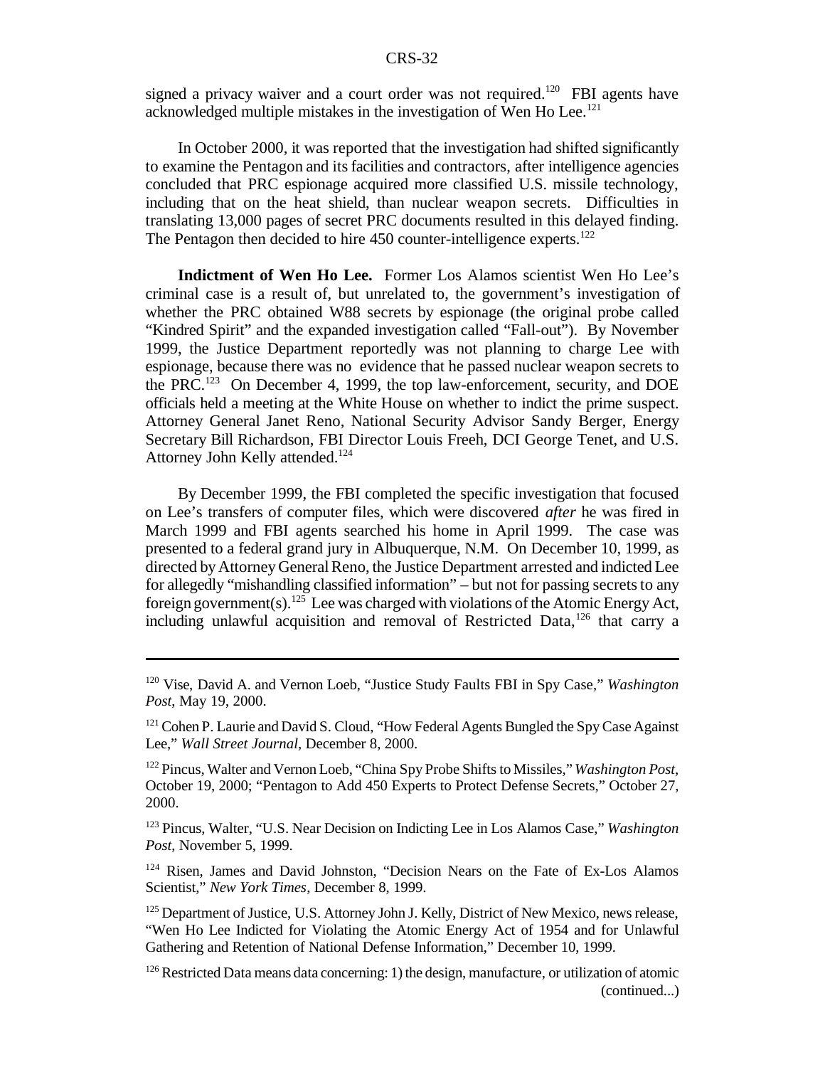signed a privacy waiver and a court order was not required.[120] FBI agents have acknowledged multiple mistakes in the investigation of Wen Ho Lee.[121]

In October 2000, it was reported that the investigation had shifted significantly to examine the Pentagon and its facilities and contractors, after intelligence agencies concluded that PRC espionage acquired more classified U.S. missile technology, including that on the heat shield, than nuclear weapon secrets. Difficulties in translating 13,000 pages of secret PRC documents resulted in this delayed finding. The Pentagon then decided to hire 450 counter-intelligence experts.[122]

**Indictment of Wen Ho Lee.** Former Los Alamos scientist Wen Ho Lee's criminal case is a result of, but unrelated to, the government's investigation of whether the PRC obtained W88 secrets by espionage (the original probe called "Kindred Spirit" and the expanded investigation called "Fall-out"). By November 1999, the Justice Department reportedly was not planning to charge Lee with espionage, because there was no evidence that he passed nuclear weapon secrets to the PRC.[123] On December 4, 1999, the top law-enforcement, security, and DOE officials held a meeting at the White House on whether to indict the prime suspect. Attorney General Janet Reno, National Security Advisor Sandy Berger, Energy Secretary Bill Richardson, FBI Director Louis Freeh, DCI George Tenet, and U.S. Attorney John Kelly attended.[124]

By December 1999, the FBI completed the specific investigation that focused on Lee's transfers of computer files, which were discovered *after* he was fired in March 1999 and FBI agents searched his home in April 1999. The case was presented to a federal grand jury in Albuquerque, N.M. On December 10, 1999, as directed by Attorney General Reno, the Justice Department arrested and indicted Lee for allegedly "mishandling classified information" – but not for passing secrets to any foreign government(s).[125] Lee was charged with violations of the Atomic Energy Act, including unlawful acquisition and removal of Restricted Data,[126] that carry a

---

[120] Vise, David A. and Vernon Loeb, "Justice Study Faults FBI in Spy Case," *Washington Post*, May 19, 2000.

[121] Cohen P. Laurie and David S. Cloud, "How Federal Agents Bungled the Spy Case Against Lee," *Wall Street Journal*, December 8, 2000.

[122] Pincus, Walter and Vernon Loeb, "China Spy Probe Shifts to Missiles," *Washington Post*, October 19, 2000; "Pentagon to Add 450 Experts to Protect Defense Secrets," October 27, 2000.

[123] Pincus, Walter, "U.S. Near Decision on Indicting Lee in Los Alamos Case," *Washington Post*, November 5, 1999.

[124] Risen, James and David Johnston, "Decision Nears on the Fate of Ex-Los Alamos Scientist," *New York Times*, December 8, 1999.

[125] Department of Justice, U.S. Attorney John J. Kelly, District of New Mexico, news release, "Wen Ho Lee Indicted for Violating the Atomic Energy Act of 1954 and for Unlawful Gathering and Retention of National Defense Information," December 10, 1999.

[126] Restricted Data means data concerning: 1) the design, manufacture, or utilization of atomic (continued...)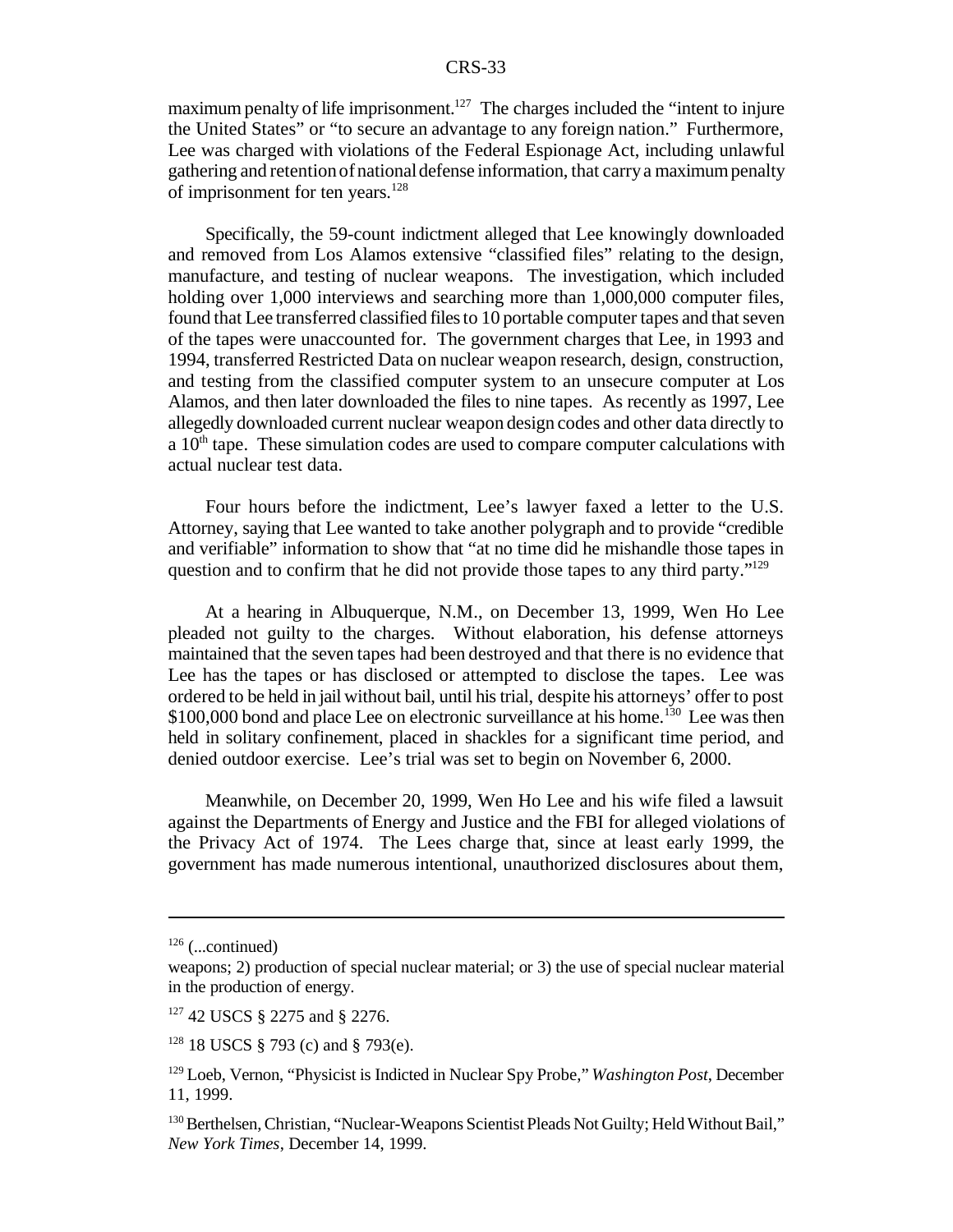maximum penalty of life imprisonment.[127] The charges included the "intent to injure the United States" or "to secure an advantage to any foreign nation." Furthermore, Lee was charged with violations of the Federal Espionage Act, including unlawful gathering and retention of national defense information, that carry a maximum penalty of imprisonment for ten years.[128]

Specifically, the 59-count indictment alleged that Lee knowingly downloaded and removed from Los Alamos extensive "classified files" relating to the design, manufacture, and testing of nuclear weapons. The investigation, which included holding over 1,000 interviews and searching more than 1,000,000 computer files, found that Lee transferred classified files to 10 portable computer tapes and that seven of the tapes were unaccounted for. The government charges that Lee, in 1993 and 1994, transferred Restricted Data on nuclear weapon research, design, construction, and testing from the classified computer system to an unsecure computer at Los Alamos, and then later downloaded the files to nine tapes. As recently as 1997, Lee allegedly downloaded current nuclear weapon design codes and other data directly to a 10th tape. These simulation codes are used to compare computer calculations with actual nuclear test data.

Four hours before the indictment, Lee's lawyer faxed a letter to the U.S. Attorney, saying that Lee wanted to take another polygraph and to provide "credible and verifiable" information to show that "at no time did he mishandle those tapes in question and to confirm that he did not provide those tapes to any third party."[129]

At a hearing in Albuquerque, N.M., on December 13, 1999, Wen Ho Lee pleaded not guilty to the charges. Without elaboration, his defense attorneys maintained that the seven tapes had been destroyed and that there is no evidence that Lee has the tapes or has disclosed or attempted to disclose the tapes. Lee was ordered to be held in jail without bail, until his trial, despite his attorneys' offer to post \$100,000 bond and place Lee on electronic surveillance at his home.[130] Lee was then held in solitary confinement, placed in shackles for a significant time period, and denied outdoor exercise. Lee's trial was set to begin on November 6, 2000.

Meanwhile, on December 20, 1999, Wen Ho Lee and his wife filed a lawsuit against the Departments of Energy and Justice and the FBI for alleged violations of the Privacy Act of 1974. The Lees charge that, since at least early 1999, the government has made numerous intentional, unauthorized disclosures about them,

---

[126] (...continued)
weapons; 2) production of special nuclear material; or 3) the use of special nuclear material in the production of energy.

[127] 42 USCS § 2275 and § 2276.

[128] 18 USCS § 793 (c) and § 793(e).

[129] Loeb, Vernon, "Physicist is Indicted in Nuclear Spy Probe," *Washington Post*, December 11, 1999.

[130] Berthelsen, Christian, "Nuclear-Weapons Scientist Pleads Not Guilty; Held Without Bail," *New York Times*, December 14, 1999.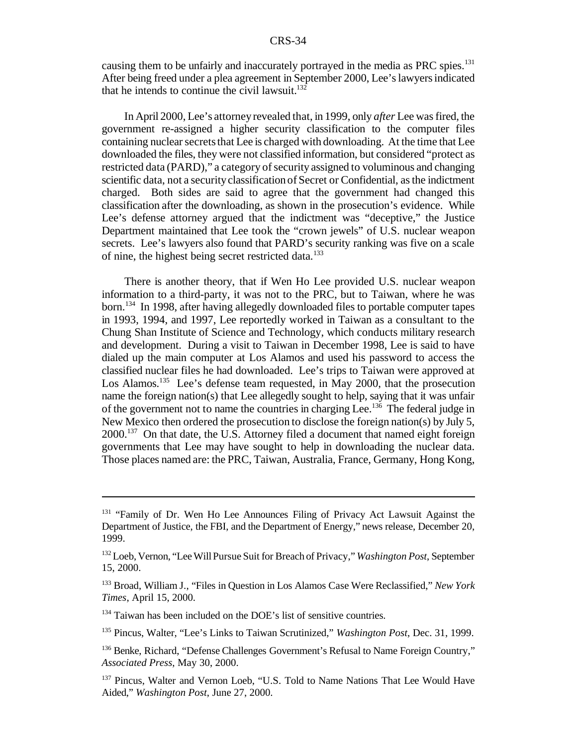causing them to be unfairly and inaccurately portrayed in the media as PRC spies.[131] After being freed under a plea agreement in September 2000, Lee's lawyers indicated that he intends to continue the civil lawsuit.[132]

In April 2000, Lee's attorney revealed that, in 1999, only *after* Lee was fired, the government re-assigned a higher security classification to the computer files containing nuclear secrets that Lee is charged with downloading. At the time that Lee downloaded the files, they were not classified information, but considered "protect as restricted data (PARD)," a category of security assigned to voluminous and changing scientific data, not a security classification of Secret or Confidential, as the indictment charged. Both sides are said to agree that the government had changed this classification after the downloading, as shown in the prosecution's evidence. While Lee's defense attorney argued that the indictment was "deceptive," the Justice Department maintained that Lee took the "crown jewels" of U.S. nuclear weapon secrets. Lee's lawyers also found that PARD's security ranking was five on a scale of nine, the highest being secret restricted data.[133]

There is another theory, that if Wen Ho Lee provided U.S. nuclear weapon information to a third-party, it was not to the PRC, but to Taiwan, where he was born.[134] In 1998, after having allegedly downloaded files to portable computer tapes in 1993, 1994, and 1997, Lee reportedly worked in Taiwan as a consultant to the Chung Shan Institute of Science and Technology, which conducts military research and development. During a visit to Taiwan in December 1998, Lee is said to have dialed up the main computer at Los Alamos and used his password to access the classified nuclear files he had downloaded. Lee's trips to Taiwan were approved at Los Alamos.[135] Lee's defense team requested, in May 2000, that the prosecution name the foreign nation(s) that Lee allegedly sought to help, saying that it was unfair of the government not to name the countries in charging Lee.[136] The federal judge in New Mexico then ordered the prosecution to disclose the foreign nation(s) by July 5, 2000.[137] On that date, the U.S. Attorney filed a document that named eight foreign governments that Lee may have sought to help in downloading the nuclear data. Those places named are: the PRC, Taiwan, Australia, France, Germany, Hong Kong,

---

[131] "Family of Dr. Wen Ho Lee Announces Filing of Privacy Act Lawsuit Against the Department of Justice, the FBI, and the Department of Energy," news release, December 20, 1999.

[132] Loeb, Vernon, "Lee Will Pursue Suit for Breach of Privacy," *Washington Post*, September 15, 2000.

[133] Broad, William J., "Files in Question in Los Alamos Case Were Reclassified," *New York Times*, April 15, 2000.

[134] Taiwan has been included on the DOE's list of sensitive countries.

[135] Pincus, Walter, "Lee's Links to Taiwan Scrutinized," *Washington Post*, Dec. 31, 1999.

[136] Benke, Richard, "Defense Challenges Government's Refusal to Name Foreign Country," *Associated Press*, May 30, 2000.

[137] Pincus, Walter and Vernon Loeb, "U.S. Told to Name Nations That Lee Would Have Aided," *Washington Post*, June 27, 2000.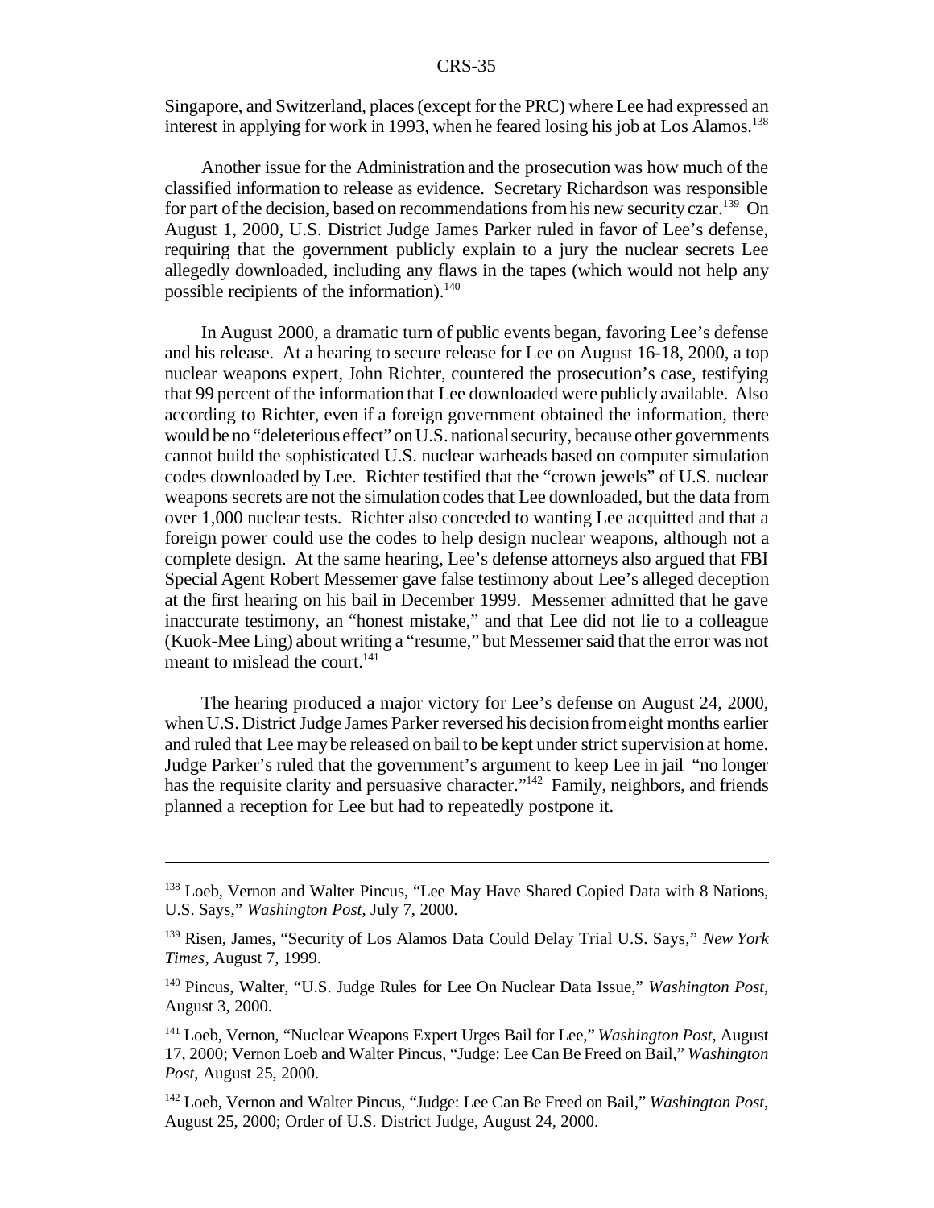Singapore, and Switzerland, places (except for the PRC) where Lee had expressed an interest in applying for work in 1993, when he feared losing his job at Los Alamos.[138]

Another issue for the Administration and the prosecution was how much of the classified information to release as evidence. Secretary Richardson was responsible for part of the decision, based on recommendations from his new security czar.[139] On August 1, 2000, U.S. District Judge James Parker ruled in favor of Lee's defense, requiring that the government publicly explain to a jury the nuclear secrets Lee allegedly downloaded, including any flaws in the tapes (which would not help any possible recipients of the information).[140]

In August 2000, a dramatic turn of public events began, favoring Lee's defense and his release. At a hearing to secure release for Lee on August 16-18, 2000, a top nuclear weapons expert, John Richter, countered the prosecution's case, testifying that 99 percent of the information that Lee downloaded were publicly available. Also according to Richter, even if a foreign government obtained the information, there would be no "deleterious effect" on U.S. national security, because other governments cannot build the sophisticated U.S. nuclear warheads based on computer simulation codes downloaded by Lee. Richter testified that the "crown jewels" of U.S. nuclear weapons secrets are not the simulation codes that Lee downloaded, but the data from over 1,000 nuclear tests. Richter also conceded to wanting Lee acquitted and that a foreign power could use the codes to help design nuclear weapons, although not a complete design. At the same hearing, Lee's defense attorneys also argued that FBI Special Agent Robert Messemer gave false testimony about Lee's alleged deception at the first hearing on his bail in December 1999. Messemer admitted that he gave inaccurate testimony, an "honest mistake," and that Lee did not lie to a colleague (Kuok-Mee Ling) about writing a "resume," but Messemer said that the error was not meant to mislead the court.[141]

The hearing produced a major victory for Lee's defense on August 24, 2000, when U.S. District Judge James Parker reversed his decision from eight months earlier and ruled that Lee may be released on bail to be kept under strict supervision at home. Judge Parker's ruled that the government's argument to keep Lee in jail "no longer has the requisite clarity and persuasive character."[142] Family, neighbors, and friends planned a reception for Lee but had to repeatedly postpone it.

---

[138] Loeb, Vernon and Walter Pincus, "Lee May Have Shared Copied Data with 8 Nations, U.S. Says," *Washington Post*, July 7, 2000.

[139] Risen, James, "Security of Los Alamos Data Could Delay Trial U.S. Says," *New York Times*, August 7, 1999.

[140] Pincus, Walter, "U.S. Judge Rules for Lee On Nuclear Data Issue," *Washington Post*, August 3, 2000.

[141] Loeb, Vernon, "Nuclear Weapons Expert Urges Bail for Lee," *Washington Post*, August 17, 2000; Vernon Loeb and Walter Pincus, "Judge: Lee Can Be Freed on Bail," *Washington Post*, August 25, 2000.

[142] Loeb, Vernon and Walter Pincus, "Judge: Lee Can Be Freed on Bail," *Washington Post*, August 25, 2000; Order of U.S. District Judge, August 24, 2000.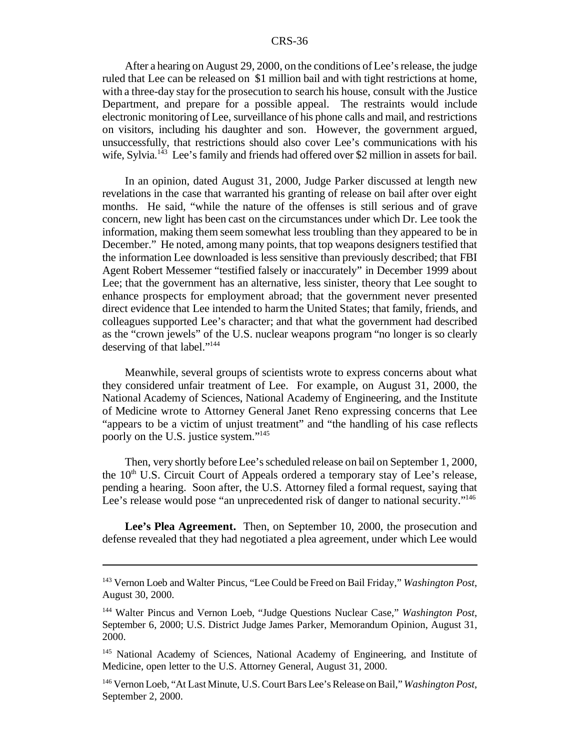After a hearing on August 29, 2000, on the conditions of Lee's release, the judge ruled that Lee can be released on $1 million bail and with tight restrictions at home, with a three-day stay for the prosecution to search his house, consult with the Justice Department, and prepare for a possible appeal. The restraints would include electronic monitoring of Lee, surveillance of his phone calls and mail, and restrictions on visitors, including his daughter and son. However, the government argued, unsuccessfully, that restrictions should also cover Lee's communications with his wife, Sylvia.[143] Lee's family and friends had offered over $2 million in assets for bail.

In an opinion, dated August 31, 2000, Judge Parker discussed at length new revelations in the case that warranted his granting of release on bail after over eight months. He said, "while the nature of the offenses is still serious and of grave concern, new light has been cast on the circumstances under which Dr. Lee took the information, making them seem somewhat less troubling than they appeared to be in December." He noted, among many points, that top weapons designers testified that the information Lee downloaded is less sensitive than previously described; that FBI Agent Robert Messemer "testified falsely or inaccurately" in December 1999 about Lee; that the government has an alternative, less sinister, theory that Lee sought to enhance prospects for employment abroad; that the government never presented direct evidence that Lee intended to harm the United States; that family, friends, and colleagues supported Lee's character; and that what the government had described as the "crown jewels" of the U.S. nuclear weapons program "no longer is so clearly deserving of that label."[144]

Meanwhile, several groups of scientists wrote to express concerns about what they considered unfair treatment of Lee. For example, on August 31, 2000, the National Academy of Sciences, National Academy of Engineering, and the Institute of Medicine wrote to Attorney General Janet Reno expressing concerns that Lee "appears to be a victim of unjust treatment" and "the handling of his case reflects poorly on the U.S. justice system."[145]

Then, very shortly before Lee's scheduled release on bail on September 1, 2000, the 10th U.S. Circuit Court of Appeals ordered a temporary stay of Lee's release, pending a hearing. Soon after, the U.S. Attorney filed a formal request, saying that Lee's release would pose "an unprecedented risk of danger to national security."[146]

**Lee's Plea Agreement.** Then, on September 10, 2000, the prosecution and defense revealed that they had negotiated a plea agreement, under which Lee would

---

[143] Vernon Loeb and Walter Pincus, "Lee Could be Freed on Bail Friday," *Washington Post*, August 30, 2000.

[144] Walter Pincus and Vernon Loeb, "Judge Questions Nuclear Case," *Washington Post*, September 6, 2000; U.S. District Judge James Parker, Memorandum Opinion, August 31, 2000.

[145] National Academy of Sciences, National Academy of Engineering, and Institute of Medicine, open letter to the U.S. Attorney General, August 31, 2000.

[146] Vernon Loeb, "At Last Minute, U.S. Court Bars Lee's Release on Bail," *Washington Post*, September 2, 2000.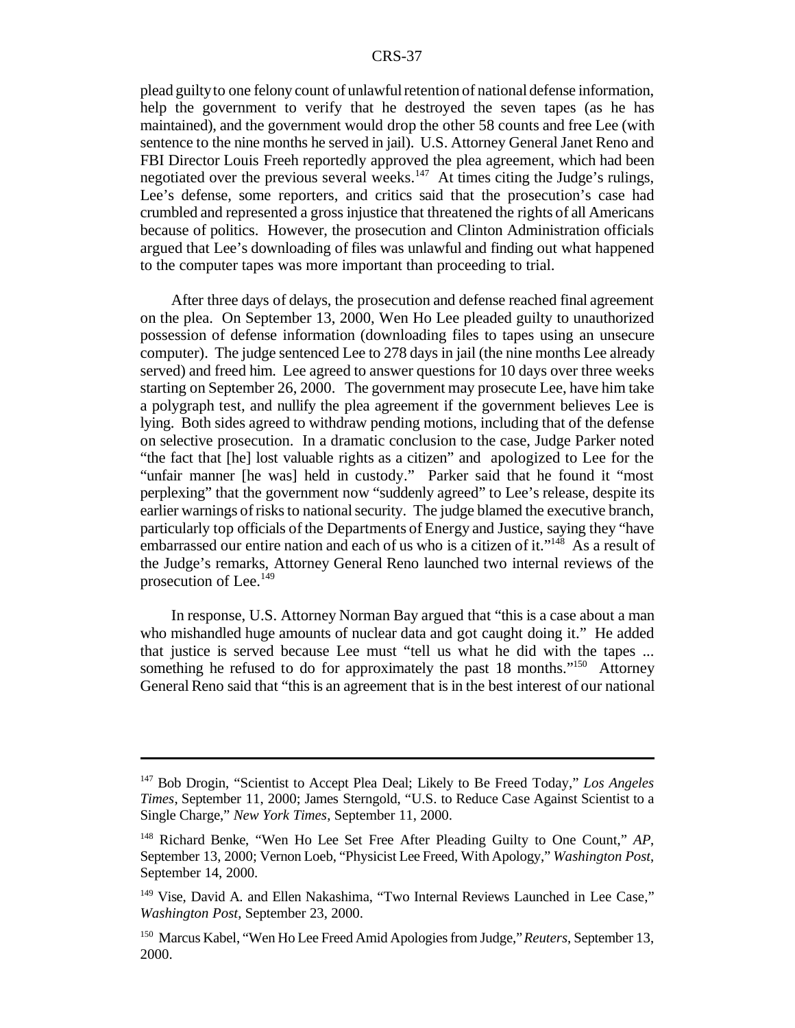plead guilty to one felony count of unlawful retention of national defense information, help the government to verify that he destroyed the seven tapes (as he has maintained), and the government would drop the other 58 counts and free Lee (with sentence to the nine months he served in jail). U.S. Attorney General Janet Reno and FBI Director Louis Freeh reportedly approved the plea agreement, which had been negotiated over the previous several weeks.[147] At times citing the Judge's rulings, Lee's defense, some reporters, and critics said that the prosecution's case had crumbled and represented a gross injustice that threatened the rights of all Americans because of politics. However, the prosecution and Clinton Administration officials argued that Lee's downloading of files was unlawful and finding out what happened to the computer tapes was more important than proceeding to trial.

After three days of delays, the prosecution and defense reached final agreement on the plea. On September 13, 2000, Wen Ho Lee pleaded guilty to unauthorized possession of defense information (downloading files to tapes using an unsecure computer). The judge sentenced Lee to 278 days in jail (the nine months Lee already served) and freed him. Lee agreed to answer questions for 10 days over three weeks starting on September 26, 2000. The government may prosecute Lee, have him take a polygraph test, and nullify the plea agreement if the government believes Lee is lying. Both sides agreed to withdraw pending motions, including that of the defense on selective prosecution. In a dramatic conclusion to the case, Judge Parker noted "the fact that [he] lost valuable rights as a citizen" and apologized to Lee for the "unfair manner [he was] held in custody." Parker said that he found it "most perplexing" that the government now "suddenly agreed" to Lee's release, despite its earlier warnings of risks to national security. The judge blamed the executive branch, particularly top officials of the Departments of Energy and Justice, saying they "have embarrassed our entire nation and each of us who is a citizen of it."[148] As a result of the Judge's remarks, Attorney General Reno launched two internal reviews of the prosecution of Lee.[149]

In response, U.S. Attorney Norman Bay argued that "this is a case about a man who mishandled huge amounts of nuclear data and got caught doing it." He added that justice is served because Lee must "tell us what he did with the tapes ... something he refused to do for approximately the past 18 months."[150] Attorney General Reno said that "this is an agreement that is in the best interest of our national

---

[147] Bob Drogin, "Scientist to Accept Plea Deal; Likely to Be Freed Today," *Los Angeles Times*, September 11, 2000; James Sterngold, "U.S. to Reduce Case Against Scientist to a Single Charge," *New York Times*, September 11, 2000.

[148] Richard Benke, "Wen Ho Lee Set Free After Pleading Guilty to One Count," *AP*, September 13, 2000; Vernon Loeb, "Physicist Lee Freed, With Apology," *Washington Post*, September 14, 2000.

[149] Vise, David A. and Ellen Nakashima, "Two Internal Reviews Launched in Lee Case," *Washington Post*, September 23, 2000.

[150] Marcus Kabel, "Wen Ho Lee Freed Amid Apologies from Judge," *Reuters*, September 13, 2000.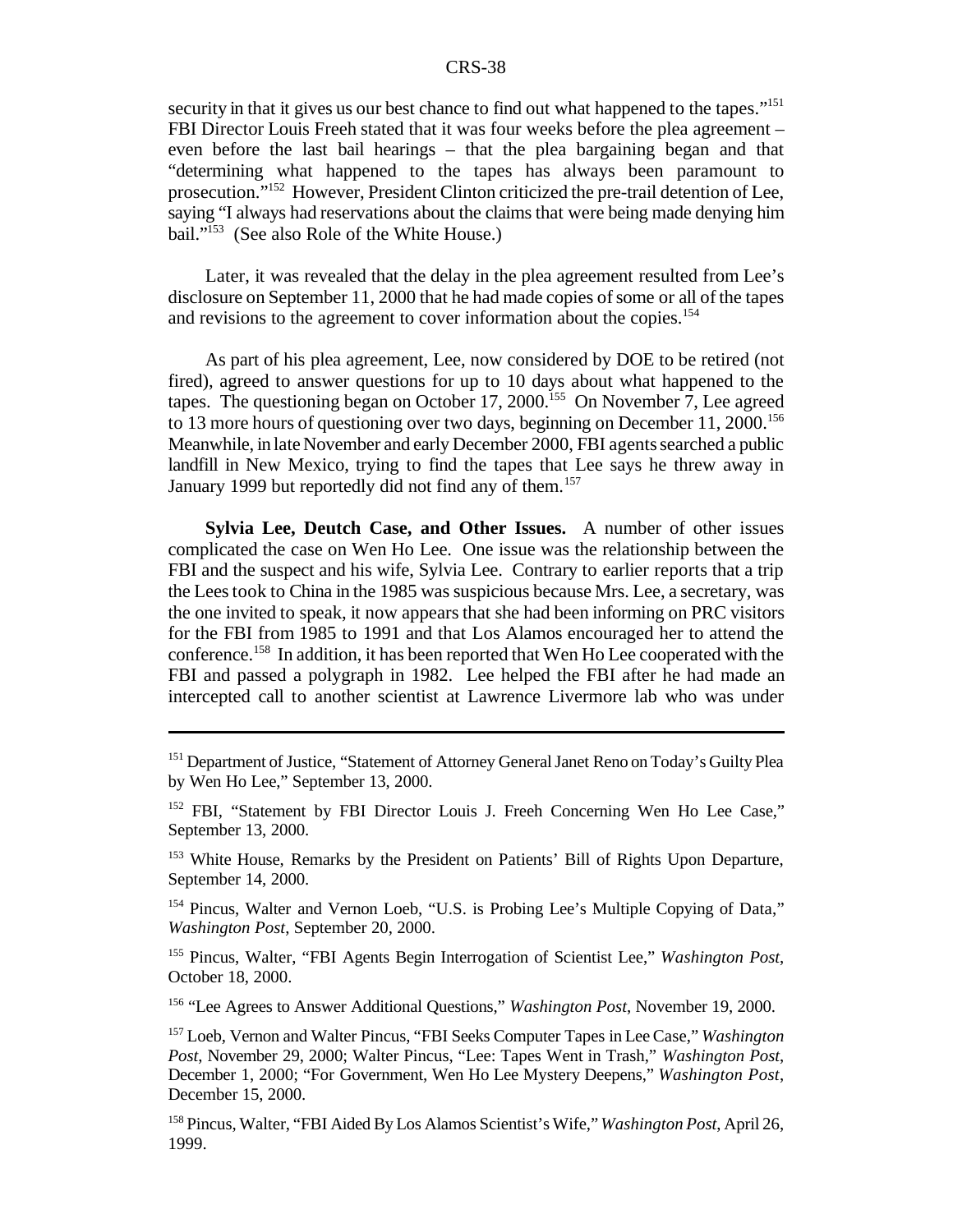security in that it gives us our best chance to find out what happened to the tapes."[151] FBI Director Louis Freeh stated that it was four weeks before the plea agreement – even before the last bail hearings – that the plea bargaining began and that "determining what happened to the tapes has always been paramount to prosecution."[152] However, President Clinton criticized the pre-trail detention of Lee, saying "I always had reservations about the claims that were being made denying him bail."[153] (See also Role of the White House.)

Later, it was revealed that the delay in the plea agreement resulted from Lee's disclosure on September 11, 2000 that he had made copies of some or all of the tapes and revisions to the agreement to cover information about the copies.[154]

As part of his plea agreement, Lee, now considered by DOE to be retired (not fired), agreed to answer questions for up to 10 days about what happened to the tapes. The questioning began on October 17, 2000.[155] On November 7, Lee agreed to 13 more hours of questioning over two days, beginning on December 11, 2000.[156] Meanwhile, in late November and early December 2000, FBI agents searched a public landfill in New Mexico, trying to find the tapes that Lee says he threw away in January 1999 but reportedly did not find any of them.[157]

**Sylvia Lee, Deutch Case, and Other Issues.** A number of other issues complicated the case on Wen Ho Lee. One issue was the relationship between the FBI and the suspect and his wife, Sylvia Lee. Contrary to earlier reports that a trip the Lees took to China in the 1985 was suspicious because Mrs. Lee, a secretary, was the one invited to speak, it now appears that she had been informing on PRC visitors for the FBI from 1985 to 1991 and that Los Alamos encouraged her to attend the conference.[158] In addition, it has been reported that Wen Ho Lee cooperated with the FBI and passed a polygraph in 1982. Lee helped the FBI after he had made an intercepted call to another scientist at Lawrence Livermore lab who was under

---

[151] Department of Justice, "Statement of Attorney General Janet Reno on Today's Guilty Plea by Wen Ho Lee," September 13, 2000.

[152] FBI, "Statement by FBI Director Louis J. Freeh Concerning Wen Ho Lee Case," September 13, 2000.

[153] White House, Remarks by the President on Patients' Bill of Rights Upon Departure, September 14, 2000.

[154] Pincus, Walter and Vernon Loeb, "U.S. is Probing Lee's Multiple Copying of Data," *Washington Post*, September 20, 2000.

[155] Pincus, Walter, "FBI Agents Begin Interrogation of Scientist Lee," *Washington Post*, October 18, 2000.

[156] "Lee Agrees to Answer Additional Questions," *Washington Post*, November 19, 2000.

[157] Loeb, Vernon and Walter Pincus, "FBI Seeks Computer Tapes in Lee Case," *Washington Post*, November 29, 2000; Walter Pincus, "Lee: Tapes Went in Trash," *Washington Post*, December 1, 2000; "For Government, Wen Ho Lee Mystery Deepens," *Washington Post*, December 15, 2000.

[158] Pincus, Walter, "FBI Aided By Los Alamos Scientist's Wife," *Washington Post*, April 26, 1999.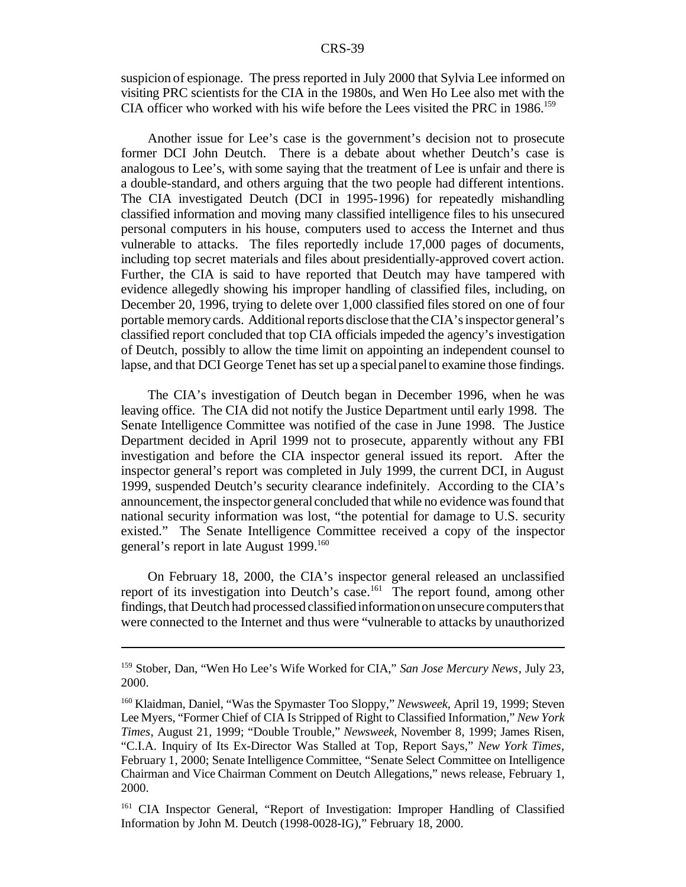suspicion of espionage. The press reported in July 2000 that Sylvia Lee informed on visiting PRC scientists for the CIA in the 1980s, and Wen Ho Lee also met with the CIA officer who worked with his wife before the Lees visited the PRC in 1986.[159]

Another issue for Lee's case is the government's decision not to prosecute former DCI John Deutch. There is a debate about whether Deutch's case is analogous to Lee's, with some saying that the treatment of Lee is unfair and there is a double-standard, and others arguing that the two people had different intentions. The CIA investigated Deutch (DCI in 1995-1996) for repeatedly mishandling classified information and moving many classified intelligence files to his unsecured personal computers in his house, computers used to access the Internet and thus vulnerable to attacks. The files reportedly include 17,000 pages of documents, including top secret materials and files about presidentially-approved covert action. Further, the CIA is said to have reported that Deutch may have tampered with evidence allegedly showing his improper handling of classified files, including, on December 20, 1996, trying to delete over 1,000 classified files stored on one of four portable memory cards. Additional reports disclose that the CIA's inspector general's classified report concluded that top CIA officials impeded the agency's investigation of Deutch, possibly to allow the time limit on appointing an independent counsel to lapse, and that DCI George Tenet has set up a special panel to examine those findings.

The CIA's investigation of Deutch began in December 1996, when he was leaving office. The CIA did not notify the Justice Department until early 1998. The Senate Intelligence Committee was notified of the case in June 1998. The Justice Department decided in April 1999 not to prosecute, apparently without any FBI investigation and before the CIA inspector general issued its report. After the inspector general's report was completed in July 1999, the current DCI, in August 1999, suspended Deutch's security clearance indefinitely. According to the CIA's announcement, the inspector general concluded that while no evidence was found that national security information was lost, "the potential for damage to U.S. security existed." The Senate Intelligence Committee received a copy of the inspector general's report in late August 1999.[160]

On February 18, 2000, the CIA's inspector general released an unclassified report of its investigation into Deutch's case.[161] The report found, among other findings, that Deutch had processed classified information on unsecure computers that were connected to the Internet and thus were "vulnerable to attacks by unauthorized

---

[159] Stober, Dan, "Wen Ho Lee's Wife Worked for CIA," *San Jose Mercury News*, July 23, 2000.

[160] Klaidman, Daniel, "Was the Spymaster Too Sloppy," *Newsweek*, April 19, 1999; Steven Lee Myers, "Former Chief of CIA Is Stripped of Right to Classified Information," *New York Times*, August 21, 1999; "Double Trouble," *Newsweek*, November 8, 1999; James Risen, "C.I.A. Inquiry of Its Ex-Director Was Stalled at Top, Report Says," *New York Times*, February 1, 2000; Senate Intelligence Committee, "Senate Select Committee on Intelligence Chairman and Vice Chairman Comment on Deutch Allegations," news release, February 1, 2000.

[161] CIA Inspector General, "Report of Investigation: Improper Handling of Classified Information by John M. Deutch (1998-0028-IG)," February 18, 2000.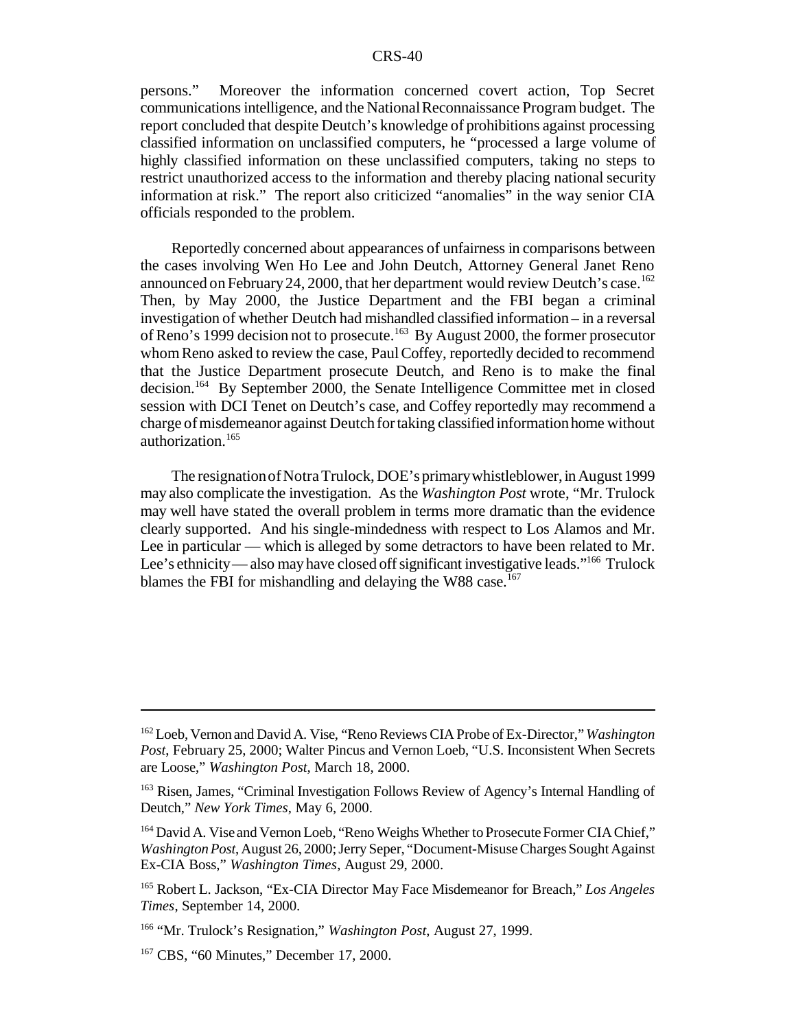persons." Moreover the information concerned covert action, Top Secret communications intelligence, and the National Reconnaissance Program budget. The report concluded that despite Deutch's knowledge of prohibitions against processing classified information on unclassified computers, he "processed a large volume of highly classified information on these unclassified computers, taking no steps to restrict unauthorized access to the information and thereby placing national security information at risk." The report also criticized "anomalies" in the way senior CIA officials responded to the problem.

Reportedly concerned about appearances of unfairness in comparisons between the cases involving Wen Ho Lee and John Deutch, Attorney General Janet Reno announced on February 24, 2000, that her department would review Deutch's case.[162] Then, by May 2000, the Justice Department and the FBI began a criminal investigation of whether Deutch had mishandled classified information – in a reversal of Reno's 1999 decision not to prosecute.[163] By August 2000, the former prosecutor whom Reno asked to review the case, Paul Coffey, reportedly decided to recommend that the Justice Department prosecute Deutch, and Reno is to make the final decision.[164] By September 2000, the Senate Intelligence Committee met in closed session with DCI Tenet on Deutch's case, and Coffey reportedly may recommend a charge of misdemeanor against Deutch for taking classified information home without authorization.[165]

The resignation of Notra Trulock, DOE's primary whistleblower, in August 1999 may also complicate the investigation. As the *Washington Post* wrote, "Mr. Trulock may well have stated the overall problem in terms more dramatic than the evidence clearly supported. And his single-mindedness with respect to Los Alamos and Mr. Lee in particular — which is alleged by some detractors to have been related to Mr. Lee's ethnicity — also may have closed off significant investigative leads."[166] Trulock blames the FBI for mishandling and delaying the W88 case.[167]

---

[162] Loeb, Vernon and David A. Vise, "Reno Reviews CIA Probe of Ex-Director," *Washington Post*, February 25, 2000; Walter Pincus and Vernon Loeb, "U.S. Inconsistent When Secrets are Loose," *Washington Post*, March 18, 2000.

[163] Risen, James, "Criminal Investigation Follows Review of Agency's Internal Handling of Deutch," *New York Times*, May 6, 2000.

[164] David A. Vise and Vernon Loeb, "Reno Weighs Whether to Prosecute Former CIA Chief," *Washington Post*, August 26, 2000; Jerry Seper, "Document-Misuse Charges Sought Against Ex-CIA Boss," *Washington Times*, August 29, 2000.

[165] Robert L. Jackson, "Ex-CIA Director May Face Misdemeanor for Breach," *Los Angeles Times*, September 14, 2000.

[166] "Mr. Trulock's Resignation," *Washington Post*, August 27, 1999.

[167] CBS, "60 Minutes," December 17, 2000.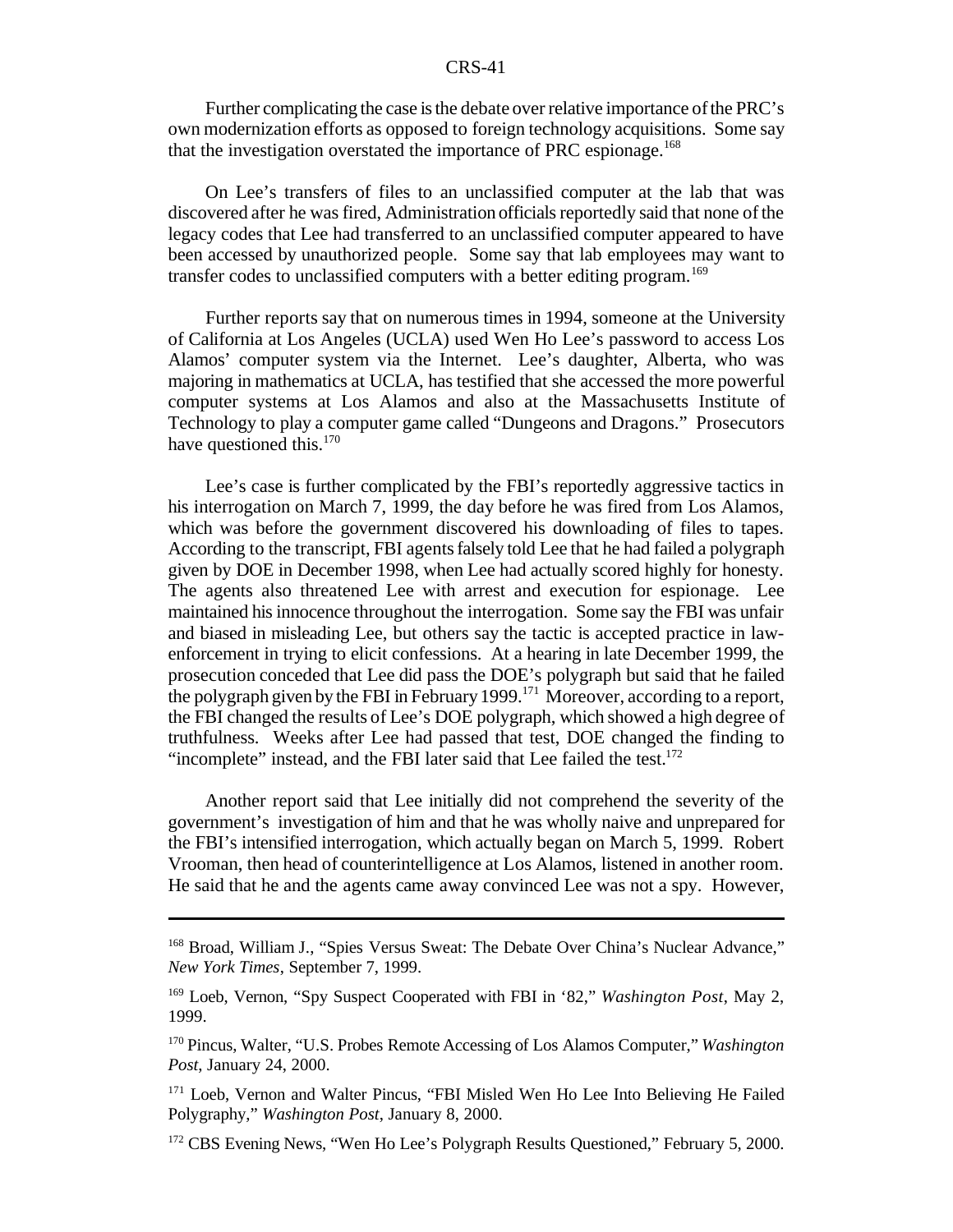Further complicating the case is the debate over relative importance of the PRC's own modernization efforts as opposed to foreign technology acquisitions. Some say that the investigation overstated the importance of PRC espionage.[168]

On Lee's transfers of files to an unclassified computer at the lab that was discovered after he was fired, Administration officials reportedly said that none of the legacy codes that Lee had transferred to an unclassified computer appeared to have been accessed by unauthorized people. Some say that lab employees may want to transfer codes to unclassified computers with a better editing program.[169]

Further reports say that on numerous times in 1994, someone at the University of California at Los Angeles (UCLA) used Wen Ho Lee's password to access Los Alamos' computer system via the Internet. Lee's daughter, Alberta, who was majoring in mathematics at UCLA, has testified that she accessed the more powerful computer systems at Los Alamos and also at the Massachusetts Institute of Technology to play a computer game called "Dungeons and Dragons." Prosecutors have questioned this.[170]

Lee's case is further complicated by the FBI's reportedly aggressive tactics in his interrogation on March 7, 1999, the day before he was fired from Los Alamos, which was before the government discovered his downloading of files to tapes. According to the transcript, FBI agents falsely told Lee that he had failed a polygraph given by DOE in December 1998, when Lee had actually scored highly for honesty. The agents also threatened Lee with arrest and execution for espionage. Lee maintained his innocence throughout the interrogation. Some say the FBI was unfair and biased in misleading Lee, but others say the tactic is accepted practice in law-enforcement in trying to elicit confessions. At a hearing in late December 1999, the prosecution conceded that Lee did pass the DOE's polygraph but said that he failed the polygraph given by the FBI in February 1999.[171] Moreover, according to a report, the FBI changed the results of Lee's DOE polygraph, which showed a high degree of truthfulness. Weeks after Lee had passed that test, DOE changed the finding to "incomplete" instead, and the FBI later said that Lee failed the test.[172]

Another report said that Lee initially did not comprehend the severity of the government's investigation of him and that he was wholly naive and unprepared for the FBI's intensified interrogation, which actually began on March 5, 1999. Robert Vrooman, then head of counterintelligence at Los Alamos, listened in another room. He said that he and the agents came away convinced Lee was not a spy. However,

---

[168] Broad, William J., "Spies Versus Sweat: The Debate Over China's Nuclear Advance," *New York Times*, September 7, 1999.

[169] Loeb, Vernon, "Spy Suspect Cooperated with FBI in '82," *Washington Post*, May 2, 1999.

[170] Pincus, Walter, "U.S. Probes Remote Accessing of Los Alamos Computer," *Washington Post*, January 24, 2000.

[171] Loeb, Vernon and Walter Pincus, "FBI Misled Wen Ho Lee Into Believing He Failed Polygraphy," *Washington Post*, January 8, 2000.

[172] CBS Evening News, "Wen Ho Lee's Polygraph Results Questioned," February 5, 2000.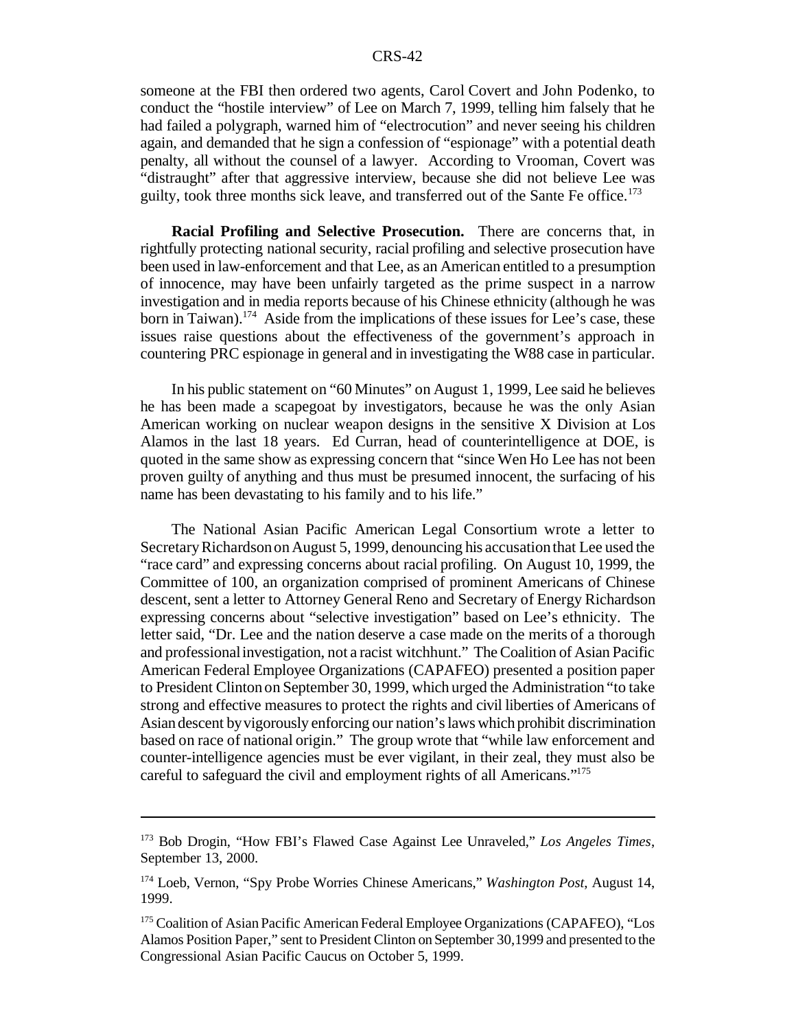someone at the FBI then ordered two agents, Carol Covert and John Podenko, to conduct the "hostile interview" of Lee on March 7, 1999, telling him falsely that he had failed a polygraph, warned him of "electrocution" and never seeing his children again, and demanded that he sign a confession of "espionage" with a potential death penalty, all without the counsel of a lawyer. According to Vrooman, Covert was "distraught" after that aggressive interview, because she did not believe Lee was guilty, took three months sick leave, and transferred out of the Sante Fe office.[173]

**Racial Profiling and Selective Prosecution.** There are concerns that, in rightfully protecting national security, racial profiling and selective prosecution have been used in law-enforcement and that Lee, as an American entitled to a presumption of innocence, may have been unfairly targeted as the prime suspect in a narrow investigation and in media reports because of his Chinese ethnicity (although he was born in Taiwan).[174] Aside from the implications of these issues for Lee's case, these issues raise questions about the effectiveness of the government's approach in countering PRC espionage in general and in investigating the W88 case in particular.

In his public statement on "60 Minutes" on August 1, 1999, Lee said he believes he has been made a scapegoat by investigators, because he was the only Asian American working on nuclear weapon designs in the sensitive X Division at Los Alamos in the last 18 years. Ed Curran, head of counterintelligence at DOE, is quoted in the same show as expressing concern that "since Wen Ho Lee has not been proven guilty of anything and thus must be presumed innocent, the surfacing of his name has been devastating to his family and to his life."

The National Asian Pacific American Legal Consortium wrote a letter to Secretary Richardson on August 5, 1999, denouncing his accusation that Lee used the "race card" and expressing concerns about racial profiling. On August 10, 1999, the Committee of 100, an organization comprised of prominent Americans of Chinese descent, sent a letter to Attorney General Reno and Secretary of Energy Richardson expressing concerns about "selective investigation" based on Lee's ethnicity. The letter said, "Dr. Lee and the nation deserve a case made on the merits of a thorough and professional investigation, not a racist witchhunt." The Coalition of Asian Pacific American Federal Employee Organizations (CAPAFEO) presented a position paper to President Clinton on September 30, 1999, which urged the Administration "to take strong and effective measures to protect the rights and civil liberties of Americans of Asian descent by vigorously enforcing our nation's laws which prohibit discrimination based on race of national origin." The group wrote that "while law enforcement and counter-intelligence agencies must be ever vigilant, in their zeal, they must also be careful to safeguard the civil and employment rights of all Americans."[175]

---

[173] Bob Drogin, "How FBI's Flawed Case Against Lee Unraveled," *Los Angeles Times*, September 13, 2000.

[174] Loeb, Vernon, "Spy Probe Worries Chinese Americans," *Washington Post*, August 14, 1999.

[175] Coalition of Asian Pacific American Federal Employee Organizations (CAPAFEO), "Los Alamos Position Paper," sent to President Clinton on September 30,1999 and presented to the Congressional Asian Pacific Caucus on October 5, 1999.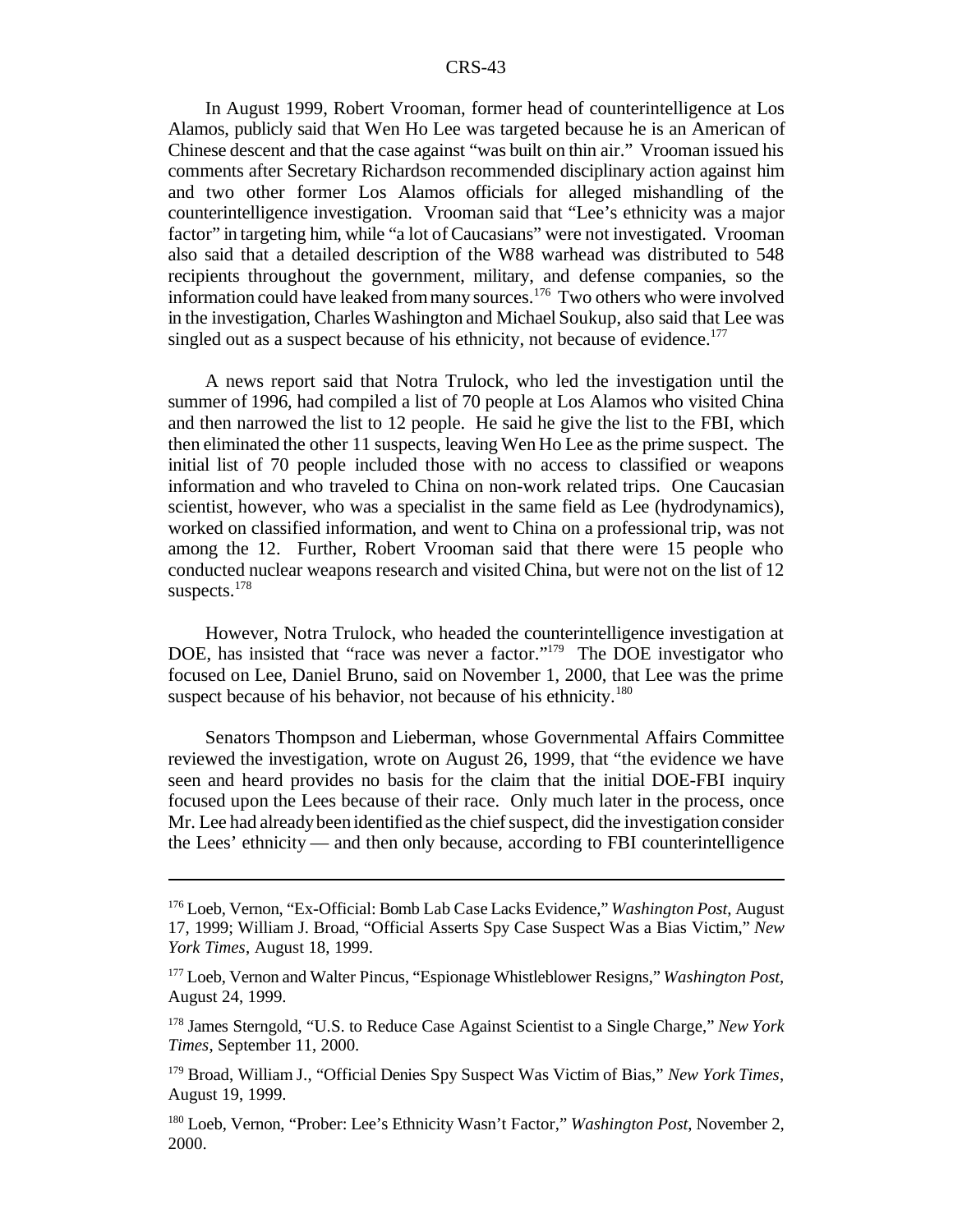In August 1999, Robert Vrooman, former head of counterintelligence at Los Alamos, publicly said that Wen Ho Lee was targeted because he is an American of Chinese descent and that the case against "was built on thin air." Vrooman issued his comments after Secretary Richardson recommended disciplinary action against him and two other former Los Alamos officials for alleged mishandling of the counterintelligence investigation. Vrooman said that "Lee's ethnicity was a major factor" in targeting him, while "a lot of Caucasians" were not investigated. Vrooman also said that a detailed description of the W88 warhead was distributed to 548 recipients throughout the government, military, and defense companies, so the information could have leaked from many sources.[176] Two others who were involved in the investigation, Charles Washington and Michael Soukup, also said that Lee was singled out as a suspect because of his ethnicity, not because of evidence.[177]

A news report said that Notra Trulock, who led the investigation until the summer of 1996, had compiled a list of 70 people at Los Alamos who visited China and then narrowed the list to 12 people. He said he give the list to the FBI, which then eliminated the other 11 suspects, leaving Wen Ho Lee as the prime suspect. The initial list of 70 people included those with no access to classified or weapons information and who traveled to China on non-work related trips. One Caucasian scientist, however, who was a specialist in the same field as Lee (hydrodynamics), worked on classified information, and went to China on a professional trip, was not among the 12. Further, Robert Vrooman said that there were 15 people who conducted nuclear weapons research and visited China, but were not on the list of 12 suspects.[178]

However, Notra Trulock, who headed the counterintelligence investigation at DOE, has insisted that "race was never a factor."[179] The DOE investigator who focused on Lee, Daniel Bruno, said on November 1, 2000, that Lee was the prime suspect because of his behavior, not because of his ethnicity.[180]

Senators Thompson and Lieberman, whose Governmental Affairs Committee reviewed the investigation, wrote on August 26, 1999, that "the evidence we have seen and heard provides no basis for the claim that the initial DOE-FBI inquiry focused upon the Lees because of their race. Only much later in the process, once Mr. Lee had already been identified as the chief suspect, did the investigation consider the Lees' ethnicity — and then only because, according to FBI counterintelligence

---

[176] Loeb, Vernon, "Ex-Official: Bomb Lab Case Lacks Evidence," *Washington Post*, August 17, 1999; William J. Broad, "Official Asserts Spy Case Suspect Was a Bias Victim," *New York Times*, August 18, 1999.

[177] Loeb, Vernon and Walter Pincus, "Espionage Whistleblower Resigns," *Washington Post*, August 24, 1999.

[178] James Sterngold, "U.S. to Reduce Case Against Scientist to a Single Charge," *New York Times*, September 11, 2000.

[179] Broad, William J., "Official Denies Spy Suspect Was Victim of Bias," *New York Times*, August 19, 1999.

[180] Loeb, Vernon, "Prober: Lee's Ethnicity Wasn't Factor," *Washington Post*, November 2, 2000.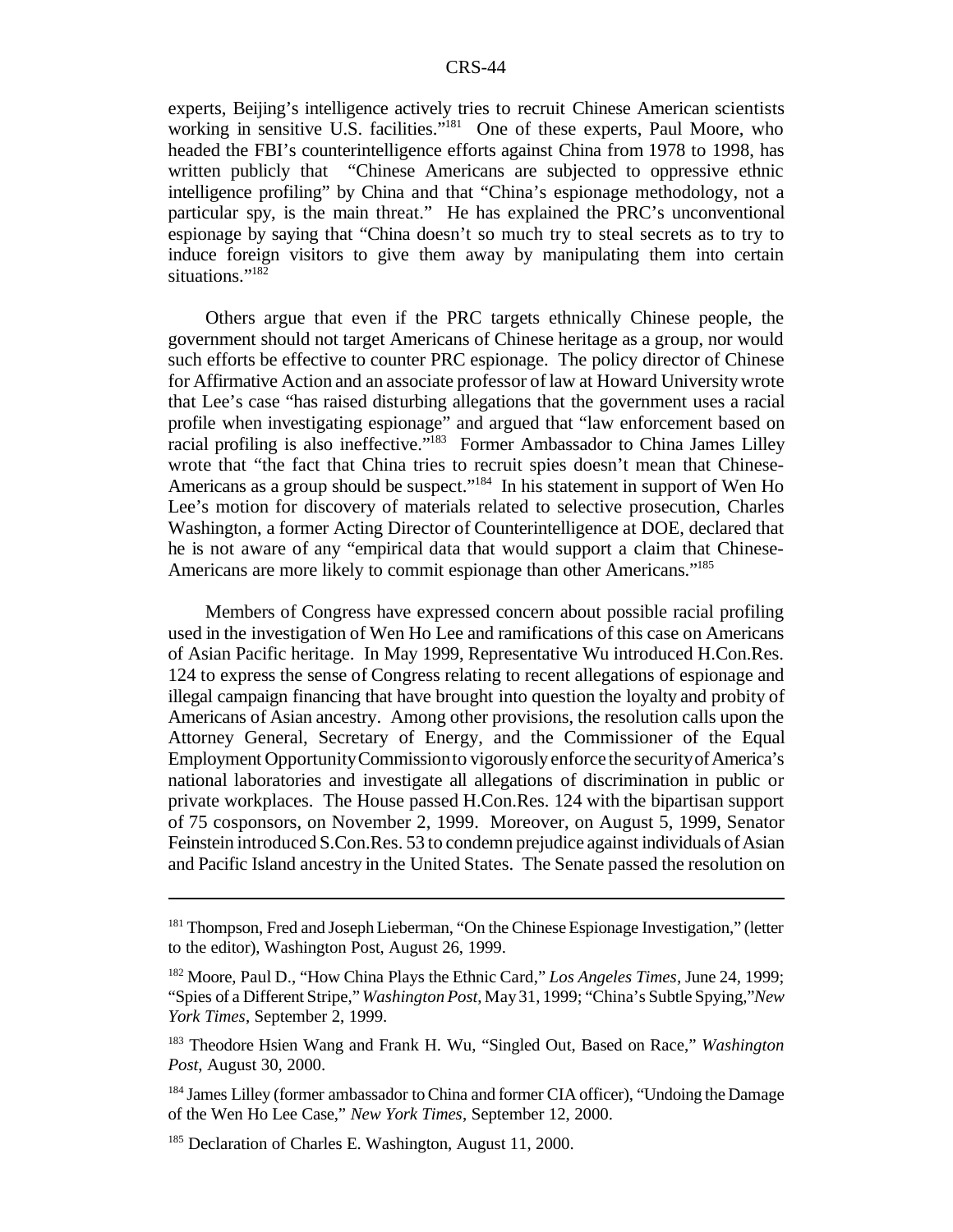experts, Beijing's intelligence actively tries to recruit Chinese American scientists working in sensitive U.S. facilities."[181] One of these experts, Paul Moore, who headed the FBI's counterintelligence efforts against China from 1978 to 1998, has written publicly that "Chinese Americans are subjected to oppressive ethnic intelligence profiling" by China and that "China's espionage methodology, not a particular spy, is the main threat." He has explained the PRC's unconventional espionage by saying that "China doesn't so much try to steal secrets as to try to induce foreign visitors to give them away by manipulating them into certain situations."[182]

Others argue that even if the PRC targets ethnically Chinese people, the government should not target Americans of Chinese heritage as a group, nor would such efforts be effective to counter PRC espionage. The policy director of Chinese for Affirmative Action and an associate professor of law at Howard University wrote that Lee's case "has raised disturbing allegations that the government uses a racial profile when investigating espionage" and argued that "law enforcement based on racial profiling is also ineffective."[183] Former Ambassador to China James Lilley wrote that "the fact that China tries to recruit spies doesn't mean that Chinese-Americans as a group should be suspect."[184] In his statement in support of Wen Ho Lee's motion for discovery of materials related to selective prosecution, Charles Washington, a former Acting Director of Counterintelligence at DOE, declared that he is not aware of any "empirical data that would support a claim that Chinese-Americans are more likely to commit espionage than other Americans."[185]

Members of Congress have expressed concern about possible racial profiling used in the investigation of Wen Ho Lee and ramifications of this case on Americans of Asian Pacific heritage. In May 1999, Representative Wu introduced H.Con.Res. 124 to express the sense of Congress relating to recent allegations of espionage and illegal campaign financing that have brought into question the loyalty and probity of Americans of Asian ancestry. Among other provisions, the resolution calls upon the Attorney General, Secretary of Energy, and the Commissioner of the Equal Employment Opportunity Commission to vigorously enforce the security of America's national laboratories and investigate all allegations of discrimination in public or private workplaces. The House passed H.Con.Res. 124 with the bipartisan support of 75 cosponsors, on November 2, 1999. Moreover, on August 5, 1999, Senator Feinstein introduced S.Con.Res. 53 to condemn prejudice against individuals of Asian and Pacific Island ancestry in the United States. The Senate passed the resolution on

---

[181] Thompson, Fred and Joseph Lieberman, "On the Chinese Espionage Investigation," (letter to the editor), Washington Post, August 26, 1999.

[182] Moore, Paul D., "How China Plays the Ethnic Card," *Los Angeles Times*, June 24, 1999; "Spies of a Different Stripe," *Washington Post*, May 31, 1999; "China's Subtle Spying," *New York Times*, September 2, 1999.

[183] Theodore Hsien Wang and Frank H. Wu, "Singled Out, Based on Race," *Washington Post*, August 30, 2000.

[184] James Lilley (former ambassador to China and former CIA officer), "Undoing the Damage of the Wen Ho Lee Case," *New York Times*, September 12, 2000.

[185] Declaration of Charles E. Washington, August 11, 2000.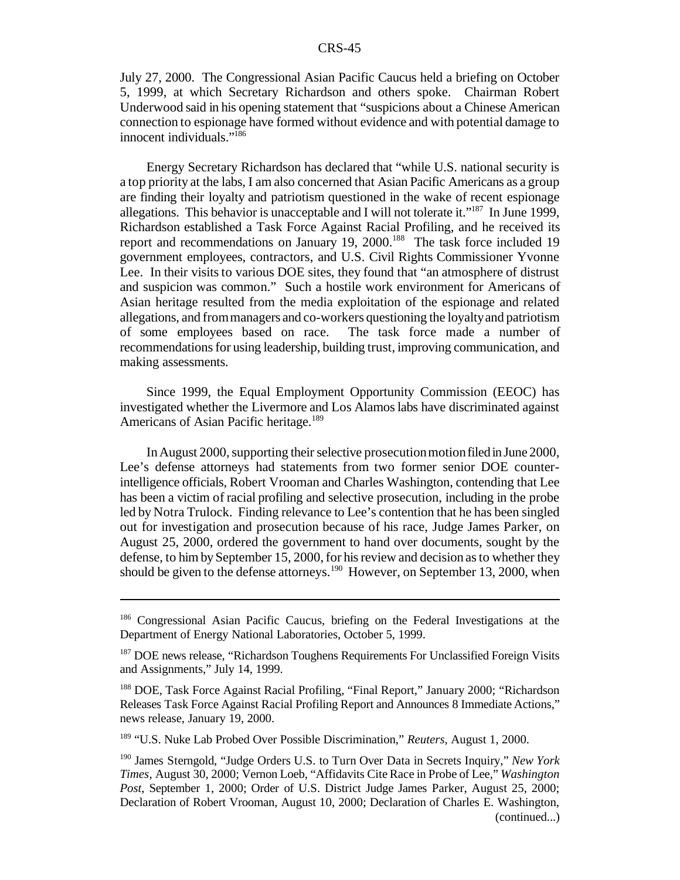July 27, 2000. The Congressional Asian Pacific Caucus held a briefing on October 5, 1999, at which Secretary Richardson and others spoke. Chairman Robert Underwood said in his opening statement that "suspicions about a Chinese American connection to espionage have formed without evidence and with potential damage to innocent individuals."[186]

Energy Secretary Richardson has declared that "while U.S. national security is a top priority at the labs, I am also concerned that Asian Pacific Americans as a group are finding their loyalty and patriotism questioned in the wake of recent espionage allegations. This behavior is unacceptable and I will not tolerate it."[187] In June 1999, Richardson established a Task Force Against Racial Profiling, and he received its report and recommendations on January 19, 2000.[188] The task force included 19 government employees, contractors, and U.S. Civil Rights Commissioner Yvonne Lee. In their visits to various DOE sites, they found that "an atmosphere of distrust and suspicion was common." Such a hostile work environment for Americans of Asian heritage resulted from the media exploitation of the espionage and related allegations, and from managers and co-workers questioning the loyalty and patriotism of some employees based on race. The task force made a number of recommendations for using leadership, building trust, improving communication, and making assessments.

Since 1999, the Equal Employment Opportunity Commission (EEOC) has investigated whether the Livermore and Los Alamos labs have discriminated against Americans of Asian Pacific heritage.[189]

In August 2000, supporting their selective prosecution motion filed in June 2000, Lee's defense attorneys had statements from two former senior DOE counter-intelligence officials, Robert Vrooman and Charles Washington, contending that Lee has been a victim of racial profiling and selective prosecution, including in the probe led by Notra Trulock. Finding relevance to Lee's contention that he has been singled out for investigation and prosecution because of his race, Judge James Parker, on August 25, 2000, ordered the government to hand over documents, sought by the defense, to him by September 15, 2000, for his review and decision as to whether they should be given to the defense attorneys.[190] However, on September 13, 2000, when

---

[186] Congressional Asian Pacific Caucus, briefing on the Federal Investigations at the Department of Energy National Laboratories, October 5, 1999.

[187] DOE news release, "Richardson Toughens Requirements For Unclassified Foreign Visits and Assignments," July 14, 1999.

[188] DOE, Task Force Against Racial Profiling, "Final Report," January 2000; "Richardson Releases Task Force Against Racial Profiling Report and Announces 8 Immediate Actions," news release, January 19, 2000.

[189] "U.S. Nuke Lab Probed Over Possible Discrimination," *Reuters*, August 1, 2000.

[190] James Sterngold, "Judge Orders U.S. to Turn Over Data in Secrets Inquiry," *New York Times*, August 30, 2000; Vernon Loeb, "Affidavits Cite Race in Probe of Lee," *Washington Post*, September 1, 2000; Order of U.S. District Judge James Parker, August 25, 2000; Declaration of Robert Vrooman, August 10, 2000; Declaration of Charles E. Washington, (continued...)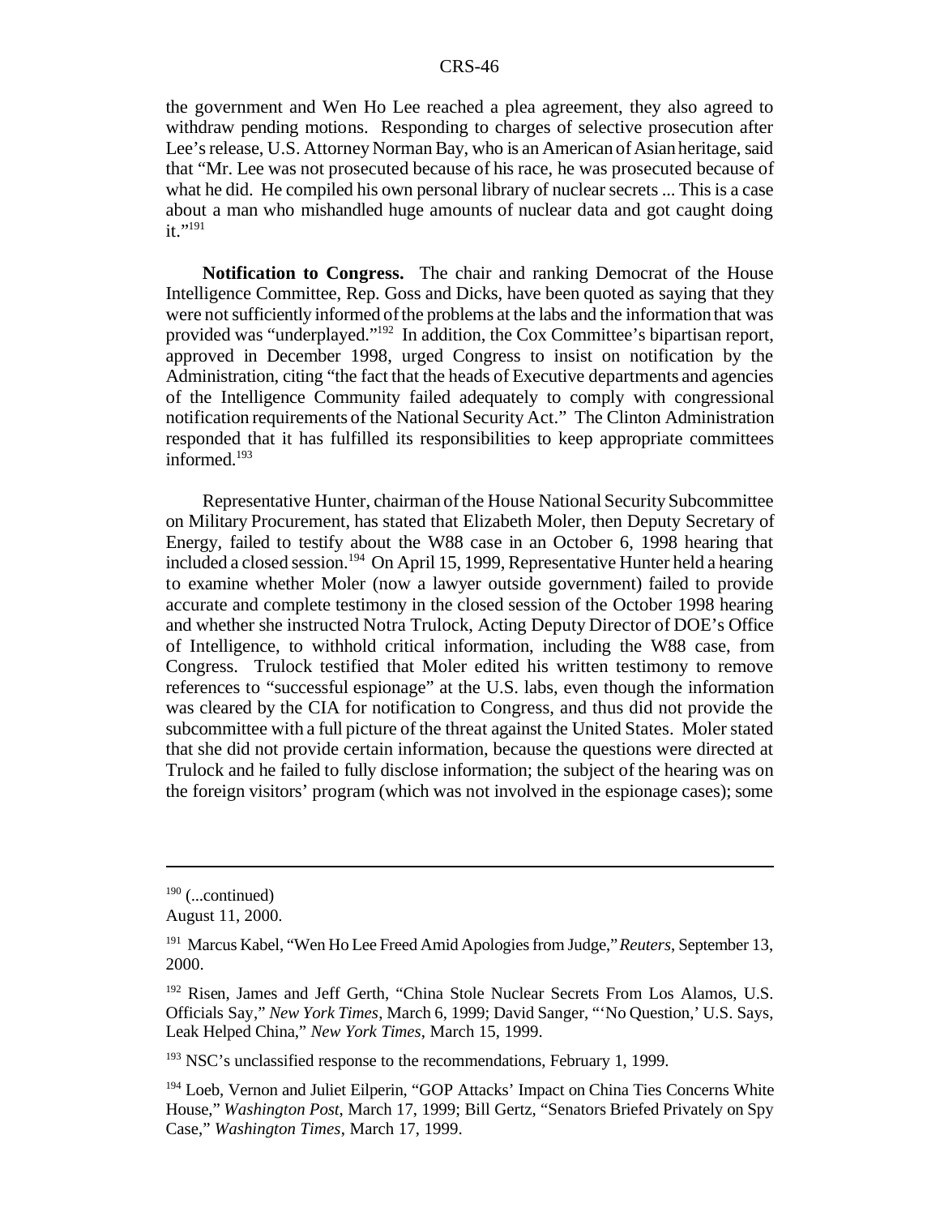the government and Wen Ho Lee reached a plea agreement, they also agreed to withdraw pending motions. Responding to charges of selective prosecution after Lee's release, U.S. Attorney Norman Bay, who is an American of Asian heritage, said that "Mr. Lee was not prosecuted because of his race, he was prosecuted because of what he did. He compiled his own personal library of nuclear secrets ... This is a case about a man who mishandled huge amounts of nuclear data and got caught doing it."[191]

**Notification to Congress.** The chair and ranking Democrat of the House Intelligence Committee, Rep. Goss and Dicks, have been quoted as saying that they were not sufficiently informed of the problems at the labs and the information that was provided was "underplayed."[192] In addition, the Cox Committee's bipartisan report, approved in December 1998, urged Congress to insist on notification by the Administration, citing "the fact that the heads of Executive departments and agencies of the Intelligence Community failed adequately to comply with congressional notification requirements of the National Security Act." The Clinton Administration responded that it has fulfilled its responsibilities to keep appropriate committees informed.[193]

Representative Hunter, chairman of the House National Security Subcommittee on Military Procurement, has stated that Elizabeth Moler, then Deputy Secretary of Energy, failed to testify about the W88 case in an October 6, 1998 hearing that included a closed session.[194] On April 15, 1999, Representative Hunter held a hearing to examine whether Moler (now a lawyer outside government) failed to provide accurate and complete testimony in the closed session of the October 1998 hearing and whether she instructed Notra Trulock, Acting Deputy Director of DOE's Office of Intelligence, to withhold critical information, including the W88 case, from Congress. Trulock testified that Moler edited his written testimony to remove references to "successful espionage" at the U.S. labs, even though the information was cleared by the CIA for notification to Congress, and thus did not provide the subcommittee with a full picture of the threat against the United States. Moler stated that she did not provide certain information, because the questions were directed at Trulock and he failed to fully disclose information; the subject of the hearing was on the foreign visitors' program (which was not involved in the espionage cases); some

---

[190] (...continued)
August 11, 2000.

[191] Marcus Kabel, "Wen Ho Lee Freed Amid Apologies from Judge," *Reuters*, September 13, 2000.

[192] Risen, James and Jeff Gerth, "China Stole Nuclear Secrets From Los Alamos, U.S. Officials Say," *New York Times*, March 6, 1999; David Sanger, "'No Question,' U.S. Says, Leak Helped China," *New York Times*, March 15, 1999.

[193] NSC's unclassified response to the recommendations, February 1, 1999.

[194] Loeb, Vernon and Juliet Eilperin, "GOP Attacks' Impact on China Ties Concerns White House," *Washington Post*, March 17, 1999; Bill Gertz, "Senators Briefed Privately on Spy Case," *Washington Times*, March 17, 1999.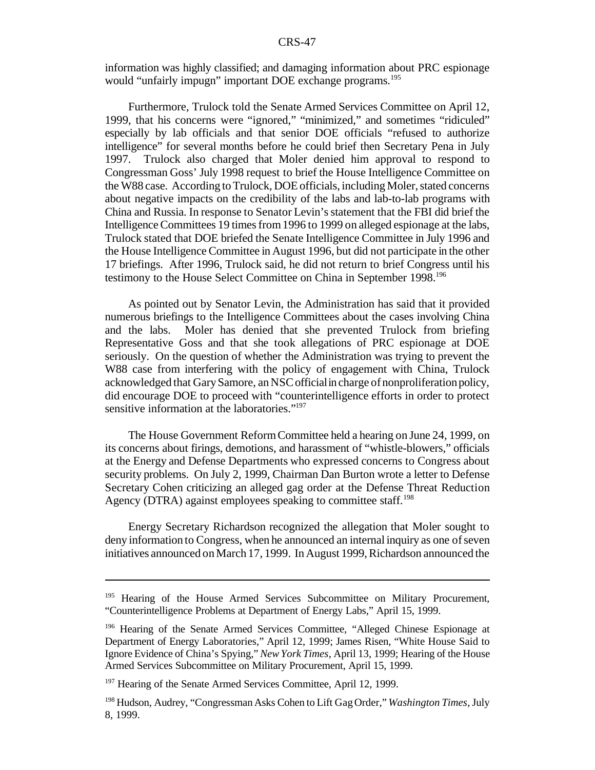information was highly classified; and damaging information about PRC espionage would "unfairly impugn" important DOE exchange programs.[195]

Furthermore, Trulock told the Senate Armed Services Committee on April 12, 1999, that his concerns were "ignored," "minimized," and sometimes "ridiculed" especially by lab officials and that senior DOE officials "refused to authorize intelligence" for several months before he could brief then Secretary Pena in July 1997. Trulock also charged that Moler denied him approval to respond to Congressman Goss' July 1998 request to brief the House Intelligence Committee on the W88 case. According to Trulock, DOE officials, including Moler, stated concerns about negative impacts on the credibility of the labs and lab-to-lab programs with China and Russia. In response to Senator Levin's statement that the FBI did brief the Intelligence Committees 19 times from 1996 to 1999 on alleged espionage at the labs, Trulock stated that DOE briefed the Senate Intelligence Committee in July 1996 and the House Intelligence Committee in August 1996, but did not participate in the other 17 briefings. After 1996, Trulock said, he did not return to brief Congress until his testimony to the House Select Committee on China in September 1998.[196]

As pointed out by Senator Levin, the Administration has said that it provided numerous briefings to the Intelligence Committees about the cases involving China and the labs. Moler has denied that she prevented Trulock from briefing Representative Goss and that she took allegations of PRC espionage at DOE seriously. On the question of whether the Administration was trying to prevent the W88 case from interfering with the policy of engagement with China, Trulock acknowledged that Gary Samore, an NSC official in charge of nonproliferation policy, did encourage DOE to proceed with "counterintelligence efforts in order to protect sensitive information at the laboratories."[197]

The House Government Reform Committee held a hearing on June 24, 1999, on its concerns about firings, demotions, and harassment of "whistle-blowers," officials at the Energy and Defense Departments who expressed concerns to Congress about security problems. On July 2, 1999, Chairman Dan Burton wrote a letter to Defense Secretary Cohen criticizing an alleged gag order at the Defense Threat Reduction Agency (DTRA) against employees speaking to committee staff.[198]

Energy Secretary Richardson recognized the allegation that Moler sought to deny information to Congress, when he announced an internal inquiry as one of seven initiatives announced on March 17, 1999. In August 1999, Richardson announced the

---

[195] Hearing of the House Armed Services Subcommittee on Military Procurement, "Counterintelligence Problems at Department of Energy Labs," April 15, 1999.

[196] Hearing of the Senate Armed Services Committee, "Alleged Chinese Espionage at Department of Energy Laboratories," April 12, 1999; James Risen, "White House Said to Ignore Evidence of China's Spying," *New York Times*, April 13, 1999; Hearing of the House Armed Services Subcommittee on Military Procurement, April 15, 1999.

[197] Hearing of the Senate Armed Services Committee, April 12, 1999.

[198] Hudson, Audrey, "Congressman Asks Cohen to Lift Gag Order," *Washington Times*, July 8, 1999.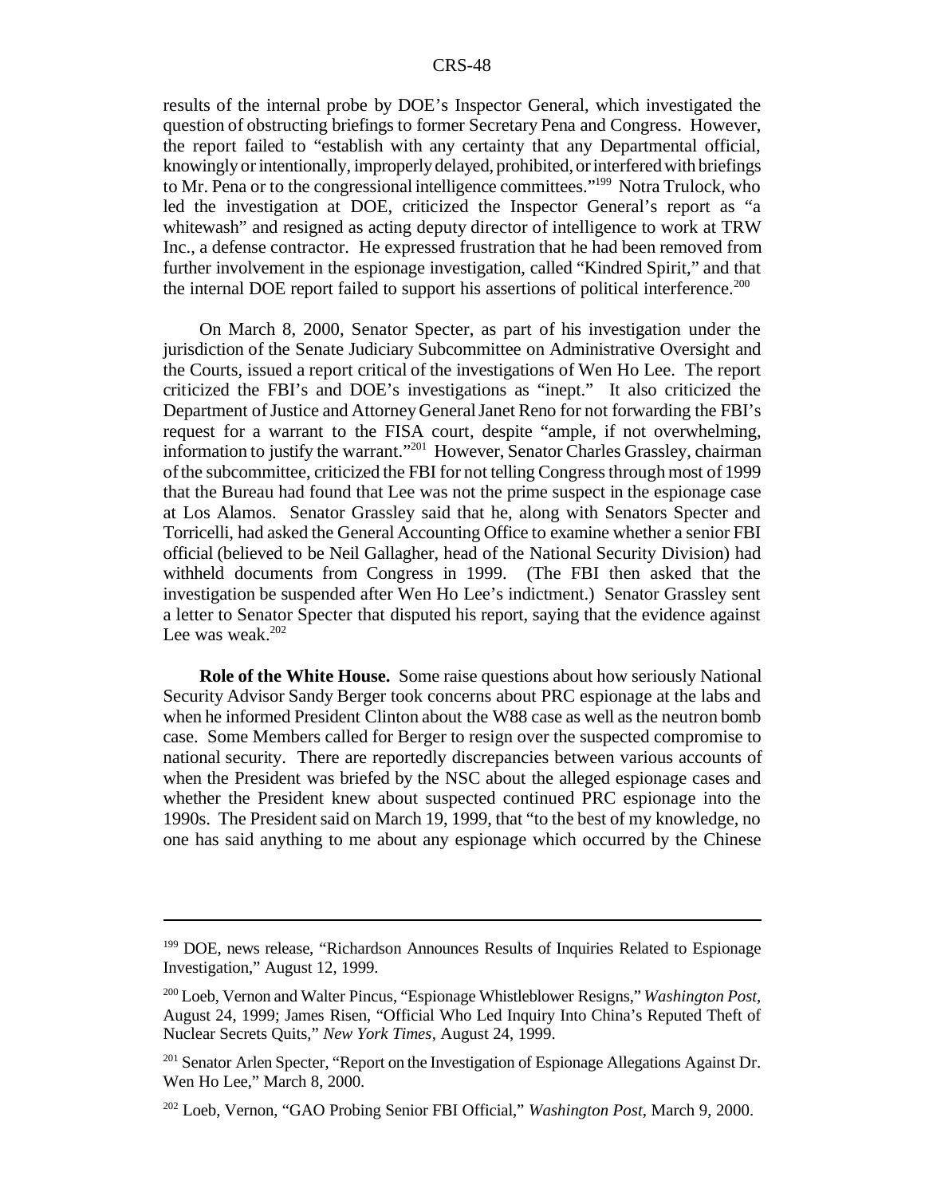results of the internal probe by DOE's Inspector General, which investigated the question of obstructing briefings to former Secretary Pena and Congress. However, the report failed to "establish with any certainty that any Departmental official, knowingly or intentionally, improperly delayed, prohibited, or interfered with briefings to Mr. Pena or to the congressional intelligence committees."[199] Notra Trulock, who led the investigation at DOE, criticized the Inspector General's report as "a whitewash" and resigned as acting deputy director of intelligence to work at TRW Inc., a defense contractor. He expressed frustration that he had been removed from further involvement in the espionage investigation, called "Kindred Spirit," and that the internal DOE report failed to support his assertions of political interference.[200]

On March 8, 2000, Senator Specter, as part of his investigation under the jurisdiction of the Senate Judiciary Subcommittee on Administrative Oversight and the Courts, issued a report critical of the investigations of Wen Ho Lee. The report criticized the FBI's and DOE's investigations as "inept." It also criticized the Department of Justice and Attorney General Janet Reno for not forwarding the FBI's request for a warrant to the FISA court, despite "ample, if not overwhelming, information to justify the warrant."[201] However, Senator Charles Grassley, chairman of the subcommittee, criticized the FBI for not telling Congress through most of 1999 that the Bureau had found that Lee was not the prime suspect in the espionage case at Los Alamos. Senator Grassley said that he, along with Senators Specter and Torricelli, had asked the General Accounting Office to examine whether a senior FBI official (believed to be Neil Gallagher, head of the National Security Division) had withheld documents from Congress in 1999. (The FBI then asked that the investigation be suspended after Wen Ho Lee's indictment.) Senator Grassley sent a letter to Senator Specter that disputed his report, saying that the evidence against Lee was weak.[202]

**Role of the White House.** Some raise questions about how seriously National Security Advisor Sandy Berger took concerns about PRC espionage at the labs and when he informed President Clinton about the W88 case as well as the neutron bomb case. Some Members called for Berger to resign over the suspected compromise to national security. There are reportedly discrepancies between various accounts of when the President was briefed by the NSC about the alleged espionage cases and whether the President knew about suspected continued PRC espionage into the 1990s. The President said on March 19, 1999, that "to the best of my knowledge, no one has said anything to me about any espionage which occurred by the Chinese

---

[199] DOE, news release, "Richardson Announces Results of Inquiries Related to Espionage Investigation," August 12, 1999.

[200] Loeb, Vernon and Walter Pincus, "Espionage Whistleblower Resigns," *Washington Post*, August 24, 1999; James Risen, "Official Who Led Inquiry Into China's Reputed Theft of Nuclear Secrets Quits," *New York Times*, August 24, 1999.

[201] Senator Arlen Specter, "Report on the Investigation of Espionage Allegations Against Dr. Wen Ho Lee," March 8, 2000.

[202] Loeb, Vernon, "GAO Probing Senior FBI Official," *Washington Post*, March 9, 2000.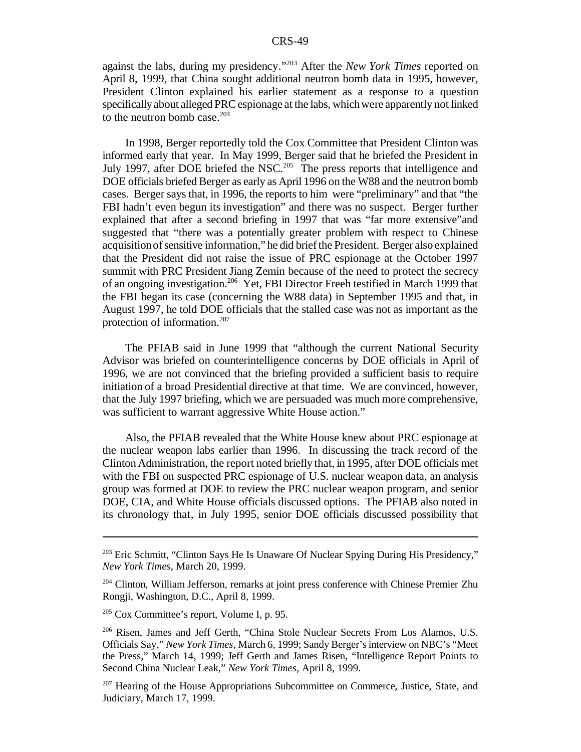against the labs, during my presidency."[203] After the *New York Times* reported on April 8, 1999, that China sought additional neutron bomb data in 1995, however, President Clinton explained his earlier statement as a response to a question specifically about alleged PRC espionage at the labs, which were apparently not linked to the neutron bomb case.[204]

In 1998, Berger reportedly told the Cox Committee that President Clinton was informed early that year. In May 1999, Berger said that he briefed the President in July 1997, after DOE briefed the NSC.[205] The press reports that intelligence and DOE officials briefed Berger as early as April 1996 on the W88 and the neutron bomb cases. Berger says that, in 1996, the reports to him were "preliminary" and that "the FBI hadn't even begun its investigation" and there was no suspect. Berger further explained that after a second briefing in 1997 that was "far more extensive"and suggested that "there was a potentially greater problem with respect to Chinese acquisition of sensitive information," he did brief the President. Berger also explained that the President did not raise the issue of PRC espionage at the October 1997 summit with PRC President Jiang Zemin because of the need to protect the secrecy of an ongoing investigation.[206] Yet, FBI Director Freeh testified in March 1999 that the FBI began its case (concerning the W88 data) in September 1995 and that, in August 1997, he told DOE officials that the stalled case was not as important as the protection of information.[207]

The PFIAB said in June 1999 that "although the current National Security Advisor was briefed on counterintelligence concerns by DOE officials in April of 1996, we are not convinced that the briefing provided a sufficient basis to require initiation of a broad Presidential directive at that time. We are convinced, however, that the July 1997 briefing, which we are persuaded was much more comprehensive, was sufficient to warrant aggressive White House action."

Also, the PFIAB revealed that the White House knew about PRC espionage at the nuclear weapon labs earlier than 1996. In discussing the track record of the Clinton Administration, the report noted briefly that, in 1995, after DOE officials met with the FBI on suspected PRC espionage of U.S. nuclear weapon data, an analysis group was formed at DOE to review the PRC nuclear weapon program, and senior DOE, CIA, and White House officials discussed options. The PFIAB also noted in its chronology that, in July 1995, senior DOE officials discussed possibility that

---

[203] Eric Schmitt, "Clinton Says He Is Unaware Of Nuclear Spying During His Presidency," *New York Times*, March 20, 1999.

[204] Clinton, William Jefferson, remarks at joint press conference with Chinese Premier Zhu Rongji, Washington, D.C., April 8, 1999.

[205] Cox Committee's report, Volume I, p. 95.

[206] Risen, James and Jeff Gerth, "China Stole Nuclear Secrets From Los Alamos, U.S. Officials Say," *New York Times*, March 6, 1999; Sandy Berger's interview on NBC's "Meet the Press," March 14, 1999; Jeff Gerth and James Risen, "Intelligence Report Points to Second China Nuclear Leak," *New York Times*, April 8, 1999.

[207] Hearing of the House Appropriations Subcommittee on Commerce, Justice, State, and Judiciary, March 17, 1999.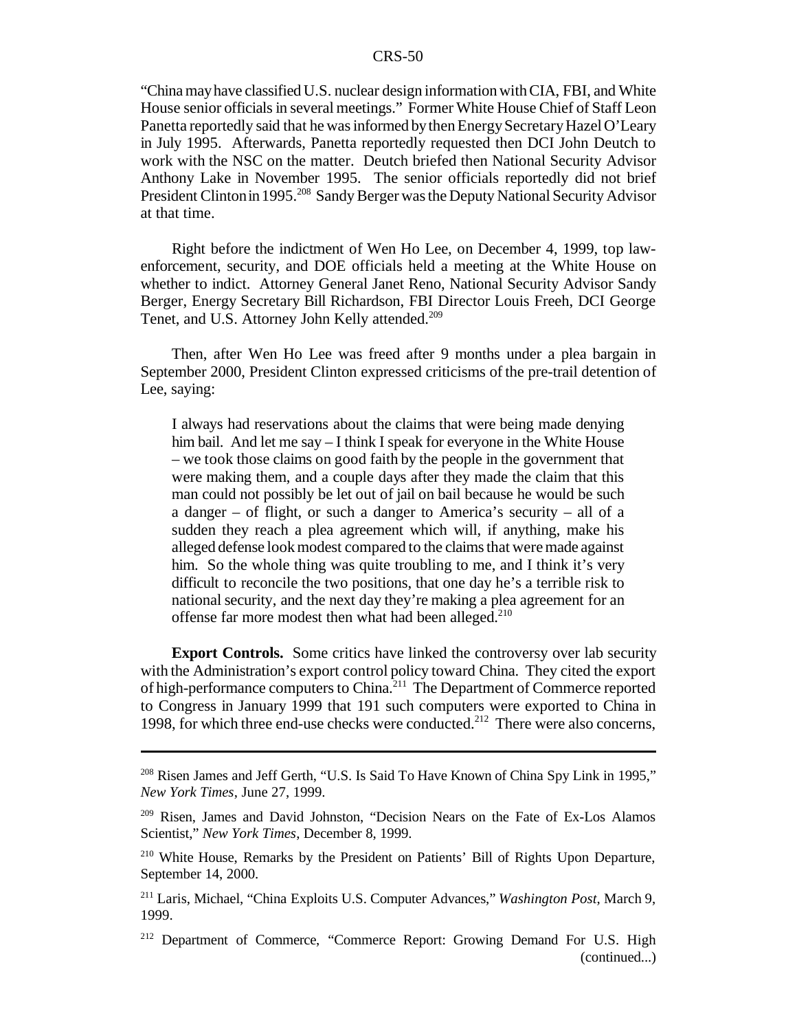"China may have classified U.S. nuclear design information with CIA, FBI, and White House senior officials in several meetings." Former White House Chief of Staff Leon Panetta reportedly said that he was informed by then Energy Secretary Hazel O'Leary in July 1995. Afterwards, Panetta reportedly requested then DCI John Deutch to work with the NSC on the matter. Deutch briefed then National Security Advisor Anthony Lake in November 1995. The senior officials reportedly did not brief President Clinton in 1995.[208] Sandy Berger was the Deputy National Security Advisor at that time.

Right before the indictment of Wen Ho Lee, on December 4, 1999, top law-enforcement, security, and DOE officials held a meeting at the White House on whether to indict. Attorney General Janet Reno, National Security Advisor Sandy Berger, Energy Secretary Bill Richardson, FBI Director Louis Freeh, DCI George Tenet, and U.S. Attorney John Kelly attended.[209]

Then, after Wen Ho Lee was freed after 9 months under a plea bargain in September 2000, President Clinton expressed criticisms of the pre-trail detention of Lee, saying:

> I always had reservations about the claims that were being made denying him bail. And let me say – I think I speak for everyone in the White House – we took those claims on good faith by the people in the government that were making them, and a couple days after they made the claim that this man could not possibly be let out of jail on bail because he would be such a danger – of flight, or such a danger to America's security – all of a sudden they reach a plea agreement which will, if anything, make his alleged defense look modest compared to the claims that were made against him. So the whole thing was quite troubling to me, and I think it's very difficult to reconcile the two positions, that one day he's a terrible risk to national security, and the next day they're making a plea agreement for an offense far more modest then what had been alleged.[210]

**Export Controls.** Some critics have linked the controversy over lab security with the Administration's export control policy toward China. They cited the export of high-performance computers to China.[211] The Department of Commerce reported to Congress in January 1999 that 191 such computers were exported to China in 1998, for which three end-use checks were conducted.[212] There were also concerns,

---

[208] Risen James and Jeff Gerth, "U.S. Is Said To Have Known of China Spy Link in 1995," *New York Times*, June 27, 1999.

[209] Risen, James and David Johnston, "Decision Nears on the Fate of Ex-Los Alamos Scientist," *New York Times*, December 8, 1999.

[210] White House, Remarks by the President on Patients' Bill of Rights Upon Departure, September 14, 2000.

[211] Laris, Michael, "China Exploits U.S. Computer Advances," *Washington Post*, March 9, 1999.

[212] Department of Commerce, "Commerce Report: Growing Demand For U.S. High (continued...)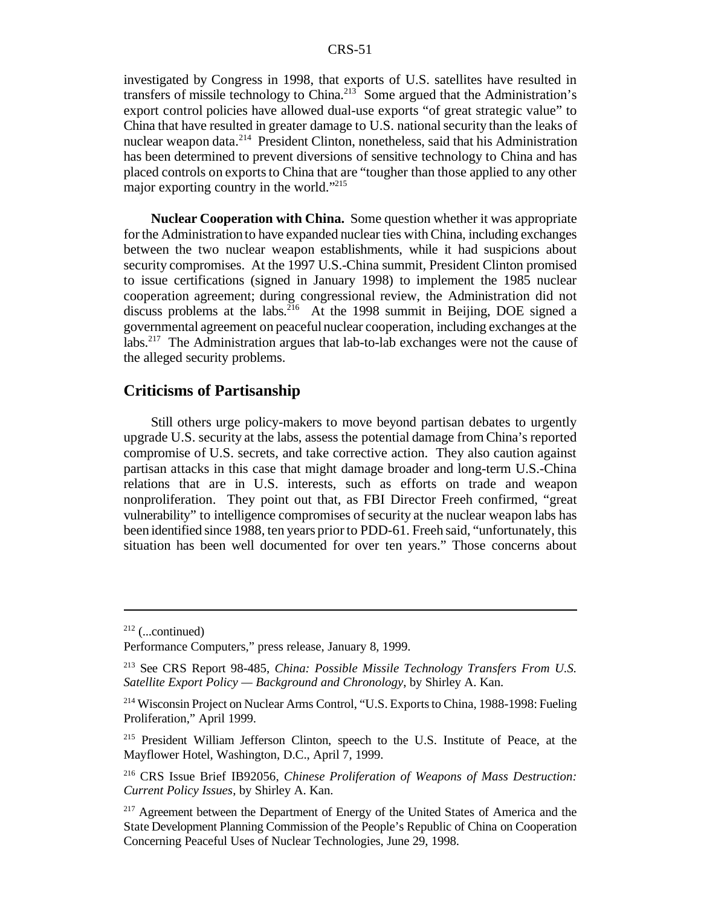investigated by Congress in 1998, that exports of U.S. satellites have resulted in transfers of missile technology to China.[213] Some argued that the Administration's export control policies have allowed dual-use exports "of great strategic value" to China that have resulted in greater damage to U.S. national security than the leaks of nuclear weapon data.[214] President Clinton, nonetheless, said that his Administration has been determined to prevent diversions of sensitive technology to China and has placed controls on exports to China that are "tougher than those applied to any other major exporting country in the world."[215]

**Nuclear Cooperation with China.** Some question whether it was appropriate for the Administration to have expanded nuclear ties with China, including exchanges between the two nuclear weapon establishments, while it had suspicions about security compromises. At the 1997 U.S.-China summit, President Clinton promised to issue certifications (signed in January 1998) to implement the 1985 nuclear cooperation agreement; during congressional review, the Administration did not discuss problems at the labs.[216] At the 1998 summit in Beijing, DOE signed a governmental agreement on peaceful nuclear cooperation, including exchanges at the labs.[217] The Administration argues that lab-to-lab exchanges were not the cause of the alleged security problems.

## Criticisms of Partisanship

Still others urge policy-makers to move beyond partisan debates to urgently upgrade U.S. security at the labs, assess the potential damage from China's reported compromise of U.S. secrets, and take corrective action. They also caution against partisan attacks in this case that might damage broader and long-term U.S.-China relations that are in U.S. interests, such as efforts on trade and weapon nonproliferation. They point out that, as FBI Director Freeh confirmed, "great vulnerability" to intelligence compromises of security at the nuclear weapon labs has been identified since 1988, ten years prior to PDD-61. Freeh said, "unfortunately, this situation has been well documented for over ten years." Those concerns about

---

[212] (...continued)

Performance Computers," press release, January 8, 1999.

[213] See CRS Report 98-485, *China: Possible Missile Technology Transfers From U.S. Satellite Export Policy — Background and Chronology*, by Shirley A. Kan.

[214] Wisconsin Project on Nuclear Arms Control, "U.S. Exports to China, 1988-1998: Fueling Proliferation," April 1999.

[215] President William Jefferson Clinton, speech to the U.S. Institute of Peace, at the Mayflower Hotel, Washington, D.C., April 7, 1999.

[216] CRS Issue Brief IB92056, *Chinese Proliferation of Weapons of Mass Destruction: Current Policy Issues*, by Shirley A. Kan.

[217] Agreement between the Department of Energy of the United States of America and the State Development Planning Commission of the People's Republic of China on Cooperation Concerning Peaceful Uses of Nuclear Technologies, June 29, 1998.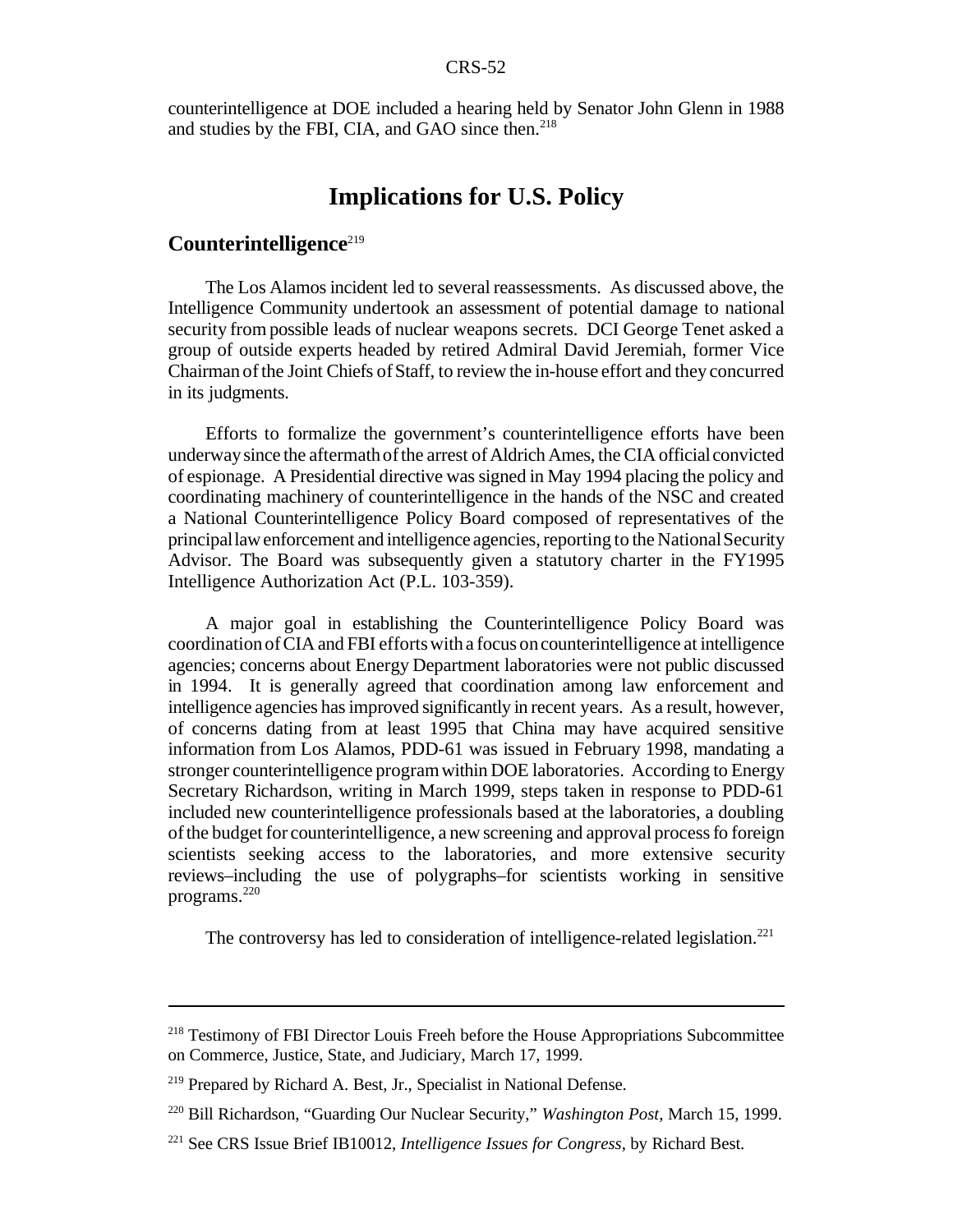counterintelligence at DOE included a hearing held by Senator John Glenn in 1988 and studies by the FBI, CIA, and GAO since then.[218]

# Implications for U.S. Policy

## Counterintelligence[219]

The Los Alamos incident led to several reassessments. As discussed above, the Intelligence Community undertook an assessment of potential damage to national security from possible leads of nuclear weapons secrets. DCI George Tenet asked a group of outside experts headed by retired Admiral David Jeremiah, former Vice Chairman of the Joint Chiefs of Staff, to review the in-house effort and they concurred in its judgments.

Efforts to formalize the government's counterintelligence efforts have been underway since the aftermath of the arrest of Aldrich Ames, the CIA official convicted of espionage. A Presidential directive was signed in May 1994 placing the policy and coordinating machinery of counterintelligence in the hands of the NSC and created a National Counterintelligence Policy Board composed of representatives of the principal law enforcement and intelligence agencies, reporting to the National Security Advisor. The Board was subsequently given a statutory charter in the FY1995 Intelligence Authorization Act (P.L. 103-359).

A major goal in establishing the Counterintelligence Policy Board was coordination of CIA and FBI efforts with a focus on counterintelligence at intelligence agencies; concerns about Energy Department laboratories were not public discussed in 1994. It is generally agreed that coordination among law enforcement and intelligence agencies has improved significantly in recent years. As a result, however, of concerns dating from at least 1995 that China may have acquired sensitive information from Los Alamos, PDD-61 was issued in February 1998, mandating a stronger counterintelligence program within DOE laboratories. According to Energy Secretary Richardson, writing in March 1999, steps taken in response to PDD-61 included new counterintelligence professionals based at the laboratories, a doubling of the budget for counterintelligence, a new screening and approval process fo foreign scientists seeking access to the laboratories, and more extensive security reviews–including the use of polygraphs–for scientists working in sensitive programs.[220]

The controversy has led to consideration of intelligence-related legislation.[221]

---

[218] Testimony of FBI Director Louis Freeh before the House Appropriations Subcommittee on Commerce, Justice, State, and Judiciary, March 17, 1999.

[219] Prepared by Richard A. Best, Jr., Specialist in National Defense.

[220] Bill Richardson, "Guarding Our Nuclear Security," *Washington Post*, March 15, 1999.

[221] See CRS Issue Brief IB10012, *Intelligence Issues for Congress*, by Richard Best.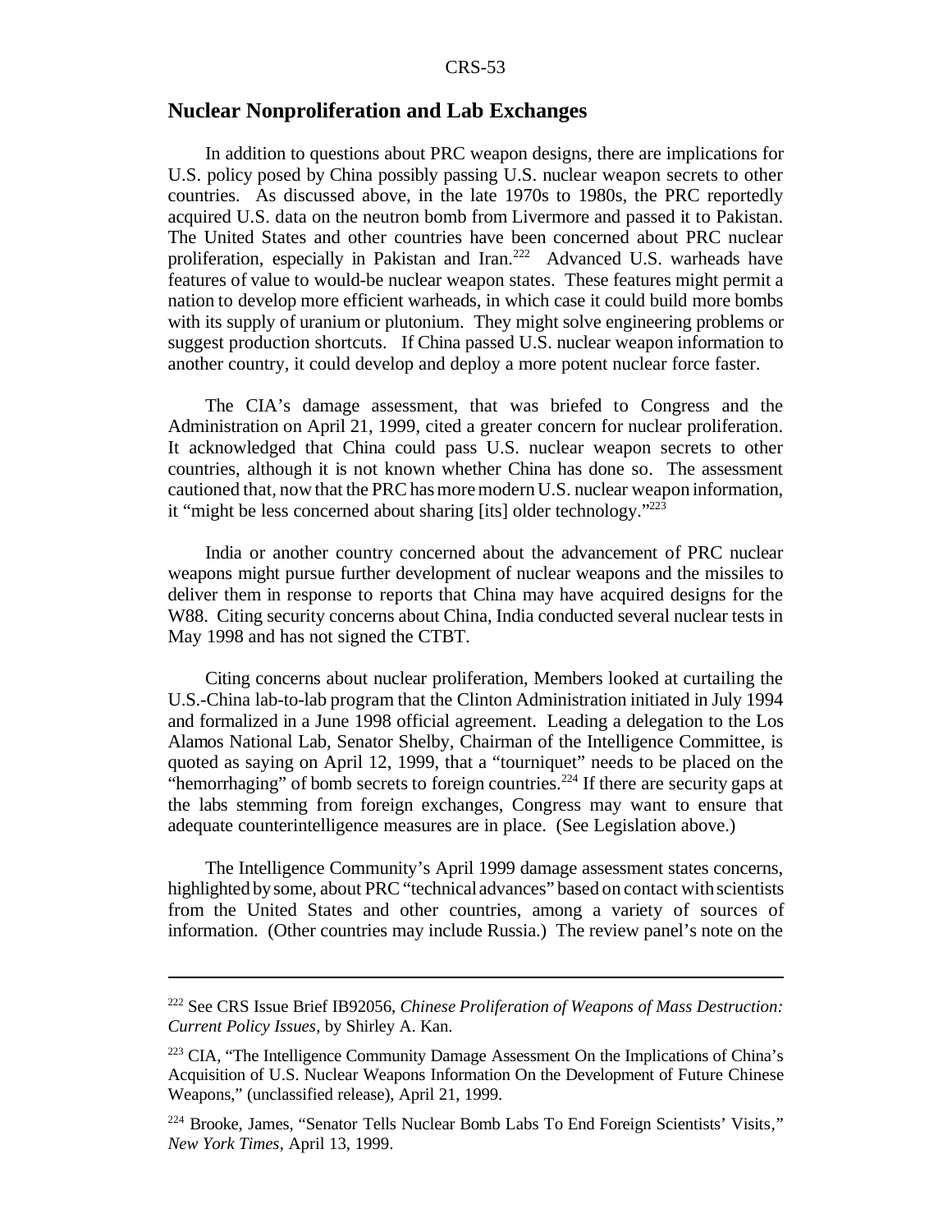## Nuclear Nonproliferation and Lab Exchanges

In addition to questions about PRC weapon designs, there are implications for U.S. policy posed by China possibly passing U.S. nuclear weapon secrets to other countries. As discussed above, in the late 1970s to 1980s, the PRC reportedly acquired U.S. data on the neutron bomb from Livermore and passed it to Pakistan. The United States and other countries have been concerned about PRC nuclear proliferation, especially in Pakistan and Iran.[222] Advanced U.S. warheads have features of value to would-be nuclear weapon states. These features might permit a nation to develop more efficient warheads, in which case it could build more bombs with its supply of uranium or plutonium. They might solve engineering problems or suggest production shortcuts. If China passed U.S. nuclear weapon information to another country, it could develop and deploy a more potent nuclear force faster.

The CIA's damage assessment, that was briefed to Congress and the Administration on April 21, 1999, cited a greater concern for nuclear proliferation. It acknowledged that China could pass U.S. nuclear weapon secrets to other countries, although it is not known whether China has done so. The assessment cautioned that, now that the PRC has more modern U.S. nuclear weapon information, it "might be less concerned about sharing [its] older technology."[223]

India or another country concerned about the advancement of PRC nuclear weapons might pursue further development of nuclear weapons and the missiles to deliver them in response to reports that China may have acquired designs for the W88. Citing security concerns about China, India conducted several nuclear tests in May 1998 and has not signed the CTBT.

Citing concerns about nuclear proliferation, Members looked at curtailing the U.S.-China lab-to-lab program that the Clinton Administration initiated in July 1994 and formalized in a June 1998 official agreement. Leading a delegation to the Los Alamos National Lab, Senator Shelby, Chairman of the Intelligence Committee, is quoted as saying on April 12, 1999, that a "tourniquet" needs to be placed on the "hemorrhaging" of bomb secrets to foreign countries.[224] If there are security gaps at the labs stemming from foreign exchanges, Congress may want to ensure that adequate counterintelligence measures are in place. (See Legislation above.)

The Intelligence Community's April 1999 damage assessment states concerns, highlighted by some, about PRC "technical advances" based on contact with scientists from the United States and other countries, among a variety of sources of information. (Other countries may include Russia.) The review panel's note on the

---

[222] See CRS Issue Brief IB92056, *Chinese Proliferation of Weapons of Mass Destruction: Current Policy Issues*, by Shirley A. Kan.

[223] CIA, "The Intelligence Community Damage Assessment On the Implications of China's Acquisition of U.S. Nuclear Weapons Information On the Development of Future Chinese Weapons," (unclassified release), April 21, 1999.

[224] Brooke, James, "Senator Tells Nuclear Bomb Labs To End Foreign Scientists' Visits," *New York Times*, April 13, 1999.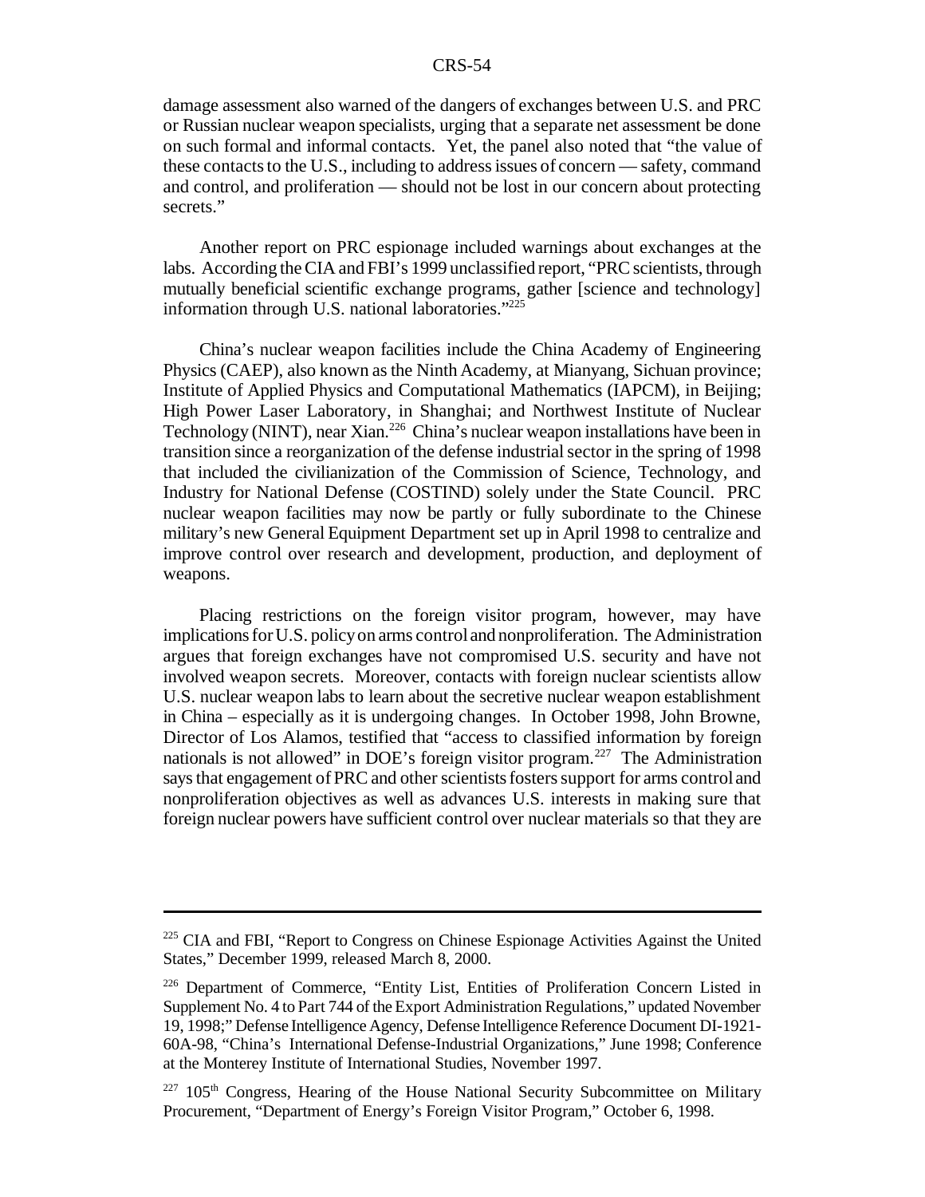damage assessment also warned of the dangers of exchanges between U.S. and PRC or Russian nuclear weapon specialists, urging that a separate net assessment be done on such formal and informal contacts. Yet, the panel also noted that "the value of these contacts to the U.S., including to address issues of concern — safety, command and control, and proliferation — should not be lost in our concern about protecting secrets."

Another report on PRC espionage included warnings about exchanges at the labs. According the CIA and FBI's 1999 unclassified report, "PRC scientists, through mutually beneficial scientific exchange programs, gather [science and technology] information through U.S. national laboratories."[225]

China's nuclear weapon facilities include the China Academy of Engineering Physics (CAEP), also known as the Ninth Academy, at Mianyang, Sichuan province; Institute of Applied Physics and Computational Mathematics (IAPCM), in Beijing; High Power Laser Laboratory, in Shanghai; and Northwest Institute of Nuclear Technology (NINT), near Xian.[226] China's nuclear weapon installations have been in transition since a reorganization of the defense industrial sector in the spring of 1998 that included the civilianization of the Commission of Science, Technology, and Industry for National Defense (COSTIND) solely under the State Council. PRC nuclear weapon facilities may now be partly or fully subordinate to the Chinese military's new General Equipment Department set up in April 1998 to centralize and improve control over research and development, production, and deployment of weapons.

Placing restrictions on the foreign visitor program, however, may have implications for U.S. policy on arms control and nonproliferation. The Administration argues that foreign exchanges have not compromised U.S. security and have not involved weapon secrets. Moreover, contacts with foreign nuclear scientists allow U.S. nuclear weapon labs to learn about the secretive nuclear weapon establishment in China – especially as it is undergoing changes. In October 1998, John Browne, Director of Los Alamos, testified that "access to classified information by foreign nationals is not allowed" in DOE's foreign visitor program.[227] The Administration says that engagement of PRC and other scientists fosters support for arms control and nonproliferation objectives as well as advances U.S. interests in making sure that foreign nuclear powers have sufficient control over nuclear materials so that they are

---

[225] CIA and FBI, "Report to Congress on Chinese Espionage Activities Against the United States," December 1999, released March 8, 2000.

[226] Department of Commerce, "Entity List, Entities of Proliferation Concern Listed in Supplement No. 4 to Part 744 of the Export Administration Regulations," updated November 19, 1998;" Defense Intelligence Agency, Defense Intelligence Reference Document DI-1921-60A-98, "China's International Defense-Industrial Organizations," June 1998; Conference at the Monterey Institute of International Studies, November 1997.

[227] 105th Congress, Hearing of the House National Security Subcommittee on Military Procurement, "Department of Energy's Foreign Visitor Program," October 6, 1998.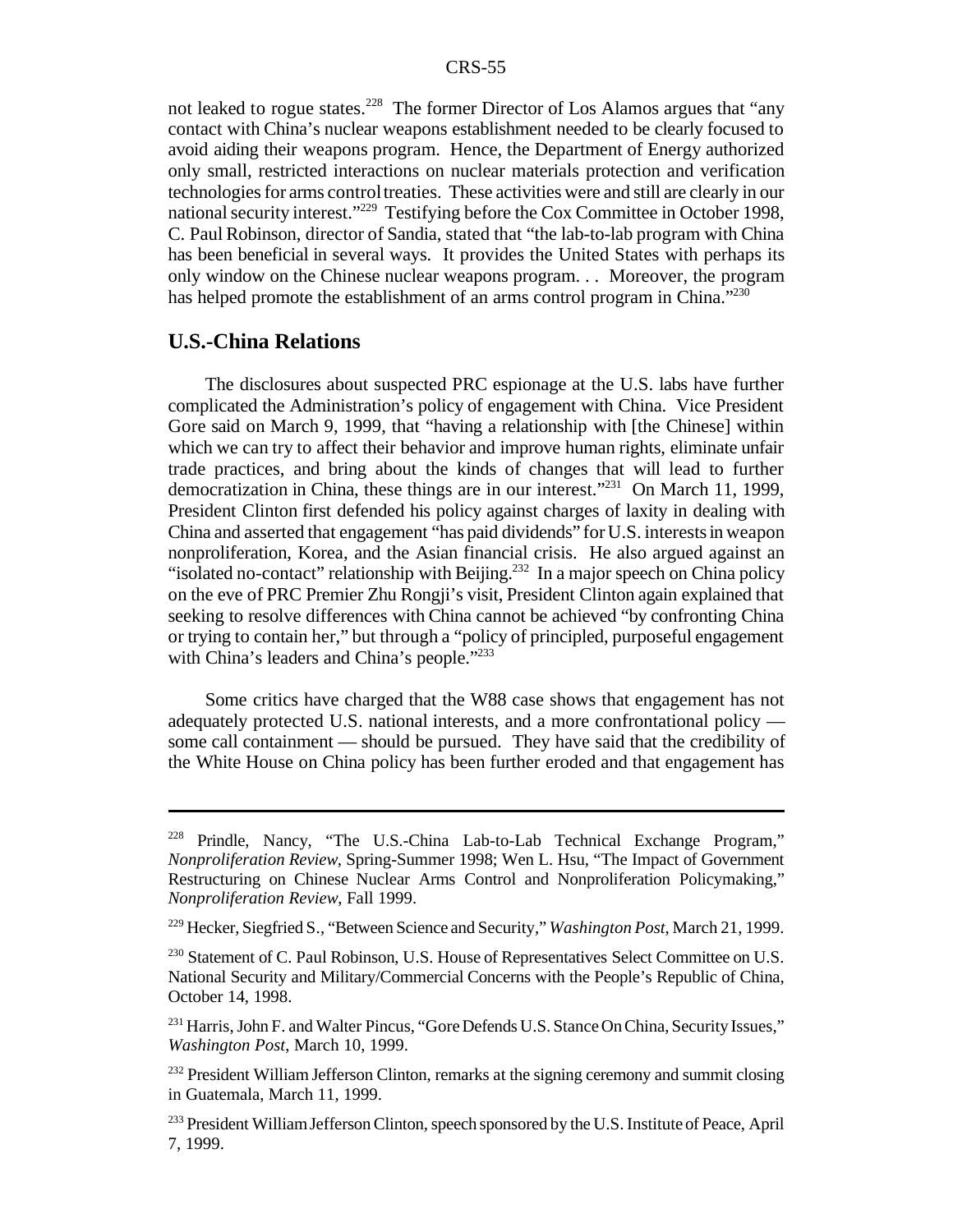not leaked to rogue states.[228] The former Director of Los Alamos argues that "any contact with China's nuclear weapons establishment needed to be clearly focused to avoid aiding their weapons program. Hence, the Department of Energy authorized only small, restricted interactions on nuclear materials protection and verification technologies for arms control treaties. These activities were and still are clearly in our national security interest."[229] Testifying before the Cox Committee in October 1998, C. Paul Robinson, director of Sandia, stated that "the lab-to-lab program with China has been beneficial in several ways. It provides the United States with perhaps its only window on the Chinese nuclear weapons program. . . Moreover, the program has helped promote the establishment of an arms control program in China."[230]

## U.S.-China Relations

The disclosures about suspected PRC espionage at the U.S. labs have further complicated the Administration's policy of engagement with China. Vice President Gore said on March 9, 1999, that "having a relationship with [the Chinese] within which we can try to affect their behavior and improve human rights, eliminate unfair trade practices, and bring about the kinds of changes that will lead to further democratization in China, these things are in our interest."[231] On March 11, 1999, President Clinton first defended his policy against charges of laxity in dealing with China and asserted that engagement "has paid dividends" for U.S. interests in weapon nonproliferation, Korea, and the Asian financial crisis. He also argued against an "isolated no-contact" relationship with Beijing.[232] In a major speech on China policy on the eve of PRC Premier Zhu Rongji's visit, President Clinton again explained that seeking to resolve differences with China cannot be achieved "by confronting China or trying to contain her," but through a "policy of principled, purposeful engagement with China's leaders and China's people."[233]

Some critics have charged that the W88 case shows that engagement has not adequately protected U.S. national interests, and a more confrontational policy — some call containment — should be pursued. They have said that the credibility of the White House on China policy has been further eroded and that engagement has

---

[228] Prindle, Nancy, "The U.S.-China Lab-to-Lab Technical Exchange Program," *Nonproliferation Review*, Spring-Summer 1998; Wen L. Hsu, "The Impact of Government Restructuring on Chinese Nuclear Arms Control and Nonproliferation Policymaking," *Nonproliferation Review*, Fall 1999.

[229] Hecker, Siegfried S., "Between Science and Security," *Washington Post*, March 21, 1999.

[230] Statement of C. Paul Robinson, U.S. House of Representatives Select Committee on U.S. National Security and Military/Commercial Concerns with the People's Republic of China, October 14, 1998.

[231] Harris, John F. and Walter Pincus, "Gore Defends U.S. Stance On China, Security Issues," *Washington Post*, March 10, 1999.

[232] President William Jefferson Clinton, remarks at the signing ceremony and summit closing in Guatemala, March 11, 1999.

[233] President William Jefferson Clinton, speech sponsored by the U.S. Institute of Peace, April 7, 1999.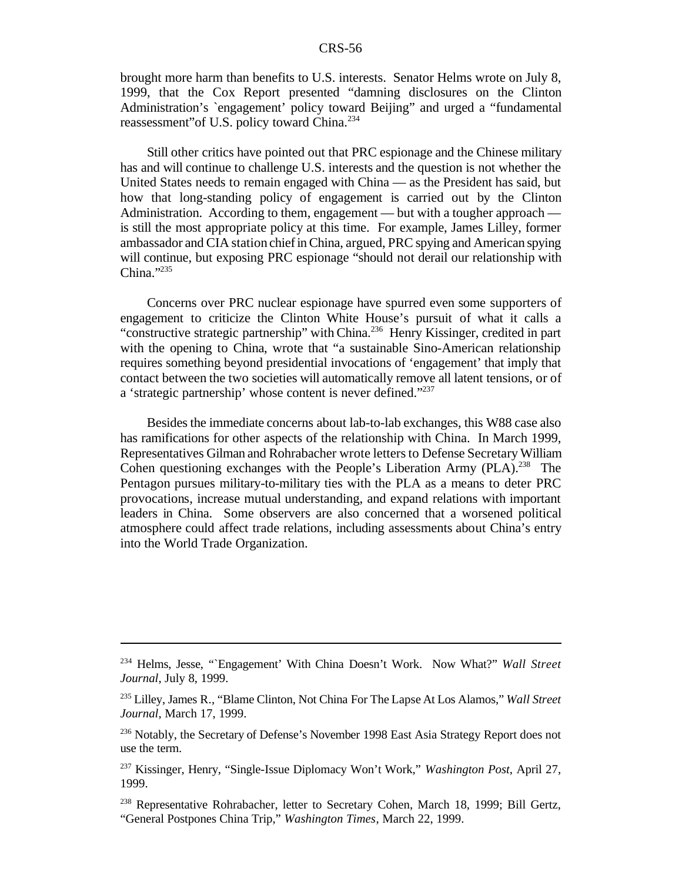brought more harm than benefits to U.S. interests. Senator Helms wrote on July 8, 1999, that the Cox Report presented "damning disclosures on the Clinton Administration's `engagement' policy toward Beijing" and urged a "fundamental reassessment"of U.S. policy toward China.[234]

Still other critics have pointed out that PRC espionage and the Chinese military has and will continue to challenge U.S. interests and the question is not whether the United States needs to remain engaged with China — as the President has said, but how that long-standing policy of engagement is carried out by the Clinton Administration. According to them, engagement — but with a tougher approach — is still the most appropriate policy at this time. For example, James Lilley, former ambassador and CIA station chief in China, argued, PRC spying and American spying will continue, but exposing PRC espionage "should not derail our relationship with China."[235]

Concerns over PRC nuclear espionage have spurred even some supporters of engagement to criticize the Clinton White House's pursuit of what it calls a "constructive strategic partnership" with China.[236] Henry Kissinger, credited in part with the opening to China, wrote that "a sustainable Sino-American relationship requires something beyond presidential invocations of 'engagement' that imply that contact between the two societies will automatically remove all latent tensions, or of a 'strategic partnership' whose content is never defined."[237]

Besides the immediate concerns about lab-to-lab exchanges, this W88 case also has ramifications for other aspects of the relationship with China. In March 1999, Representatives Gilman and Rohrabacher wrote letters to Defense Secretary William Cohen questioning exchanges with the People's Liberation Army (PLA).[238] The Pentagon pursues military-to-military ties with the PLA as a means to deter PRC provocations, increase mutual understanding, and expand relations with important leaders in China. Some observers are also concerned that a worsened political atmosphere could affect trade relations, including assessments about China's entry into the World Trade Organization.

---

[234] Helms, Jesse, "`Engagement' With China Doesn't Work. Now What?" *Wall Street Journal*, July 8, 1999.

[235] Lilley, James R., "Blame Clinton, Not China For The Lapse At Los Alamos," *Wall Street Journal*, March 17, 1999.

[236] Notably, the Secretary of Defense's November 1998 East Asia Strategy Report does not use the term.

[237] Kissinger, Henry, "Single-Issue Diplomacy Won't Work," *Washington Post*, April 27, 1999.

[238] Representative Rohrabacher, letter to Secretary Cohen, March 18, 1999; Bill Gertz, "General Postpones China Trip," *Washington Times*, March 22, 1999.